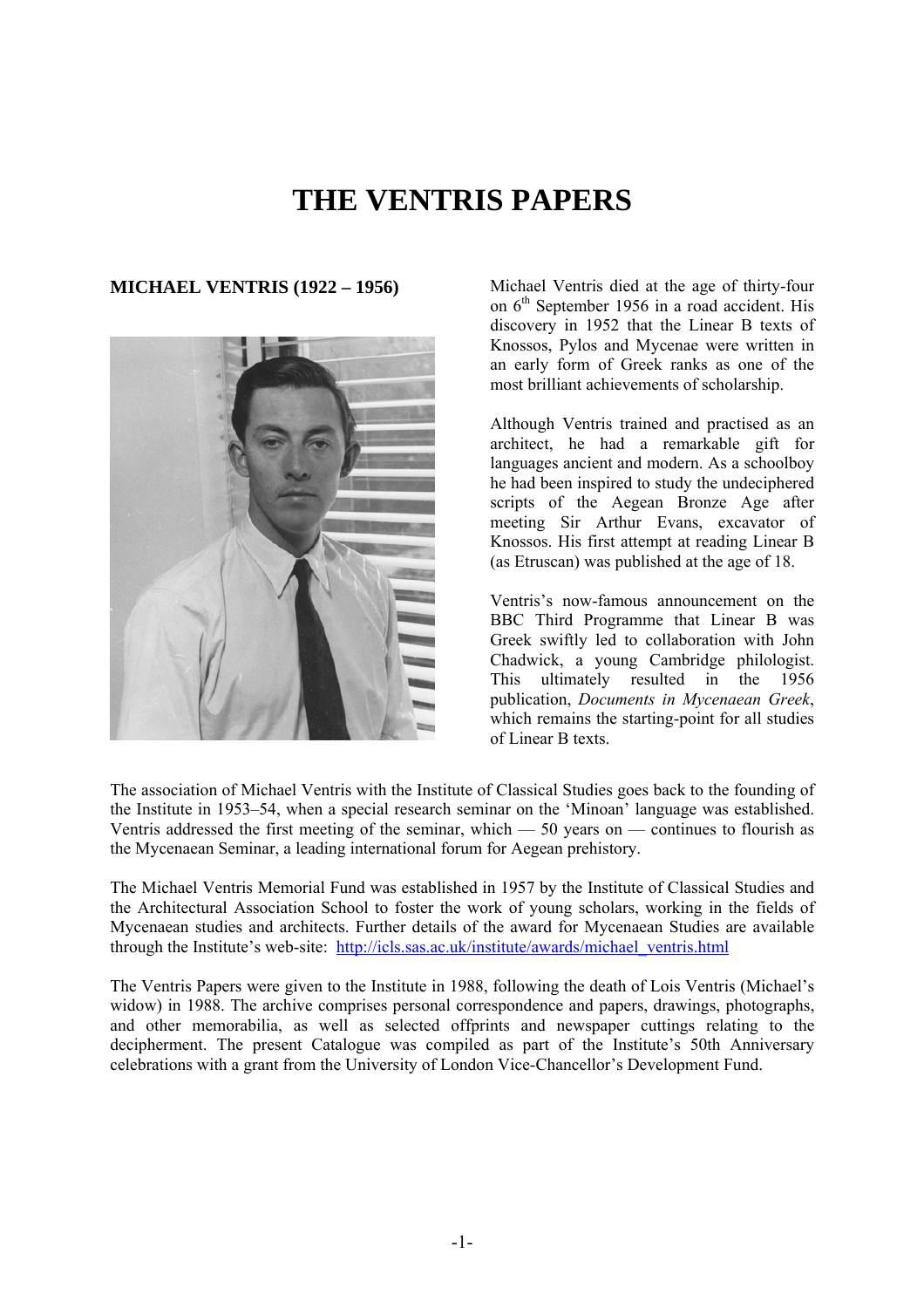# THE VENTRIS PAPERS

## MICHAEL VENTRIS (1922 – 1956)

Michael Ventris died at the age of thirty-four on 6th September 1956 in a road accident. His discovery in 1952 that the Linear B texts of Knossos, Pylos and Mycenae were written in an early form of Greek ranks as one of the most brilliant achievements of scholarship.

Although Ventris trained and practised as an architect, he had a remarkable gift for languages ancient and modern. As a schoolboy he had been inspired to study the undeciphered scripts of the Aegean Bronze Age after meeting Sir Arthur Evans, excavator of Knossos. His first attempt at reading Linear B (as Etruscan) was published at the age of 18.

Ventris's now-famous announcement on the BBC Third Programme that Linear B was Greek swiftly led to collaboration with John Chadwick, a young Cambridge philologist. This ultimately resulted in the 1956 publication, *Documents in Mycenaean Greek*, which remains the starting-point for all studies of Linear B texts.

The association of Michael Ventris with the Institute of Classical Studies goes back to the founding of the Institute in 1953–54, when a special research seminar on the 'Minoan' language was established. Ventris addressed the first meeting of the seminar, which — 50 years on — continues to flourish as the Mycenaean Seminar, a leading international forum for Aegean prehistory.

The Michael Ventris Memorial Fund was established in 1957 by the Institute of Classical Studies and the Architectural Association School to foster the work of young scholars, working in the fields of Mycenaean studies and architects. Further details of the award for Mycenaean Studies are available through the Institute's web-site: http://icls.sas.ac.uk/institute/awards/michael_ventris.html

The Ventris Papers were given to the Institute in 1988, following the death of Lois Ventris (Michael's widow) in 1988. The archive comprises personal correspondence and papers, drawings, photographs, and other memorabilia, as well as selected offprints and newspaper cuttings relating to the decipherment. The present Catalogue was compiled as part of the Institute's 50th Anniversary celebrations with a grant from the University of London Vice-Chancellor's Development Fund.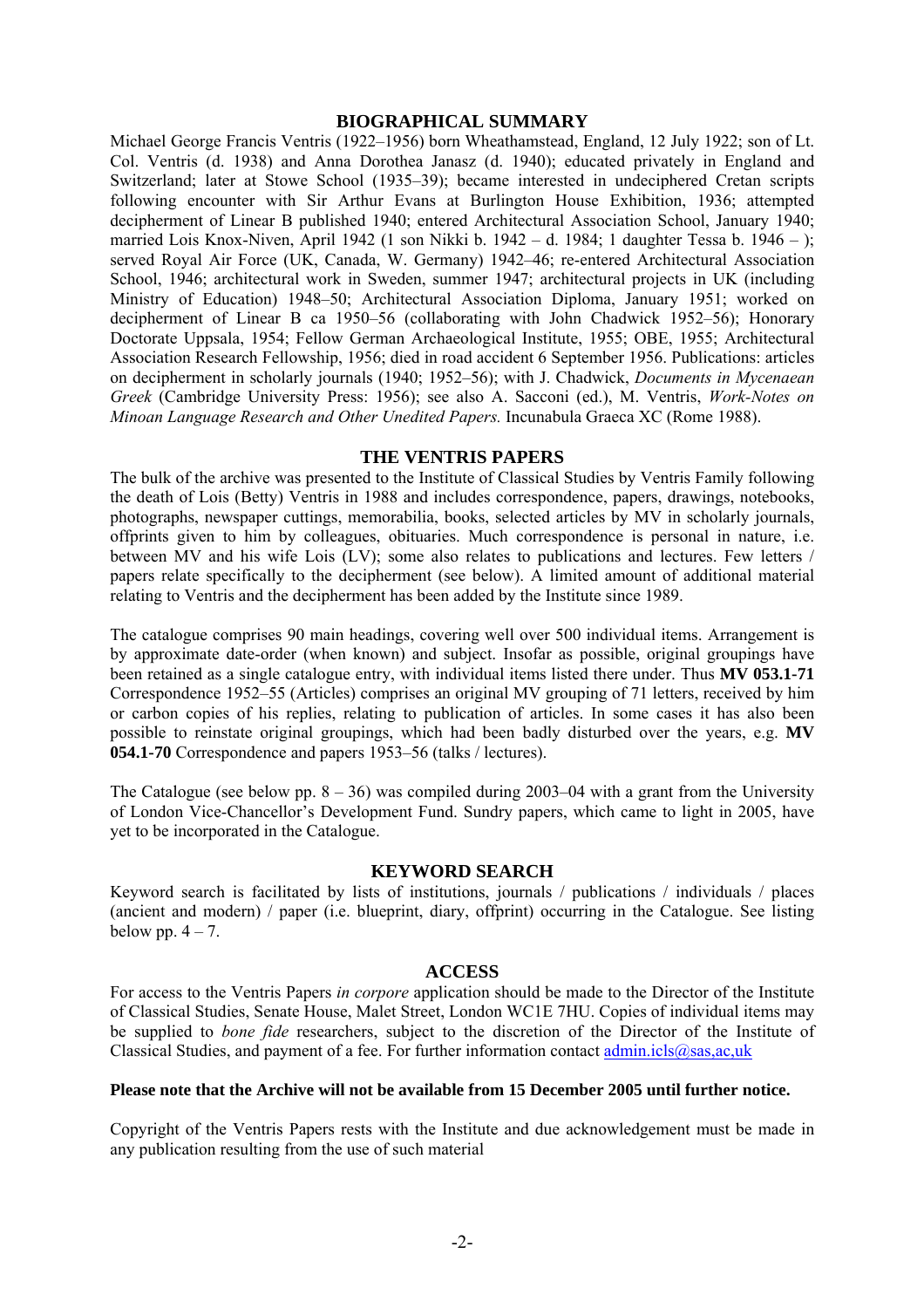## BIOGRAPHICAL SUMMARY

Michael George Francis Ventris (1922–1956) born Wheathamstead, England, 12 July 1922; son of Lt. Col. Ventris (d. 1938) and Anna Dorothea Janasz (d. 1940); educated privately in England and Switzerland; later at Stowe School (1935–39); became interested in undeciphered Cretan scripts following encounter with Sir Arthur Evans at Burlington House Exhibition, 1936; attempted decipherment of Linear B published 1940; entered Architectural Association School, January 1940; married Lois Knox-Niven, April 1942 (1 son Nikki b. 1942 – d. 1984; 1 daughter Tessa b. 1946 – ); served Royal Air Force (UK, Canada, W. Germany) 1942–46; re-entered Architectural Association School, 1946; architectural work in Sweden, summer 1947; architectural projects in UK (including Ministry of Education) 1948–50; Architectural Association Diploma, January 1951; worked on decipherment of Linear B ca 1950–56 (collaborating with John Chadwick 1952–56); Honorary Doctorate Uppsala, 1954; Fellow German Archaeological Institute, 1955; OBE, 1955; Architectural Association Research Fellowship, 1956; died in road accident 6 September 1956. Publications: articles on decipherment in scholarly journals (1940; 1952–56); with J. Chadwick, *Documents in Mycenaean Greek* (Cambridge University Press: 1956); see also A. Sacconi (ed.), M. Ventris, *Work-Notes on Minoan Language Research and Other Unedited Papers.* Incunabula Graeca XC (Rome 1988).

## THE VENTRIS PAPERS

The bulk of the archive was presented to the Institute of Classical Studies by Ventris Family following the death of Lois (Betty) Ventris in 1988 and includes correspondence, papers, drawings, notebooks, photographs, newspaper cuttings, memorabilia, books, selected articles by MV in scholarly journals, offprints given to him by colleagues, obituaries. Much correspondence is personal in nature, i.e. between MV and his wife Lois (LV); some also relates to publications and lectures. Few letters / papers relate specifically to the decipherment (see below). A limited amount of additional material relating to Ventris and the decipherment has been added by the Institute since 1989.

The catalogue comprises 90 main headings, covering well over 500 individual items. Arrangement is by approximate date-order (when known) and subject. Insofar as possible, original groupings have been retained as a single catalogue entry, with individual items listed there under. Thus **MV 053.1-71** Correspondence 1952–55 (Articles) comprises an original MV grouping of 71 letters, received by him or carbon copies of his replies, relating to publication of articles. In some cases it has also been possible to reinstate original groupings, which had been badly disturbed over the years, e.g. **MV 054.1-70** Correspondence and papers 1953–56 (talks / lectures).

The Catalogue (see below pp. 8 – 36) was compiled during 2003–04 with a grant from the University of London Vice-Chancellor's Development Fund. Sundry papers, which came to light in 2005, have yet to be incorporated in the Catalogue.

## KEYWORD SEARCH

Keyword search is facilitated by lists of institutions, journals / publications / individuals / places (ancient and modern) / paper (i.e. blueprint, diary, offprint) occurring in the Catalogue. See listing below pp. 4 – 7.

## ACCESS

For access to the Ventris Papers *in corpore* application should be made to the Director of the Institute of Classical Studies, Senate House, Malet Street, London WC1E 7HU. Copies of individual items may be supplied to *bone fide* researchers, subject to the discretion of the Director of the Institute of Classical Studies, and payment of a fee. For further information contact admin.icls@sas,ac,uk

**Please note that the Archive will not be available from 15 December 2005 until further notice.**

Copyright of the Ventris Papers rests with the Institute and due acknowledgement must be made in any publication resulting from the use of such material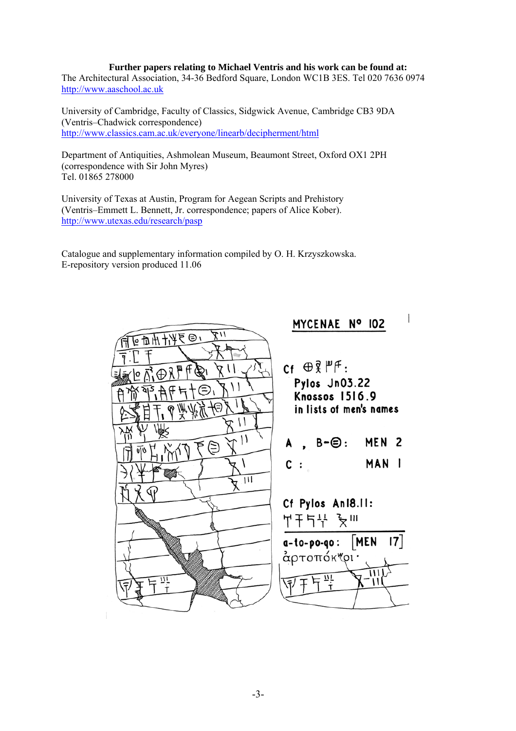**Further papers relating to Michael Ventris and his work can be found at:**
The Architectural Association, 34-36 Bedford Square, London WC1B 3ES. Tel 020 7636 0974
http://www.aaschool.ac.uk

University of Cambridge, Faculty of Classics, Sidgwick Avenue, Cambridge CB3 9DA
(Ventris–Chadwick correspondence)
http://www.classics.cam.ac.uk/everyone/linearb/decipherment/html

Department of Antiquities, Ashmolean Museum, Beaumont Street, Oxford OX1 2PH
(correspondence with Sir John Myres)
Tel. 01865 278000

University of Texas at Austin, Program for Aegean Scripts and Prehistory
(Ventris–Emmett L. Bennett, Jr. correspondence; papers of Alice Kober).
http://www.utexas.edu/research/pasp

Catalogue and supplementary information compiled by O. H. Krzyszkowska.
E-repository version produced 11.06

MYCENAE Nº 102

Cf ⊕𐀞𐀡: Pylos Jn03.22 Knossos 1516.9 in lists of men's names

A , B-⊜: MEN 2

C : MAN 1

Cf Pylos An18.11:

a-to-po-qo: [MEN 17]
ἀρτοπόκʷοι·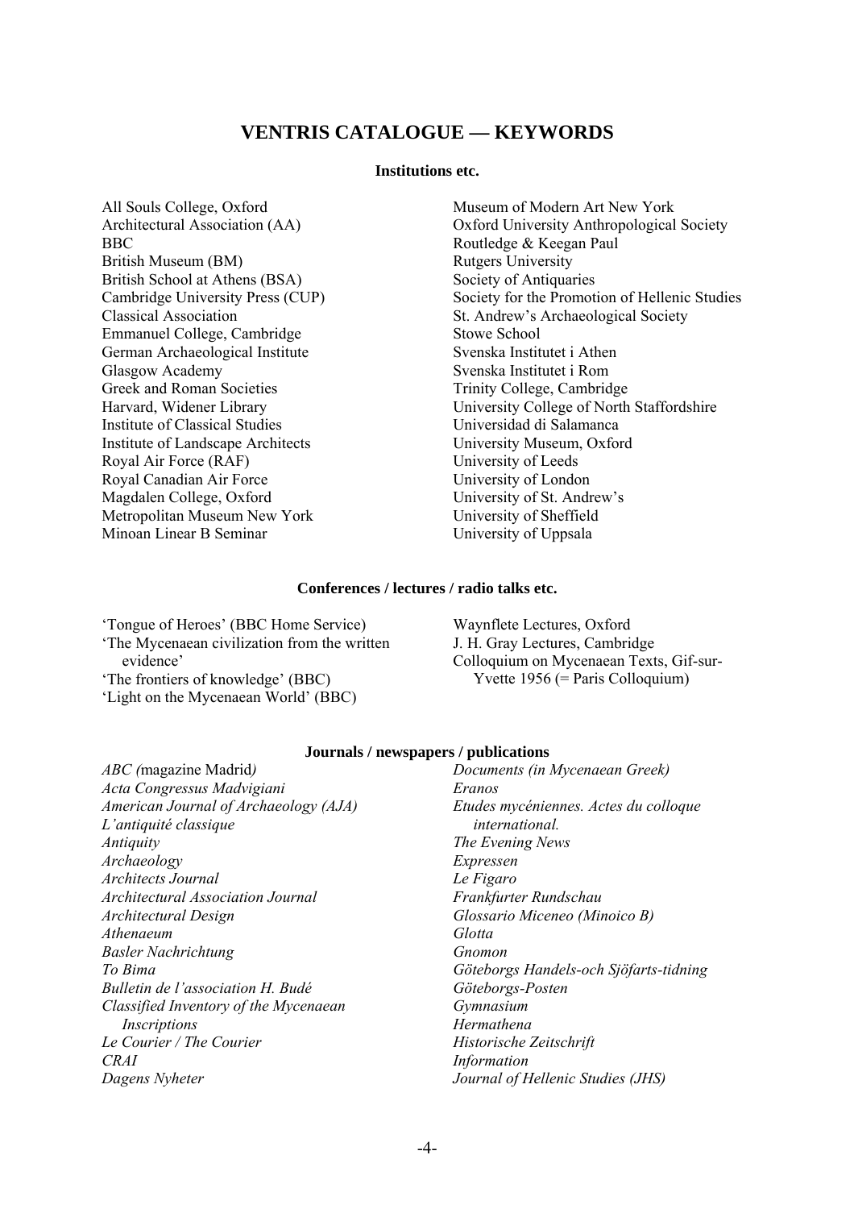# VENTRIS CATALOGUE — KEYWORDS

### Institutions etc.

All Souls College, Oxford
Architectural Association (AA)
BBC
British Museum (BM)
British School at Athens (BSA)
Cambridge University Press (CUP)
Classical Association
Emmanuel College, Cambridge
German Archaeological Institute
Glasgow Academy
Greek and Roman Societies
Harvard, Widener Library
Institute of Classical Studies
Institute of Landscape Architects
Royal Air Force (RAF)
Royal Canadian Air Force
Magdalen College, Oxford
Metropolitan Museum New York
Minoan Linear B Seminar
Museum of Modern Art New York
Oxford University Anthropological Society
Routledge & Keegan Paul
Rutgers University
Society of Antiquaries
Society for the Promotion of Hellenic Studies
St. Andrew's Archaeological Society
Stowe School
Svenska Institutet i Athen
Svenska Institutet i Rom
Trinity College, Cambridge
University College of North Staffordshire
Universidad di Salamanca
University Museum, Oxford
University of Leeds
University of London
University of St. Andrew's
University of Sheffield
University of Uppsala

### Conferences / lectures / radio talks etc.

'Tongue of Heroes' (BBC Home Service)
'The Mycenaean civilization from the written evidence'
'The frontiers of knowledge' (BBC)
'Light on the Mycenaean World' (BBC)
Waynflete Lectures, Oxford
J. H. Gray Lectures, Cambridge
Colloquium on Mycenaean Texts, Gif-sur-Yvette 1956 (= Paris Colloquium)

### Journals / newspapers / publications

*ABC (*magazine Madrid*)*
*Acta Congressus Madvigiani*
*American Journal of Archaeology (AJA)*
*L'antiquité classique*
*Antiquity*
*Archaeology*
*Architects Journal*
*Architectural Association Journal*
*Architectural Design*
*Athenaeum*
*Basler Nachrichtung*
*To Bima*
*Bulletin de l'association H. Budé*
*Classified Inventory of the Mycenaean Inscriptions*
*Le Courier / The Courier*
*CRAI*
*Dagens Nyheter*
*Documents (in Mycenaean Greek)*
*Eranos*
*Etudes mycéniennes. Actes du colloque international.*
*The Evening News*
*Expressen*
*Le Figaro*
*Frankfurter Rundschau*
*Glossario Miceneo (Minoico B)*
*Glotta*
*Gnomon*
*Göteborgs Handels-och Sjöfarts-tidning*
*Göteborgs-Posten*
*Gymnasium*
*Hermathena*
*Historische Zeitschrift*
*Information*
*Journal of Hellenic Studies (JHS)*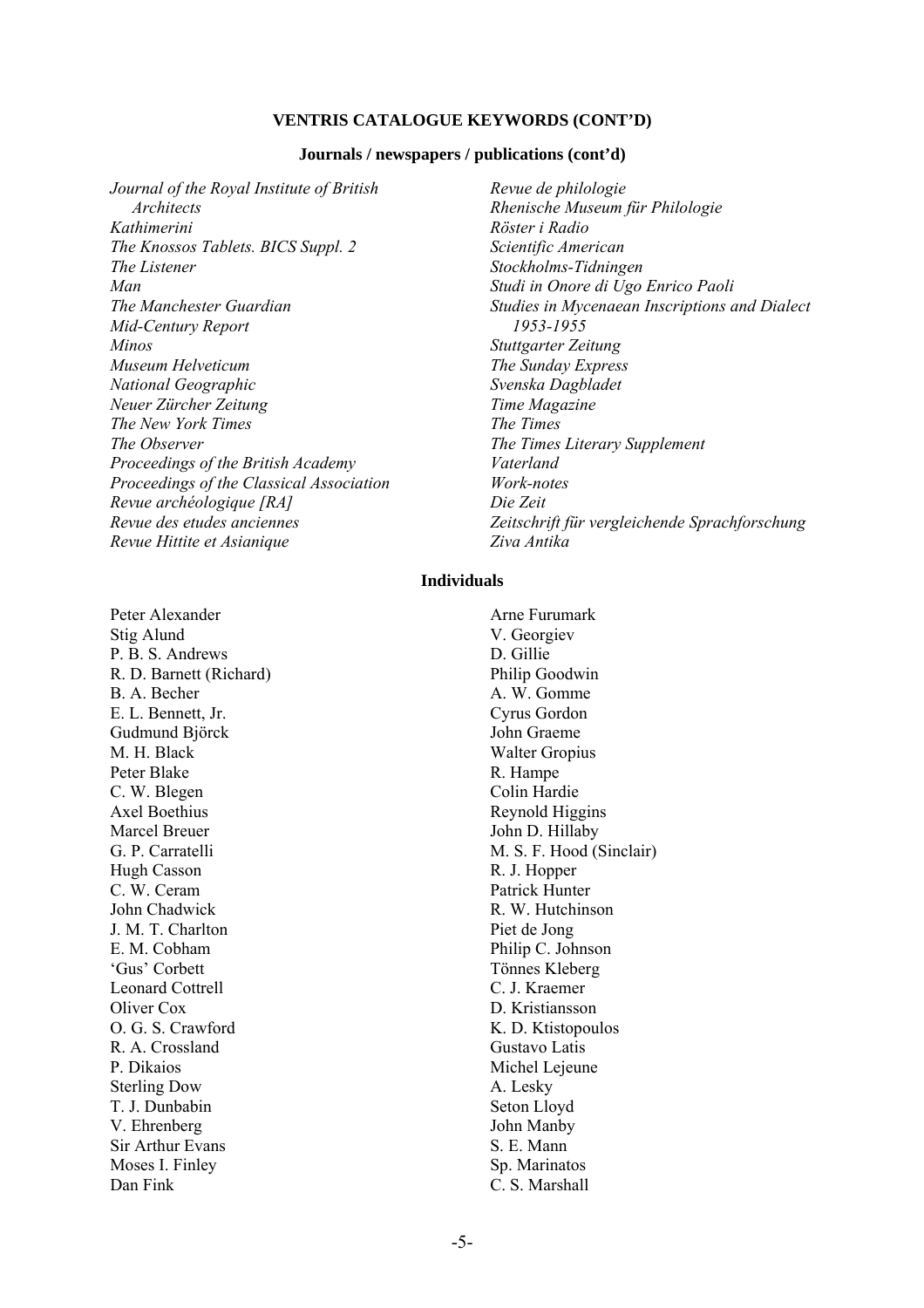## VENTRIS CATALOGUE KEYWORDS (CONT'D)

### Journals / newspapers / publications (cont'd)

*Journal of the Royal Institute of British Architects*
*Kathimerini*
*The Knossos Tablets. BICS Suppl. 2*
*The Listener*
*Man*
*The Manchester Guardian*
*Mid-Century Report*
*Minos*
*Museum Helveticum*
*National Geographic*
*Neuer Zürcher Zeitung*
*The New York Times*
*The Observer*
*Proceedings of the British Academy*
*Proceedings of the Classical Association*
*Revue archéologique [RA]*
*Revue des etudes anciennes*
*Revue Hittite et Asianique*
*Revue de philologie*
*Rhenische Museum für Philologie*
*Röster i Radio*
*Scientific American*
*Stockholms-Tidningen*
*Studi in Onore di Ugo Enrico Paoli*
*Studies in Mycenaean Inscriptions and Dialect 1953-1955*
*Stuttgarter Zeitung*
*The Sunday Express*
*Svenska Dagbladet*
*Time Magazine*
*The Times*
*The Times Literary Supplement*
*Vaterland*
*Work-notes*
*Die Zeit*
*Zeitschrift für vergleichende Sprachforschung*
*Ziva Antika*

### Individuals

Peter Alexander
Stig Alund
P. B. S. Andrews
R. D. Barnett (Richard)
B. A. Becher
E. L. Bennett, Jr.
Gudmund Björck
M. H. Black
Peter Blake
C. W. Blegen
Axel Boethius
Marcel Breuer
G. P. Carratelli
Hugh Casson
C. W. Ceram
John Chadwick
J. M. T. Charlton
E. M. Cobham
'Gus' Corbett
Leonard Cottrell
Oliver Cox
O. G. S. Crawford
R. A. Crossland
P. Dikaios
Sterling Dow
T. J. Dunbabin
V. Ehrenberg
Sir Arthur Evans
Moses I. Finley
Dan Fink
Arne Furumark
V. Georgiev
D. Gillie
Philip Goodwin
A. W. Gomme
Cyrus Gordon
John Graeme
Walter Gropius
R. Hampe
Colin Hardie
Reynold Higgins
John D. Hillaby
M. S. F. Hood (Sinclair)
R. J. Hopper
Patrick Hunter
R. W. Hutchinson
Piet de Jong
Philip C. Johnson
Tönnes Kleberg
C. J. Kraemer
D. Kristiansson
K. D. Ktistopoulos
Gustavo Latis
Michel Lejeune
A. Lesky
Seton Lloyd
John Manby
S. E. Mann
Sp. Marinatos
C. S. Marshall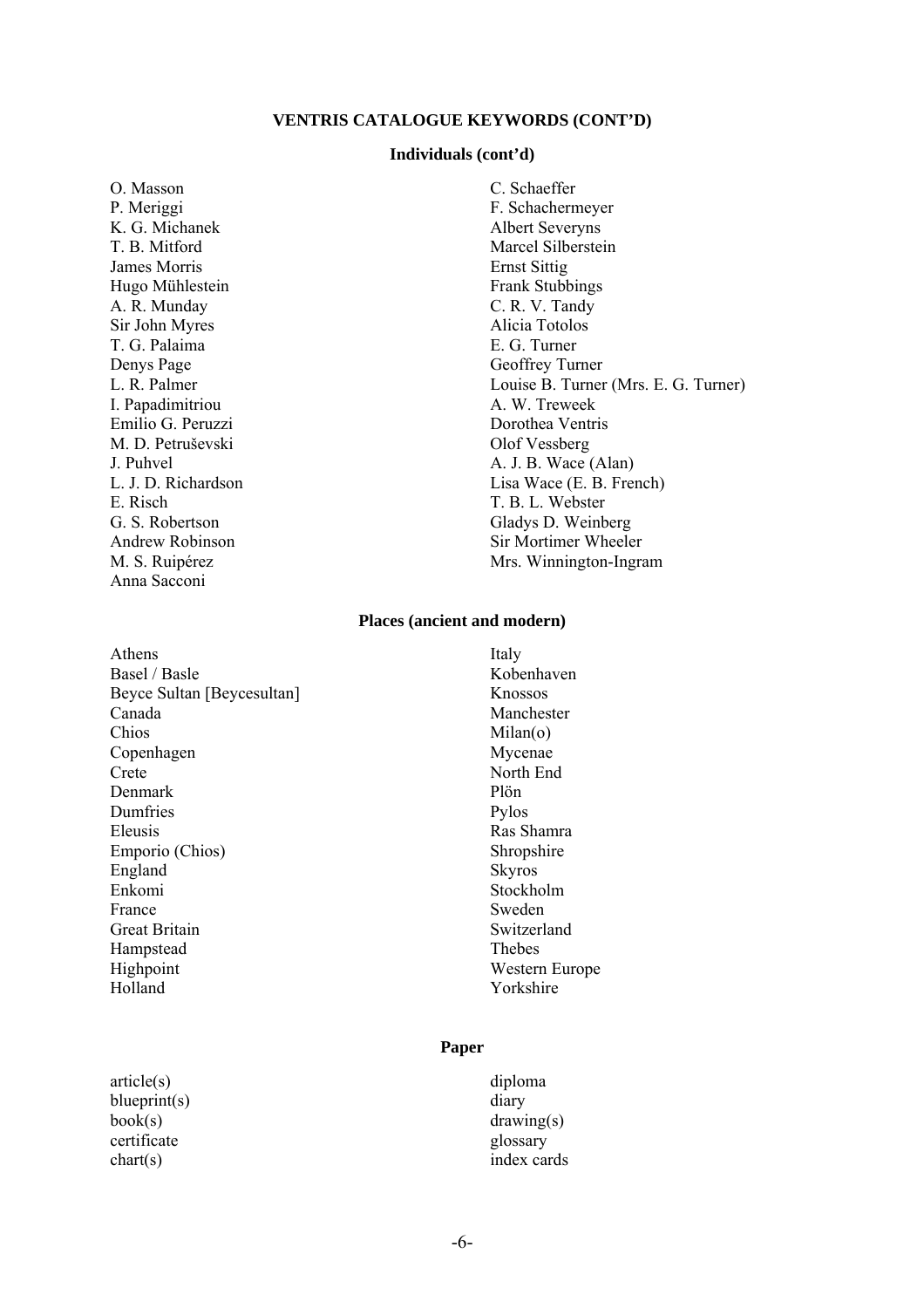# VENTRIS CATALOGUE KEYWORDS (CONT'D)

## Individuals (cont'd)

O. Masson
P. Meriggi
K. G. Michanek
T. B. Mitford
James Morris
Hugo Mühlestein
A. R. Munday
Sir John Myres
T. G. Palaima
Denys Page
L. R. Palmer
I. Papadimitriou
Emilio G. Peruzzi
M. D. Petruševski
J. Puhvel
L. J. D. Richardson
E. Risch
G. S. Robertson
Andrew Robinson
M. S. Ruipérez
Anna Sacconi
C. Schaeffer
F. Schachermeyer
Albert Severyns
Marcel Silberstein
Ernst Sittig
Frank Stubbings
C. R. V. Tandy
Alicia Totolos
E. G. Turner
Geoffrey Turner
Louise B. Turner (Mrs. E. G. Turner)
A. W. Treweek
Dorothea Ventris
Olof Vessberg
A. J. B. Wace (Alan)
Lisa Wace (E. B. French)
T. B. L. Webster
Gladys D. Weinberg
Sir Mortimer Wheeler
Mrs. Winnington-Ingram

## Places (ancient and modern)

Athens
Basel / Basle
Beyce Sultan [Beycesultan]
Canada
Chios
Copenhagen
Crete
Denmark
Dumfries
Eleusis
Emporio (Chios)
England
Enkomi
France
Great Britain
Hampstead
Highpoint
Holland
Italy
Kobenhaven
Knossos
Manchester
Milan(o)
Mycenae
North End
Plön
Pylos
Ras Shamra
Shropshire
Skyros
Stockholm
Sweden
Switzerland
Thebes
Western Europe
Yorkshire

## Paper

article(s)
blueprint(s)
book(s)
certificate
chart(s)
diploma
diary
drawing(s)
glossary
index cards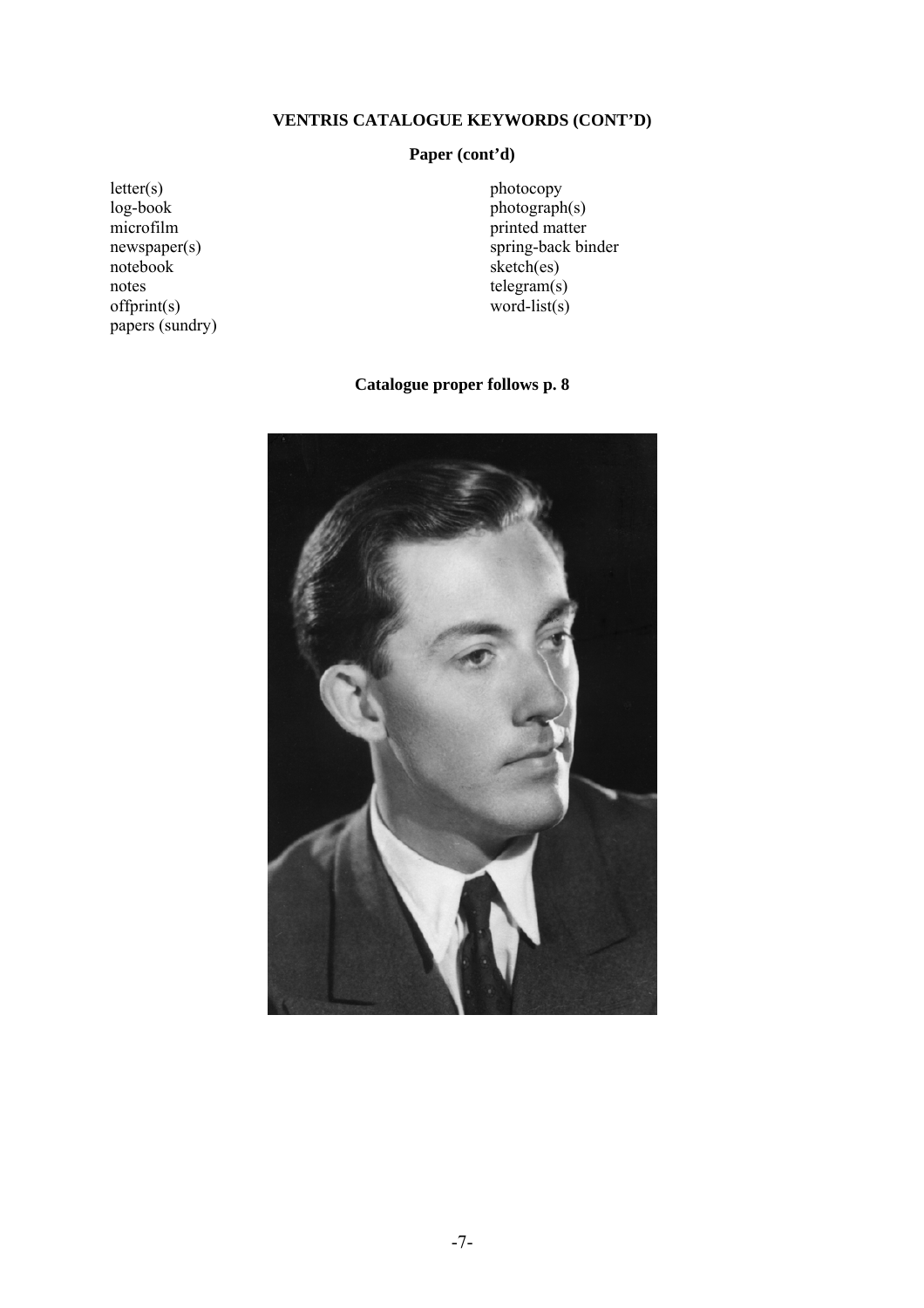## VENTRIS CATALOGUE KEYWORDS (CONT'D)

### Paper (cont'd)

letter(s)
log-book
microfilm
newspaper(s)
notebook
notes
offprint(s)
papers (sundry)
photocopy
photograph(s)
printed matter
spring-back binder
sketch(es)
telegram(s)
word-list(s)

**Catalogue proper follows p. 8**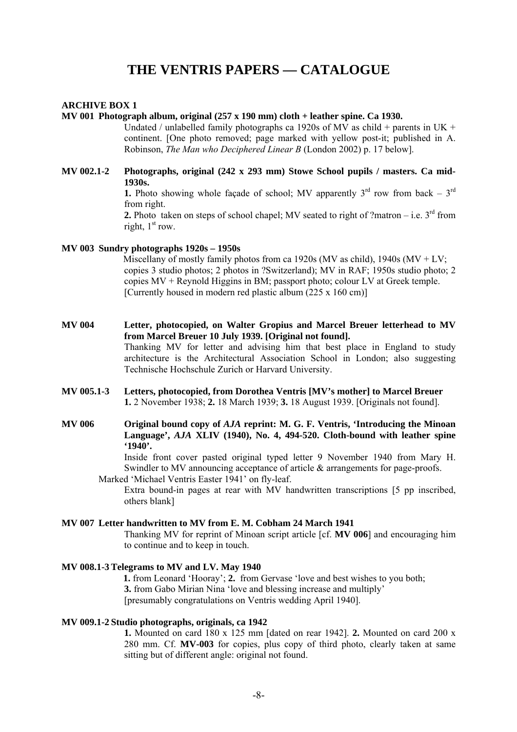# THE VENTRIS PAPERS — CATALOGUE

**ARCHIVE BOX 1**

**MV 001 Photograph album, original (257 x 190 mm) cloth + leather spine. Ca 1930.**

Undated / unlabelled family photographs ca 1920s of MV as child + parents in UK + continent. [One photo removed; page marked with yellow post-it; published in A. Robinson, *The Man who Deciphered Linear B* (London 2002) p. 17 below].

**MV 002.1-2 Photographs, original (242 x 293 mm) Stowe School pupils / masters. Ca mid-1930s.**

**1.** Photo showing whole façade of school; MV apparently 3rd row from back – 3rd from right.

**2.** Photo taken on steps of school chapel; MV seated to right of ?matron – i.e. 3rd from right, 1st row.

**MV 003 Sundry photographs 1920s – 1950s**

Miscellany of mostly family photos from ca 1920s (MV as child), 1940s (MV + LV; copies 3 studio photos; 2 photos in ?Switzerland); MV in RAF; 1950s studio photo; 2 copies MV + Reynold Higgins in BM; passport photo; colour LV at Greek temple. [Currently housed in modern red plastic album (225 x 160 cm)]

**MV 004 Letter, photocopied, on Walter Gropius and Marcel Breuer letterhead to MV from Marcel Breuer 10 July 1939. [Original not found].**

Thanking MV for letter and advising him that best place in England to study architecture is the Architectural Association School in London; also suggesting Technische Hochschule Zurich or Harvard University.

**MV 005.1-3 Letters, photocopied, from Dorothea Ventris [MV's mother] to Marcel Breuer**

**1.** 2 November 1938; **2.** 18 March 1939; **3.** 18 August 1939. [Originals not found].

**MV 006 Original bound copy of *AJA* reprint: M. G. F. Ventris, 'Introducing the Minoan Language', *AJA* XLIV (1940), No. 4, 494-520. Cloth-bound with leather spine '1940'.**

Inside front cover pasted original typed letter 9 November 1940 from Mary H. Swindler to MV announcing acceptance of article & arrangements for page-proofs.

Marked 'Michael Ventris Easter 1941' on fly-leaf.

Extra bound-in pages at rear with MV handwritten transcriptions [5 pp inscribed, others blank]

**MV 007 Letter handwritten to MV from E. M. Cobham 24 March 1941**

Thanking MV for reprint of Minoan script article [cf. **MV 006**] and encouraging him to continue and to keep in touch.

**MV 008.1-3 Telegrams to MV and LV. May 1940**

**1.** from Leonard 'Hooray'; **2.** from Gervase 'love and best wishes to you both;
**3.** from Gabo Mirian Nina 'love and blessing increase and multiply'
[presumably congratulations on Ventris wedding April 1940].

**MV 009.1-2 Studio photographs, originals, ca 1942**

**1.** Mounted on card 180 x 125 mm [dated on rear 1942]. **2.** Mounted on card 200 x 280 mm. Cf. **MV-003** for copies, plus copy of third photo, clearly taken at same sitting but of different angle: original not found.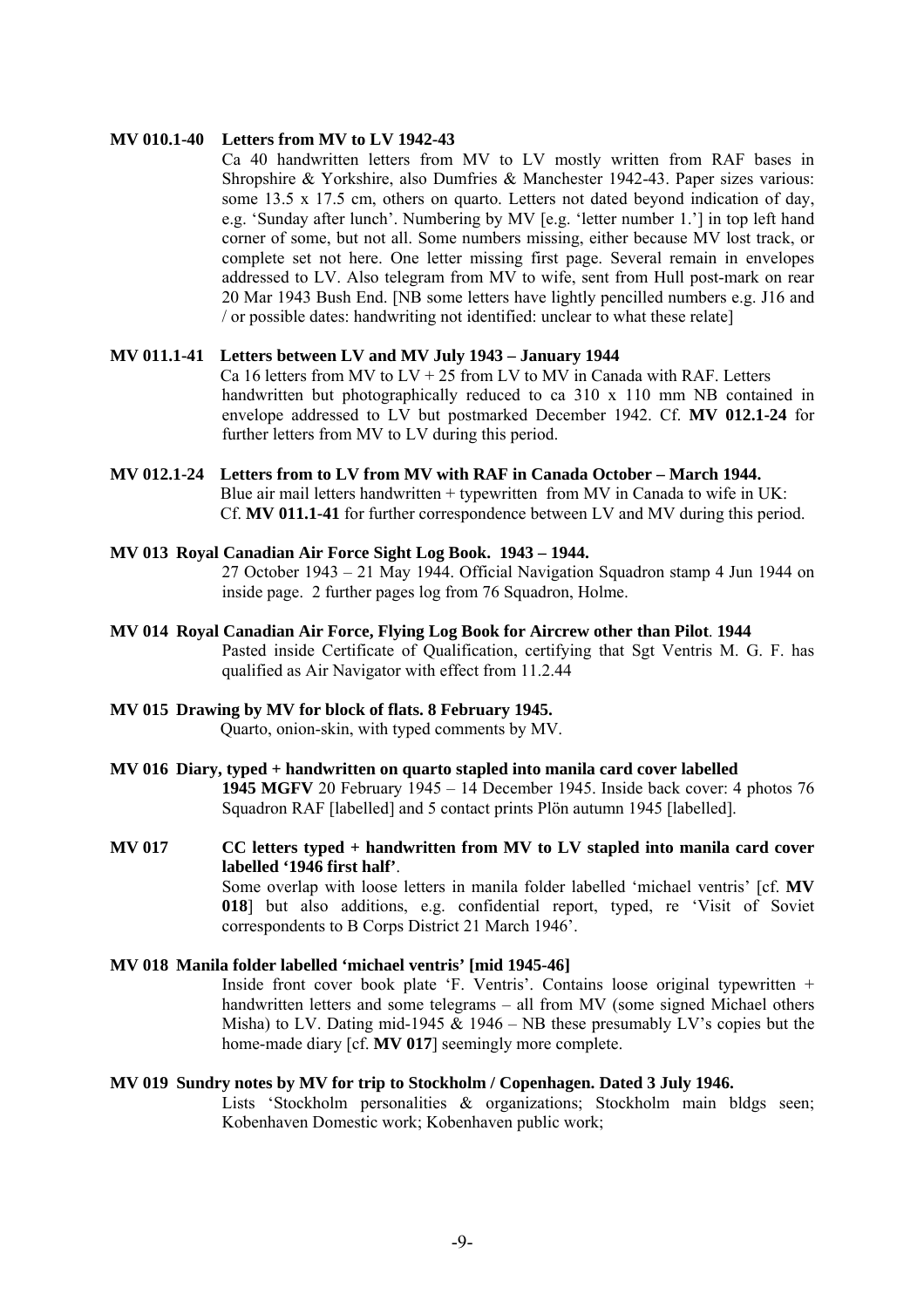**MV 010.1-40 Letters from MV to LV 1942-43**

Ca 40 handwritten letters from MV to LV mostly written from RAF bases in Shropshire & Yorkshire, also Dumfries & Manchester 1942-43. Paper sizes various: some 13.5 x 17.5 cm, others on quarto. Letters not dated beyond indication of day, e.g. 'Sunday after lunch'. Numbering by MV [e.g. 'letter number 1.'] in top left hand corner of some, but not all. Some numbers missing, either because MV lost track, or complete set not here. One letter missing first page. Several remain in envelopes addressed to LV. Also telegram from MV to wife, sent from Hull post-mark on rear 20 Mar 1943 Bush End. [NB some letters have lightly pencilled numbers e.g. J16 and / or possible dates: handwriting not identified: unclear to what these relate]

**MV 011.1-41 Letters between LV and MV July 1943 – January 1944**

Ca 16 letters from MV to LV + 25 from LV to MV in Canada with RAF. Letters handwritten but photographically reduced to ca 310 x 110 mm NB contained in envelope addressed to LV but postmarked December 1942. Cf. **MV 012.1-24** for further letters from MV to LV during this period.

**MV 012.1-24 Letters from to LV from MV with RAF in Canada October – March 1944.**

Blue air mail letters handwritten + typewritten from MV in Canada to wife in UK: Cf. **MV 011.1-41** for further correspondence between LV and MV during this period.

**MV 013 Royal Canadian Air Force Sight Log Book. 1943 – 1944.**

27 October 1943 – 21 May 1944. Official Navigation Squadron stamp 4 Jun 1944 on inside page. 2 further pages log from 76 Squadron, Holme.

**MV 014 Royal Canadian Air Force, Flying Log Book for Aircrew other than Pilot. 1944**

Pasted inside Certificate of Qualification, certifying that Sgt Ventris M. G. F. has qualified as Air Navigator with effect from 11.2.44

**MV 015 Drawing by MV for block of flats. 8 February 1945.**

Quarto, onion-skin, with typed comments by MV.

**MV 016 Diary, typed + handwritten on quarto stapled into manila card cover labelled 1945 MGFV** 20 February 1945 – 14 December 1945. Inside back cover: 4 photos 76 Squadron RAF [labelled] and 5 contact prints Plön autumn 1945 [labelled].

**MV 017 CC letters typed + handwritten from MV to LV stapled into manila card cover labelled '1946 first half'.**

Some overlap with loose letters in manila folder labelled 'michael ventris' [cf. **MV 018**] but also additions, e.g. confidential report, typed, re 'Visit of Soviet correspondents to B Corps District 21 March 1946'.

**MV 018 Manila folder labelled 'michael ventris' [mid 1945-46]**

Inside front cover book plate 'F. Ventris'. Contains loose original typewritten + handwritten letters and some telegrams – all from MV (some signed Michael others Misha) to LV. Dating mid-1945 & 1946 – NB these presumably LV's copies but the home-made diary [cf. **MV 017**] seemingly more complete.

**MV 019 Sundry notes by MV for trip to Stockholm / Copenhagen. Dated 3 July 1946.**

Lists 'Stockholm personalities & organizations; Stockholm main bldgs seen; Kobenhaven Domestic work; Kobenhaven public work;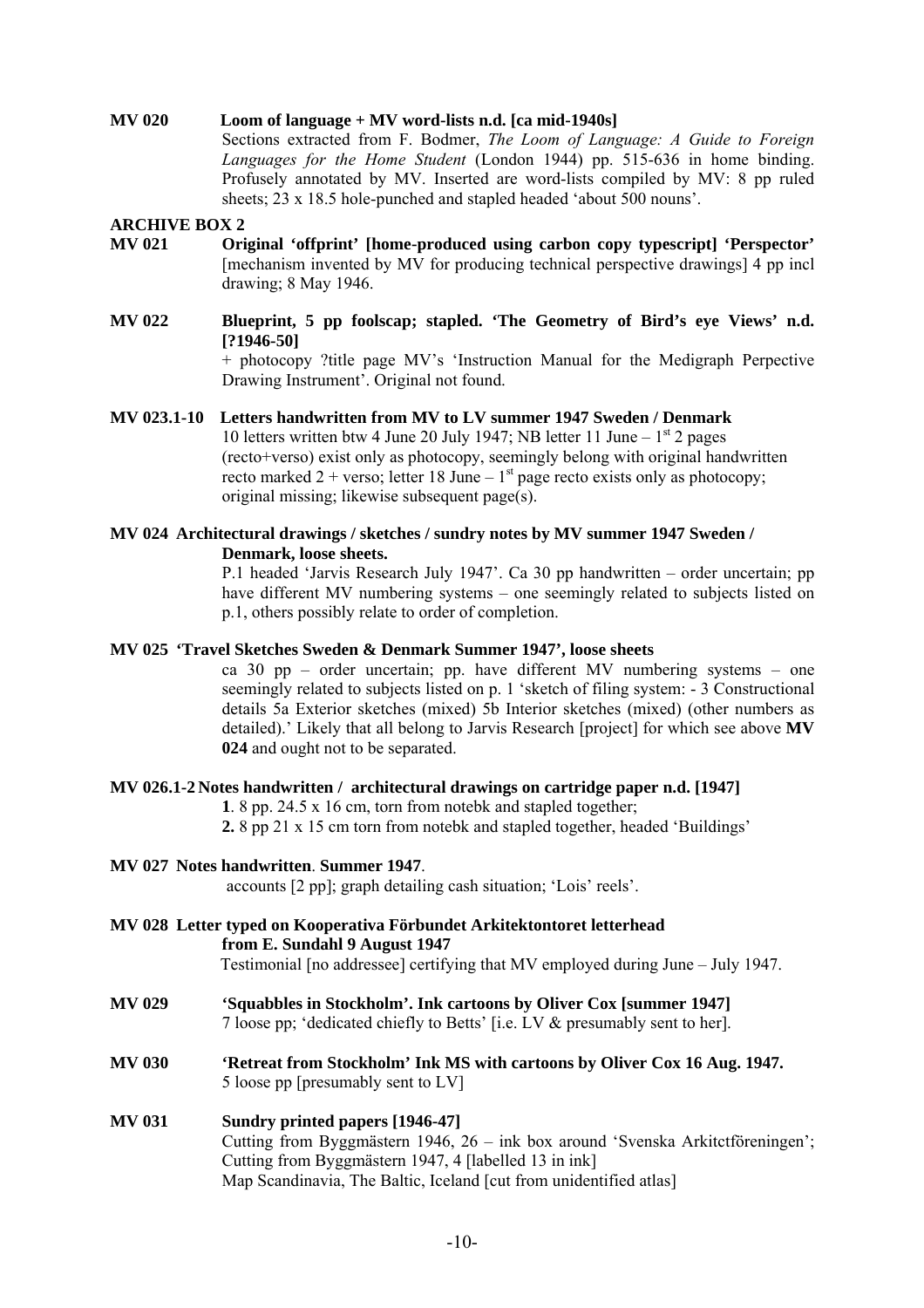**MV 020 Loom of language + MV word-lists n.d. [ca mid-1940s]**

Sections extracted from F. Bodmer, *The Loom of Language: A Guide to Foreign Languages for the Home Student* (London 1944) pp. 515-636 in home binding. Profusely annotated by MV. Inserted are word-lists compiled by MV: 8 pp ruled sheets; 23 x 18.5 hole-punched and stapled headed 'about 500 nouns'.

**ARCHIVE BOX 2**

**MV 021 Original 'offprint' [home-produced using carbon copy typescript] 'Perspector'** [mechanism invented by MV for producing technical perspective drawings] 4 pp incl drawing; 8 May 1946.

**MV 022 Blueprint, 5 pp foolscap; stapled. 'The Geometry of Bird's eye Views' n.d. [?1946-50]**

+ photocopy ?title page MV's 'Instruction Manual for the Medigraph Perpective Drawing Instrument'. Original not found.

**MV 023.1-10 Letters handwritten from MV to LV summer 1947 Sweden / Denmark**

10 letters written btw 4 June 20 July 1947; NB letter 11 June – 1st 2 pages (recto+verso) exist only as photocopy, seemingly belong with original handwritten recto marked 2 + verso; letter 18 June – 1st page recto exists only as photocopy; original missing; likewise subsequent page(s).

**MV 024 Architectural drawings / sketches / sundry notes by MV summer 1947 Sweden / Denmark, loose sheets.**

P.1 headed 'Jarvis Research July 1947'. Ca 30 pp handwritten – order uncertain; pp have different MV numbering systems – one seemingly related to subjects listed on p.1, others possibly relate to order of completion.

**MV 025 'Travel Sketches Sweden & Denmark Summer 1947', loose sheets**

ca 30 pp – order uncertain; pp. have different MV numbering systems – one seemingly related to subjects listed on p. 1 'sketch of filing system: - 3 Constructional details 5a Exterior sketches (mixed) 5b Interior sketches (mixed) (other numbers as detailed).' Likely that all belong to Jarvis Research [project] for which see above **MV 024** and ought not to be separated.

**MV 026.1-2 Notes handwritten / architectural drawings on cartridge paper n.d. [1947]**

**1**. 8 pp. 24.5 x 16 cm, torn from notebk and stapled together;

**2.** 8 pp 21 x 15 cm torn from notebk and stapled together, headed 'Buildings'

**MV 027 Notes handwritten**. **Summer 1947**.

accounts [2 pp]; graph detailing cash situation; 'Lois' reels'.

**MV 028 Letter typed on Kooperativa Förbundet Arkitektontoret letterhead from E. Sundahl 9 August 1947**

Testimonial [no addressee] certifying that MV employed during June – July 1947.

**MV 029 'Squabbles in Stockholm'. Ink cartoons by Oliver Cox [summer 1947]**

7 loose pp; 'dedicated chiefly to Betts' [i.e. LV & presumably sent to her].

**MV 030 'Retreat from Stockholm' Ink MS with cartoons by Oliver Cox 16 Aug. 1947.**

5 loose pp [presumably sent to LV]

**MV 031 Sundry printed papers [1946-47]**

Cutting from Byggmästern 1946, 26 – ink box around 'Svenska Arkitctföreningen'; Cutting from Byggmästern 1947, 4 [labelled 13 in ink]
Map Scandinavia, The Baltic, Iceland [cut from unidentified atlas]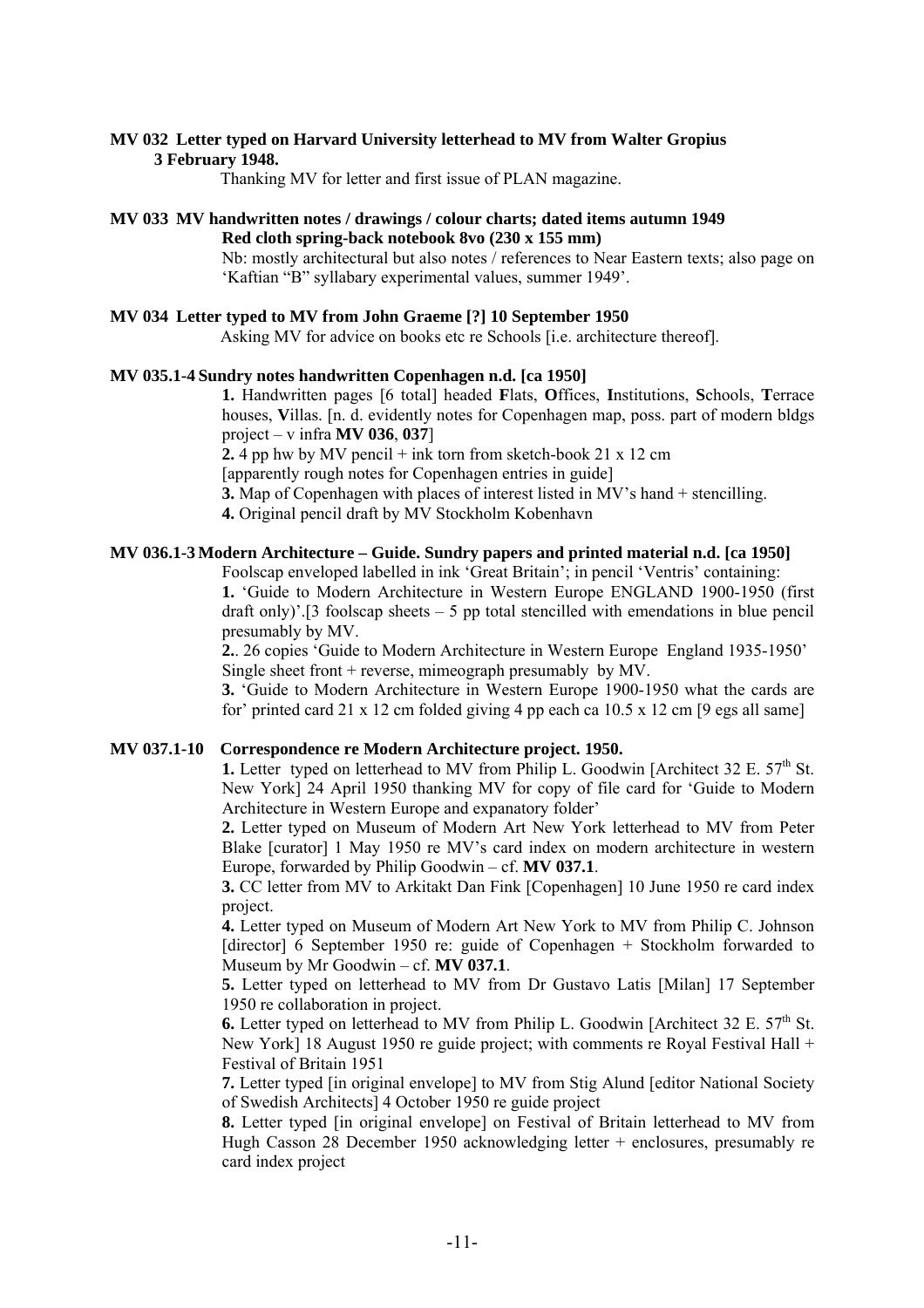**MV 032 Letter typed on Harvard University letterhead to MV from Walter Gropius 3 February 1948.**

Thanking MV for letter and first issue of PLAN magazine.

**MV 033 MV handwritten notes / drawings / colour charts; dated items autumn 1949**
**Red cloth spring-back notebook 8vo (230 x 155 mm)**

Nb: mostly architectural but also notes / references to Near Eastern texts; also page on 'Kaftian "B" syllabary experimental values, summer 1949'.

**MV 034 Letter typed to MV from John Graeme [?] 10 September 1950**

Asking MV for advice on books etc re Schools [i.e. architecture thereof].

**MV 035.1-4 Sundry notes handwritten Copenhagen n.d. [ca 1950]**

**1.** Handwritten pages [6 total] headed **F**lats, **O**ffices, **I**nstitutions, **S**chools, **T**errace houses, **V**illas. [n. d. evidently notes for Copenhagen map, poss. part of modern bldgs project – v infra **MV 036**, **037**]

**2.** 4 pp hw by MV pencil + ink torn from sketch-book 21 x 12 cm
[apparently rough notes for Copenhagen entries in guide]

**3.** Map of Copenhagen with places of interest listed in MV's hand + stencilling.

**4.** Original pencil draft by MV Stockholm Kobenhavn

**MV 036.1-3 Modern Architecture – Guide. Sundry papers and printed material n.d. [ca 1950]**

Foolscap enveloped labelled in ink 'Great Britain'; in pencil 'Ventris' containing:

**1.** 'Guide to Modern Architecture in Western Europe ENGLAND 1900-1950 (first draft only)'.[3 foolscap sheets – 5 pp total stencilled with emendations in blue pencil presumably by MV.

**2.**. 26 copies 'Guide to Modern Architecture in Western Europe England 1935-1950' Single sheet front + reverse, mimeograph presumably by MV.

**3.** 'Guide to Modern Architecture in Western Europe 1900-1950 what the cards are for' printed card 21 x 12 cm folded giving 4 pp each ca 10.5 x 12 cm [9 egs all same]

**MV 037.1-10 Correspondence re Modern Architecture project. 1950.**

**1.** Letter typed on letterhead to MV from Philip L. Goodwin [Architect 32 E. 57th St. New York] 24 April 1950 thanking MV for copy of file card for 'Guide to Modern Architecture in Western Europe and expanatory folder'

**2.** Letter typed on Museum of Modern Art New York letterhead to MV from Peter Blake [curator] 1 May 1950 re MV's card index on modern architecture in western Europe, forwarded by Philip Goodwin – cf. **MV 037.1**.

**3.** CC letter from MV to Arkitakt Dan Fink [Copenhagen] 10 June 1950 re card index project.

**4.** Letter typed on Museum of Modern Art New York to MV from Philip C. Johnson [director] 6 September 1950 re: guide of Copenhagen + Stockholm forwarded to Museum by Mr Goodwin – cf. **MV 037.1**.

**5.** Letter typed on letterhead to MV from Dr Gustavo Latis [Milan] 17 September 1950 re collaboration in project.

**6.** Letter typed on letterhead to MV from Philip L. Goodwin [Architect 32 E. 57th St. New York] 18 August 1950 re guide project; with comments re Royal Festival Hall + Festival of Britain 1951

**7.** Letter typed [in original envelope] to MV from Stig Alund [editor National Society of Swedish Architects] 4 October 1950 re guide project

**8.** Letter typed [in original envelope] on Festival of Britain letterhead to MV from Hugh Casson 28 December 1950 acknowledging letter + enclosures, presumably re card index project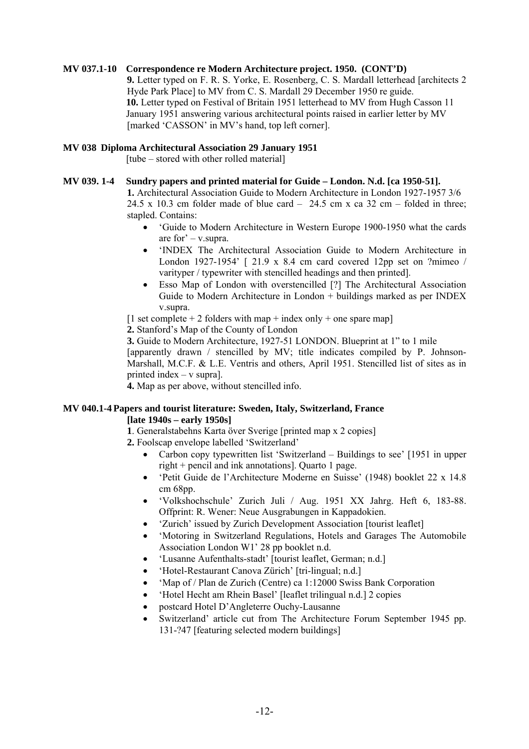**MV 037.1-10 Correspondence re Modern Architecture project. 1950. (CONT'D)**

**9.** Letter typed on F. R. S. Yorke, E. Rosenberg, C. S. Mardall letterhead [architects 2 Hyde Park Place] to MV from C. S. Mardall 29 December 1950 re guide.

**10.** Letter typed on Festival of Britain 1951 letterhead to MV from Hugh Casson 11 January 1951 answering various architectural points raised in earlier letter by MV [marked 'CASSON' in MV's hand, top left corner].

**MV 038 Diploma Architectural Association 29 January 1951**

[tube – stored with other rolled material]

**MV 039. 1-4 Sundry papers and printed material for Guide – London. N.d. [ca 1950-51].**

**1.** Architectural Association Guide to Modern Architecture in London 1927-1957 3/6 24.5 x 10.3 cm folder made of blue card – 24.5 cm x ca 32 cm – folded in three; stapled. Contains:

- 'Guide to Modern Architecture in Western Europe 1900-1950 what the cards are for' – v.supra.
- 'INDEX The Architectural Association Guide to Modern Architecture in London 1927-1954' [ 21.9 x 8.4 cm card covered 12pp set on ?mimeo / varityper / typewriter with stencilled headings and then printed].
- Esso Map of London with overstencilled [?] The Architectural Association Guide to Modern Architecture in London + buildings marked as per INDEX v.supra.

[1 set complete + 2 folders with map + index only + one spare map]

**2.** Stanford's Map of the County of London

**3.** Guide to Modern Architecture, 1927-51 LONDON. Blueprint at 1" to 1 mile [apparently drawn / stencilled by MV; title indicates compiled by P. Johnson-Marshall, M.C.F. & L.E. Ventris and others, April 1951. Stencilled list of sites as in printed index – v supra].

**4.** Map as per above, without stencilled info.

**MV 040.1-4 Papers and tourist literature: Sweden, Italy, Switzerland, France [late 1940s – early 1950s]**

**1**. Generalstabehns Karta över Sverige [printed map x 2 copies]

**2.** Foolscap envelope labelled 'Switzerland'

- Carbon copy typewritten list 'Switzerland – Buildings to see' [1951 in upper right + pencil and ink annotations]. Quarto 1 page.
- 'Petit Guide de l'Architecture Moderne en Suisse' (1948) booklet 22 x 14.8 cm 68pp.
- 'Volkshochschule' Zurich Juli / Aug. 1951 XX Jahrg. Heft 6, 183-88. Offprint: R. Wener: Neue Ausgrabungen in Kappadokien.
- 'Zurich' issued by Zurich Development Association [tourist leaflet]
- 'Motoring in Switzerland Regulations, Hotels and Garages The Automobile Association London W1' 28 pp booklet n.d.
- 'Lusanne Aufenthalts-stadt' [tourist leaflet, German; n.d.]
- 'Hotel-Restaurant Canova Zürich' [tri-lingual; n.d.]
- 'Map of / Plan de Zurich (Centre) ca 1:12000 Swiss Bank Corporation
- 'Hotel Hecht am Rhein Basel' [leaflet trilingual n.d.] 2 copies
- postcard Hotel D'Angleterre Ouchy-Lausanne
- Switzerland' article cut from The Architecture Forum September 1945 pp. 131-?47 [featuring selected modern buildings]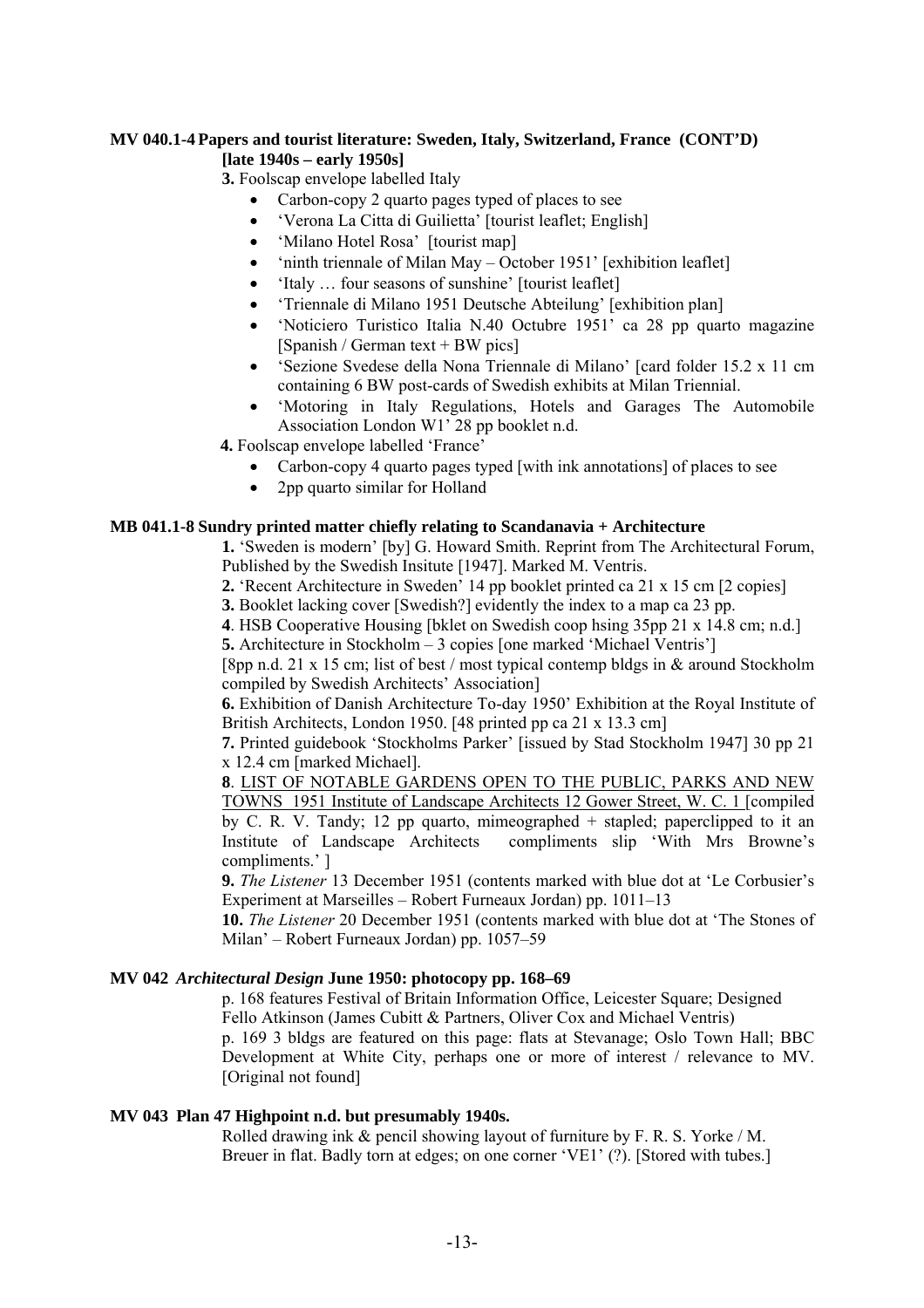**MV 040.1-4 Papers and tourist literature: Sweden, Italy, Switzerland, France (CONT'D) [late 1940s – early 1950s]**

**3.** Foolscap envelope labelled Italy

- Carbon-copy 2 quarto pages typed of places to see
- 'Verona La Citta di Guilietta' [tourist leaflet; English]
- 'Milano Hotel Rosa' [tourist map]
- 'ninth triennale of Milan May – October 1951' [exhibition leaflet]
- 'Italy … four seasons of sunshine' [tourist leaflet]
- 'Triennale di Milano 1951 Deutsche Abteilung' [exhibition plan]
- 'Noticiero Turistico Italia N.40 Octubre 1951' ca 28 pp quarto magazine [Spanish / German text + BW pics]
- 'Sezione Svedese della Nona Triennale di Milano' [card folder 15.2 x 11 cm containing 6 BW post-cards of Swedish exhibits at Milan Triennial.
- 'Motoring in Italy Regulations, Hotels and Garages The Automobile Association London W1' 28 pp booklet n.d.

**4.** Foolscap envelope labelled 'France'

- Carbon-copy 4 quarto pages typed [with ink annotations] of places to see
- 2pp quarto similar for Holland

**MB 041.1-8 Sundry printed matter chiefly relating to Scandanavia + Architecture**

**1.** 'Sweden is modern' [by] G. Howard Smith. Reprint from The Architectural Forum, Published by the Swedish Insitute [1947]. Marked M. Ventris.

**2.** 'Recent Architecture in Sweden' 14 pp booklet printed ca 21 x 15 cm [2 copies]

**3.** Booklet lacking cover [Swedish?] evidently the index to a map ca 23 pp.

**4**. HSB Cooperative Housing [bklet on Swedish coop hsing 35pp 21 x 14.8 cm; n.d.]

**5.** Architecture in Stockholm – 3 copies [one marked 'Michael Ventris']
[8pp n.d. 21 x 15 cm; list of best / most typical contemp bldgs in & around Stockholm compiled by Swedish Architects' Association]

**6.** Exhibition of Danish Architecture To-day 1950' Exhibition at the Royal Institute of British Architects, London 1950. [48 printed pp ca 21 x 13.3 cm]

**7.** Printed guidebook 'Stockholms Parker' [issued by Stad Stockholm 1947] 30 pp 21 x 12.4 cm [marked Michael].

**8**. <u>LIST OF NOTABLE GARDENS OPEN TO THE PUBLIC, PARKS AND NEW TOWNS 1951 Institute of Landscape Architects 12 Gower Street, W. C. 1</u> [compiled by C. R. V. Tandy; 12 pp quarto, mimeographed + stapled; paperclipped to it an Institute of Landscape Architects compliments slip 'With Mrs Browne's compliments.' ]

**9.** *The Listener* 13 December 1951 (contents marked with blue dot at 'Le Corbusier's Experiment at Marseilles – Robert Furneaux Jordan) pp. 1011–13

**10.** *The Listener* 20 December 1951 (contents marked with blue dot at 'The Stones of Milan' – Robert Furneaux Jordan) pp. 1057–59

**MV 042 *Architectural Design* June 1950: photocopy pp. 168–69**

p. 168 features Festival of Britain Information Office, Leicester Square; Designed Fello Atkinson (James Cubitt & Partners, Oliver Cox and Michael Ventris)
p. 169 3 bldgs are featured on this page: flats at Stevanage; Oslo Town Hall; BBC Development at White City, perhaps one or more of interest / relevance to MV. [Original not found]

**MV 043 Plan 47 Highpoint n.d. but presumably 1940s.**

Rolled drawing ink & pencil showing layout of furniture by F. R. S. Yorke / M. Breuer in flat. Badly torn at edges; on one corner 'VE1' (?). [Stored with tubes.]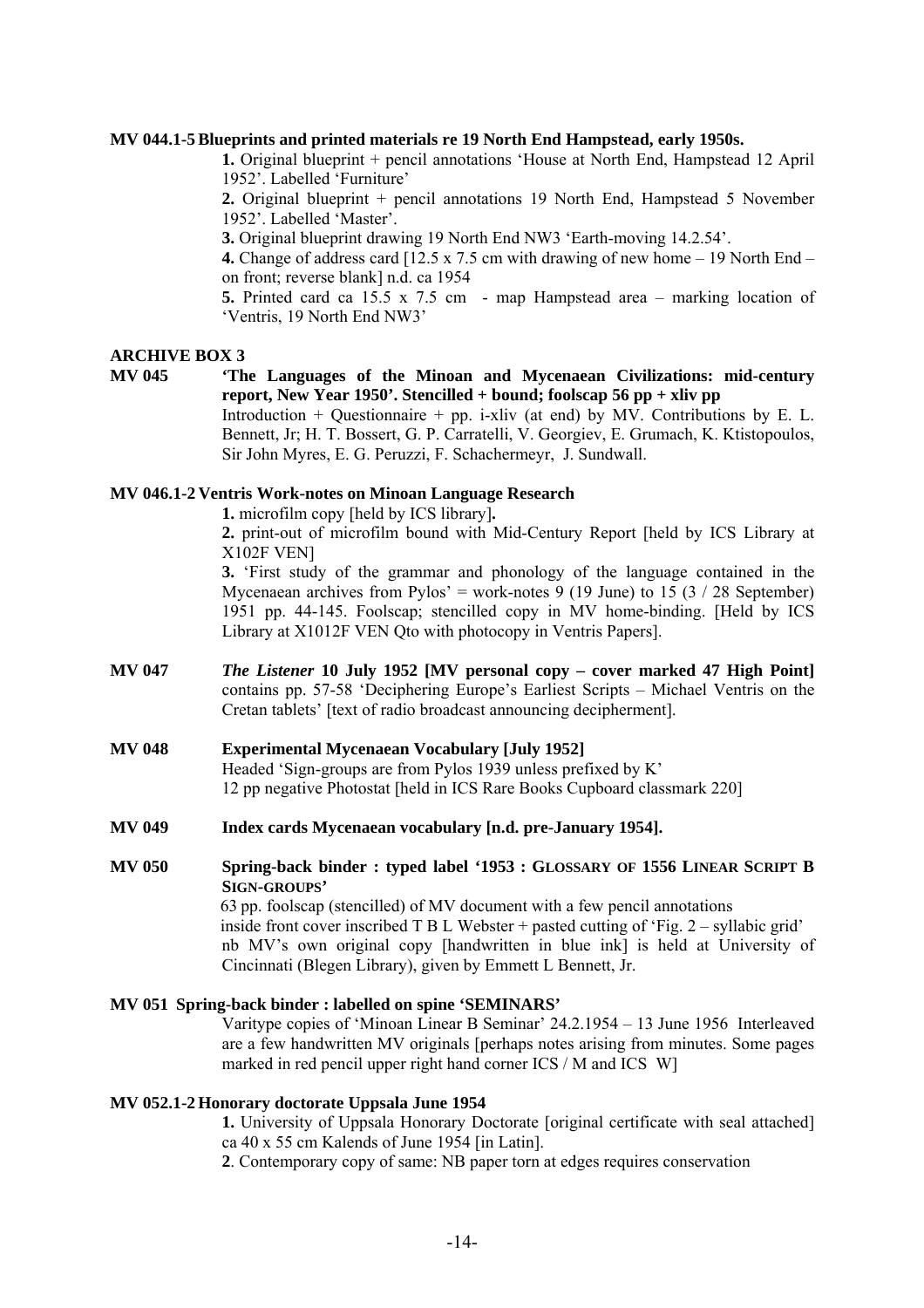**MV 044.1-5 Blueprints and printed materials re 19 North End Hampstead, early 1950s.**

**1.** Original blueprint + pencil annotations 'House at North End, Hampstead 12 April 1952'. Labelled 'Furniture'

**2.** Original blueprint + pencil annotations 19 North End, Hampstead 5 November 1952'. Labelled 'Master'.

**3.** Original blueprint drawing 19 North End NW3 'Earth-moving 14.2.54'.

**4.** Change of address card [12.5 x 7.5 cm with drawing of new home – 19 North End – on front; reverse blank] n.d. ca 1954

**5.** Printed card ca 15.5 x 7.5 cm - map Hampstead area – marking location of 'Ventris, 19 North End NW3'

## ARCHIVE BOX 3

**MV 045 'The Languages of the Minoan and Mycenaean Civilizations: mid-century report, New Year 1950'. Stencilled + bound; foolscap 56 pp + xliv pp**

Introduction + Questionnaire + pp. i-xliv (at end) by MV. Contributions by E. L. Bennett, Jr; H. T. Bossert, G. P. Carratelli, V. Georgiev, E. Grumach, K. Ktistopoulos, Sir John Myres, E. G. Peruzzi, F. Schachermeyr, J. Sundwall.

**MV 046.1-2 Ventris Work-notes on Minoan Language Research**

**1.** microfilm copy [held by ICS library]**.**

**2.** print-out of microfilm bound with Mid-Century Report [held by ICS Library at X102F VEN]

**3.** 'First study of the grammar and phonology of the language contained in the Mycenaean archives from Pylos' = work-notes 9 (19 June) to 15 (3 / 28 September) 1951 pp. 44-145. Foolscap; stencilled copy in MV home-binding. [Held by ICS Library at X1012F VEN Qto with photocopy in Ventris Papers].

**MV 047** ***The Listener*** **10 July 1952 [MV personal copy – cover marked 47 High Point]** contains pp. 57-58 'Deciphering Europe's Earliest Scripts – Michael Ventris on the Cretan tablets' [text of radio broadcast announcing decipherment].

**MV 048 Experimental Mycenaean Vocabulary [July 1952]**

Headed 'Sign-groups are from Pylos 1939 unless prefixed by K'

12 pp negative Photostat [held in ICS Rare Books Cupboard classmark 220]

**MV 049 Index cards Mycenaean vocabulary [n.d. pre-January 1954].**

**MV 050 Spring-back binder : typed label '1953 : GLOSSARY OF 1556 LINEAR SCRIPT B SIGN-GROUPS'**

63 pp. foolscap (stencilled) of MV document with a few pencil annotations

inside front cover inscribed T B L Webster + pasted cutting of 'Fig. 2 – syllabic grid'

nb MV's own original copy [handwritten in blue ink] is held at University of Cincinnati (Blegen Library), given by Emmett L Bennett, Jr.

**MV 051 Spring-back binder : labelled on spine 'SEMINARS'**

Varitype copies of 'Minoan Linear B Seminar' 24.2.1954 – 13 June 1956 Interleaved are a few handwritten MV originals [perhaps notes arising from minutes. Some pages marked in red pencil upper right hand corner ICS / M and ICS W]

**MV 052.1-2 Honorary doctorate Uppsala June 1954**

**1.** University of Uppsala Honorary Doctorate [original certificate with seal attached] ca 40 x 55 cm Kalends of June 1954 [in Latin].

**2**. Contemporary copy of same: NB paper torn at edges requires conservation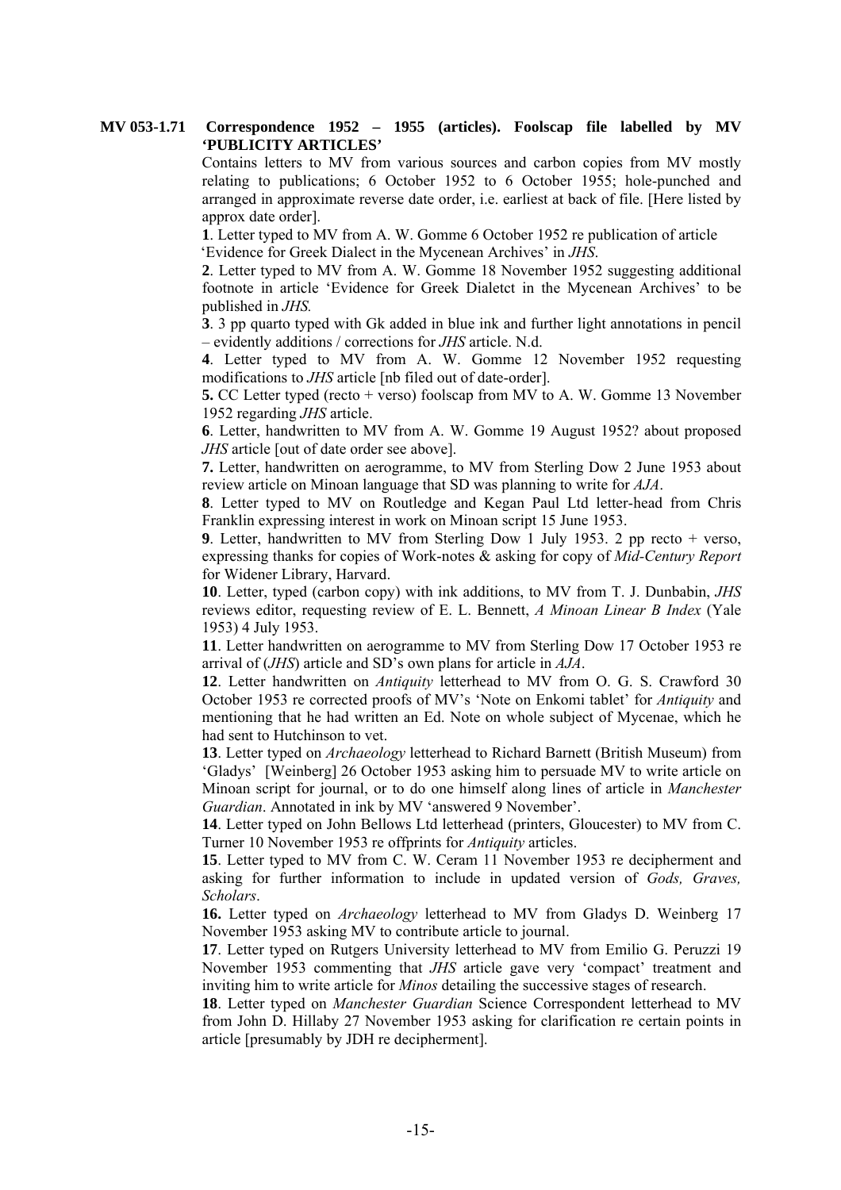**MV 053-1.71 Correspondence 1952 – 1955 (articles). Foolscap file labelled by MV 'PUBLICITY ARTICLES'**

Contains letters to MV from various sources and carbon copies from MV mostly relating to publications; 6 October 1952 to 6 October 1955; hole-punched and arranged in approximate reverse date order, i.e. earliest at back of file. [Here listed by approx date order].

**1**. Letter typed to MV from A. W. Gomme 6 October 1952 re publication of article 'Evidence for Greek Dialect in the Mycenean Archives' in *JHS*.

**2**. Letter typed to MV from A. W. Gomme 18 November 1952 suggesting additional footnote in article 'Evidence for Greek Dialetct in the Mycenean Archives' to be published in *JHS.*

**3**. 3 pp quarto typed with Gk added in blue ink and further light annotations in pencil – evidently additions / corrections for *JHS* article. N.d.

**4**. Letter typed to MV from A. W. Gomme 12 November 1952 requesting modifications to *JHS* article [nb filed out of date-order].

**5.** CC Letter typed (recto + verso) foolscap from MV to A. W. Gomme 13 November 1952 regarding *JHS* article.

**6**. Letter, handwritten to MV from A. W. Gomme 19 August 1952? about proposed *JHS* article [out of date order see above].

**7.** Letter, handwritten on aerogramme, to MV from Sterling Dow 2 June 1953 about review article on Minoan language that SD was planning to write for *AJA*.

**8**. Letter typed to MV on Routledge and Kegan Paul Ltd letter-head from Chris Franklin expressing interest in work on Minoan script 15 June 1953.

**9**. Letter, handwritten to MV from Sterling Dow 1 July 1953. 2 pp recto + verso, expressing thanks for copies of Work-notes & asking for copy of *Mid-Century Report* for Widener Library, Harvard.

**10**. Letter, typed (carbon copy) with ink additions, to MV from T. J. Dunbabin, *JHS* reviews editor, requesting review of E. L. Bennett, *A Minoan Linear B Index* (Yale 1953) 4 July 1953.

**11**. Letter handwritten on aerogramme to MV from Sterling Dow 17 October 1953 re arrival of (*JHS*) article and SD's own plans for article in *AJA*.

**12**. Letter handwritten on *Antiquity* letterhead to MV from O. G. S. Crawford 30 October 1953 re corrected proofs of MV's 'Note on Enkomi tablet' for *Antiquity* and mentioning that he had written an Ed. Note on whole subject of Mycenae, which he had sent to Hutchinson to vet.

**13**. Letter typed on *Archaeology* letterhead to Richard Barnett (British Museum) from 'Gladys' [Weinberg] 26 October 1953 asking him to persuade MV to write article on Minoan script for journal, or to do one himself along lines of article in *Manchester Guardian*. Annotated in ink by MV 'answered 9 November'.

**14**. Letter typed on John Bellows Ltd letterhead (printers, Gloucester) to MV from C. Turner 10 November 1953 re offprints for *Antiquity* articles.

**15**. Letter typed to MV from C. W. Ceram 11 November 1953 re decipherment and asking for further information to include in updated version of *Gods, Graves, Scholars*.

**16.** Letter typed on *Archaeology* letterhead to MV from Gladys D. Weinberg 17 November 1953 asking MV to contribute article to journal.

**17**. Letter typed on Rutgers University letterhead to MV from Emilio G. Peruzzi 19 November 1953 commenting that *JHS* article gave very 'compact' treatment and inviting him to write article for *Minos* detailing the successive stages of research.

**18**. Letter typed on *Manchester Guardian* Science Correspondent letterhead to MV from John D. Hillaby 27 November 1953 asking for clarification re certain points in article [presumably by JDH re decipherment].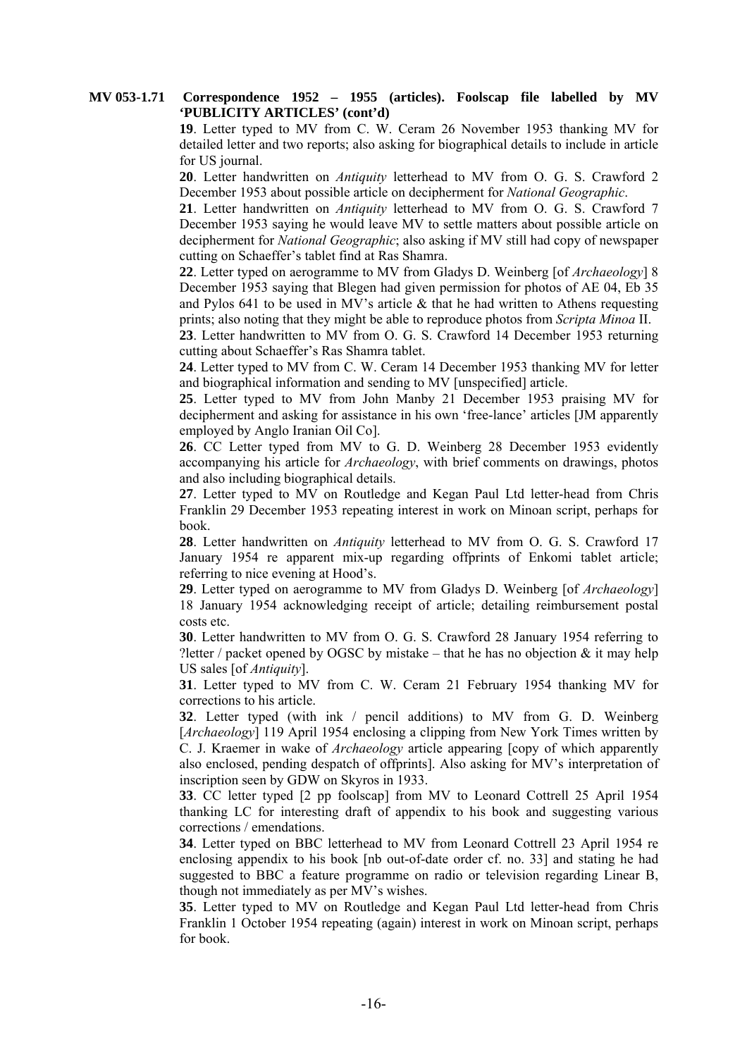**MV 053-1.71 Correspondence 1952 – 1955 (articles). Foolscap file labelled by MV 'PUBLICITY ARTICLES' (cont'd)**

**19**. Letter typed to MV from C. W. Ceram 26 November 1953 thanking MV for detailed letter and two reports; also asking for biographical details to include in article for US journal.

**20**. Letter handwritten on *Antiquity* letterhead to MV from O. G. S. Crawford 2 December 1953 about possible article on decipherment for *National Geographic*.

**21**. Letter handwritten on *Antiquity* letterhead to MV from O. G. S. Crawford 7 December 1953 saying he would leave MV to settle matters about possible article on decipherment for *National Geographic*; also asking if MV still had copy of newspaper cutting on Schaeffer's tablet find at Ras Shamra.

**22**. Letter typed on aerogramme to MV from Gladys D. Weinberg [of *Archaeology*] 8 December 1953 saying that Blegen had given permission for photos of AE 04, Eb 35 and Pylos 641 to be used in MV's article & that he had written to Athens requesting prints; also noting that they might be able to reproduce photos from *Scripta Minoa* II.

**23**. Letter handwritten to MV from O. G. S. Crawford 14 December 1953 returning cutting about Schaeffer's Ras Shamra tablet.

**24**. Letter typed to MV from C. W. Ceram 14 December 1953 thanking MV for letter and biographical information and sending to MV [unspecified] article.

**25**. Letter typed to MV from John Manby 21 December 1953 praising MV for decipherment and asking for assistance in his own 'free-lance' articles [JM apparently employed by Anglo Iranian Oil Co].

**26**. CC Letter typed from MV to G. D. Weinberg 28 December 1953 evidently accompanying his article for *Archaeology*, with brief comments on drawings, photos and also including biographical details.

**27**. Letter typed to MV on Routledge and Kegan Paul Ltd letter-head from Chris Franklin 29 December 1953 repeating interest in work on Minoan script, perhaps for book.

**28**. Letter handwritten on *Antiquity* letterhead to MV from O. G. S. Crawford 17 January 1954 re apparent mix-up regarding offprints of Enkomi tablet article; referring to nice evening at Hood's.

**29**. Letter typed on aerogramme to MV from Gladys D. Weinberg [of *Archaeology*] 18 January 1954 acknowledging receipt of article; detailing reimbursement postal costs etc.

**30**. Letter handwritten to MV from O. G. S. Crawford 28 January 1954 referring to ?letter / packet opened by OGSC by mistake – that he has no objection & it may help US sales [of *Antiquity*].

**31**. Letter typed to MV from C. W. Ceram 21 February 1954 thanking MV for corrections to his article.

**32**. Letter typed (with ink / pencil additions) to MV from G. D. Weinberg [*Archaeology*] 119 April 1954 enclosing a clipping from New York Times written by C. J. Kraemer in wake of *Archaeology* article appearing [copy of which apparently also enclosed, pending despatch of offprints]. Also asking for MV's interpretation of inscription seen by GDW on Skyros in 1933.

**33**. CC letter typed [2 pp foolscap] from MV to Leonard Cottrell 25 April 1954 thanking LC for interesting draft of appendix to his book and suggesting various corrections / emendations.

**34**. Letter typed on BBC letterhead to MV from Leonard Cottrell 23 April 1954 re enclosing appendix to his book [nb out-of-date order cf. no. 33] and stating he had suggested to BBC a feature programme on radio or television regarding Linear B, though not immediately as per MV's wishes.

**35**. Letter typed to MV on Routledge and Kegan Paul Ltd letter-head from Chris Franklin 1 October 1954 repeating (again) interest in work on Minoan script, perhaps for book.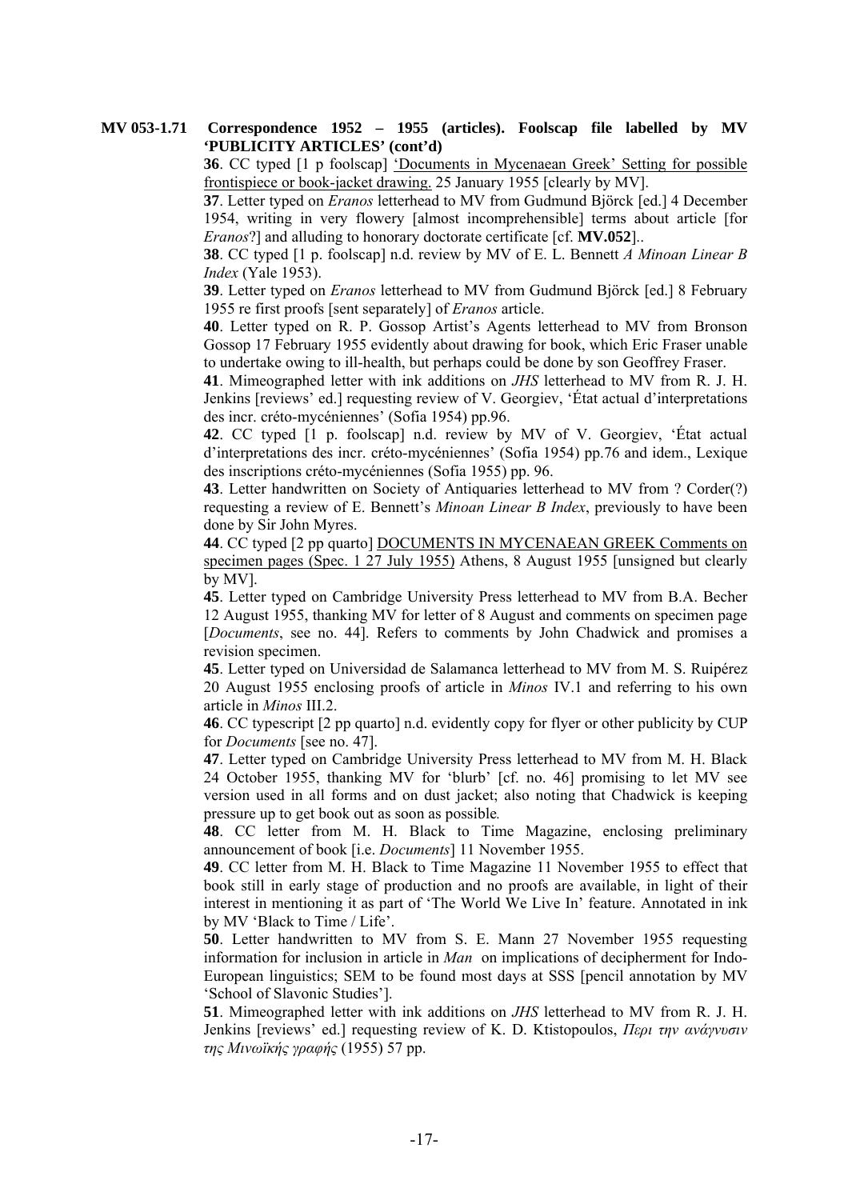**MV 053-1.71 Correspondence 1952 – 1955 (articles). Foolscap file labelled by MV 'PUBLICITY ARTICLES' (cont'd)**

**36**. CC typed [1 p foolscap] 'Documents in Mycenaean Greek' Setting for possible frontispiece or book-jacket drawing. 25 January 1955 [clearly by MV].

**37**. Letter typed on *Eranos* letterhead to MV from Gudmund Björck [ed.] 4 December 1954, writing in very flowery [almost incomprehensible] terms about article [for *Eranos*?] and alluding to honorary doctorate certificate [cf. **MV.052**]..

**38**. CC typed [1 p. foolscap] n.d. review by MV of E. L. Bennett *A Minoan Linear B Index* (Yale 1953).

**39**. Letter typed on *Eranos* letterhead to MV from Gudmund Björck [ed.] 8 February 1955 re first proofs [sent separately] of *Eranos* article.

**40**. Letter typed on R. P. Gossop Artist's Agents letterhead to MV from Bronson Gossop 17 February 1955 evidently about drawing for book, which Eric Fraser unable to undertake owing to ill-health, but perhaps could be done by son Geoffrey Fraser.

**41**. Mimeographed letter with ink additions on *JHS* letterhead to MV from R. J. H. Jenkins [reviews' ed.] requesting review of V. Georgiev, 'État actual d'interpretations des incr. créto-mycéniennes' (Sofia 1954) pp.96.

**42**. CC typed [1 p. foolscap] n.d. review by MV of V. Georgiev, 'État actual d'interpretations des incr. créto-mycéniennes' (Sofia 1954) pp.76 and idem., Lexique des inscriptions créto-mycéniennes (Sofia 1955) pp. 96.

**43**. Letter handwritten on Society of Antiquaries letterhead to MV from ? Corder(?) requesting a review of E. Bennett's *Minoan Linear B Index*, previously to have been done by Sir John Myres.

**44**. CC typed [2 pp quarto] DOCUMENTS IN MYCENAEAN GREEK Comments on specimen pages (Spec. 1 27 July 1955) Athens, 8 August 1955 [unsigned but clearly by MV].

**45**. Letter typed on Cambridge University Press letterhead to MV from B.A. Becher 12 August 1955, thanking MV for letter of 8 August and comments on specimen page [*Documents*, see no. 44]. Refers to comments by John Chadwick and promises a revision specimen.

**45**. Letter typed on Universidad de Salamanca letterhead to MV from M. S. Ruipérez 20 August 1955 enclosing proofs of article in *Minos* IV.1 and referring to his own article in *Minos* III.2.

**46**. CC typescript [2 pp quarto] n.d. evidently copy for flyer or other publicity by CUP for *Documents* [see no. 47].

**47**. Letter typed on Cambridge University Press letterhead to MV from M. H. Black 24 October 1955, thanking MV for 'blurb' [cf. no. 46] promising to let MV see version used in all forms and on dust jacket; also noting that Chadwick is keeping pressure up to get book out as soon as possible.

**48**. CC letter from M. H. Black to Time Magazine, enclosing preliminary announcement of book [i.e. *Documents*] 11 November 1955.

**49**. CC letter from M. H. Black to Time Magazine 11 November 1955 to effect that book still in early stage of production and no proofs are available, in light of their interest in mentioning it as part of 'The World We Live In' feature. Annotated in ink by MV 'Black to Time / Life'.

**50**. Letter handwritten to MV from S. E. Mann 27 November 1955 requesting information for inclusion in article in *Man* on implications of decipherment for Indo-European linguistics; SEM to be found most days at SSS [pencil annotation by MV 'School of Slavonic Studies'].

**51**. Mimeographed letter with ink additions on *JHS* letterhead to MV from R. J. H. Jenkins [reviews' ed.] requesting review of K. D. Ktistopoulos, *Περι την ανάγνυσιν της Μινωϊκής γραφής* (1955) 57 pp.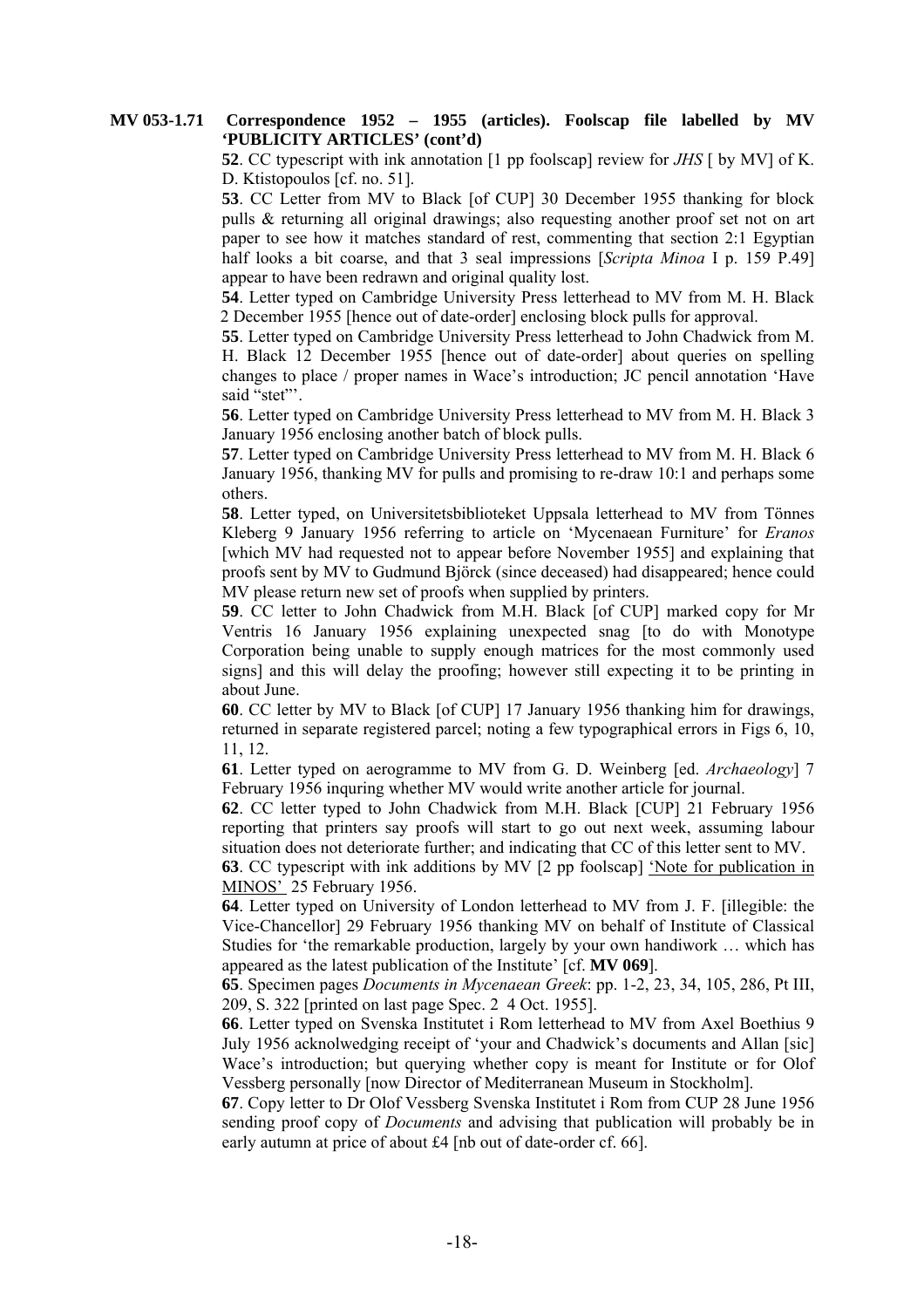**MV 053-1.71 Correspondence 1952 – 1955 (articles). Foolscap file labelled by MV 'PUBLICITY ARTICLES' (cont'd)**

**52**. CC typescript with ink annotation [1 pp foolscap] review for *JHS* [ by MV] of K. D. Ktistopoulos [cf. no. 51].

**53**. CC Letter from MV to Black [of CUP] 30 December 1955 thanking for block pulls & returning all original drawings; also requesting another proof set not on art paper to see how it matches standard of rest, commenting that section 2:1 Egyptian half looks a bit coarse, and that 3 seal impressions [*Scripta Minoa* I p. 159 P.49] appear to have been redrawn and original quality lost.

**54**. Letter typed on Cambridge University Press letterhead to MV from M. H. Black 2 December 1955 [hence out of date-order] enclosing block pulls for approval.

**55**. Letter typed on Cambridge University Press letterhead to John Chadwick from M. H. Black 12 December 1955 [hence out of date-order] about queries on spelling changes to place / proper names in Wace's introduction; JC pencil annotation 'Have said "stet"'.

**56**. Letter typed on Cambridge University Press letterhead to MV from M. H. Black 3 January 1956 enclosing another batch of block pulls.

**57**. Letter typed on Cambridge University Press letterhead to MV from M. H. Black 6 January 1956, thanking MV for pulls and promising to re-draw 10:1 and perhaps some others.

**58**. Letter typed, on Universitetsbiblioteket Uppsala letterhead to MV from Tönnes Kleberg 9 January 1956 referring to article on 'Mycenaean Furniture' for *Eranos* [which MV had requested not to appear before November 1955] and explaining that proofs sent by MV to Gudmund Björck (since deceased) had disappeared; hence could MV please return new set of proofs when supplied by printers.

**59**. CC letter to John Chadwick from M.H. Black [of CUP] marked copy for Mr Ventris 16 January 1956 explaining unexpected snag [to do with Monotype Corporation being unable to supply enough matrices for the most commonly used signs] and this will delay the proofing; however still expecting it to be printing in about June.

**60**. CC letter by MV to Black [of CUP] 17 January 1956 thanking him for drawings, returned in separate registered parcel; noting a few typographical errors in Figs 6, 10, 11, 12.

**61**. Letter typed on aerogramme to MV from G. D. Weinberg [ed. *Archaeology*] 7 February 1956 inquring whether MV would write another article for journal.

**62**. CC letter typed to John Chadwick from M.H. Black [CUP] 21 February 1956 reporting that printers say proofs will start to go out next week, assuming labour situation does not deteriorate further; and indicating that CC of this letter sent to MV.

**63**. CC typescript with ink additions by MV [2 pp foolscap] 'Note for publication in MINOS' 25 February 1956.

**64**. Letter typed on University of London letterhead to MV from J. F. [illegible: the Vice-Chancellor] 29 February 1956 thanking MV on behalf of Institute of Classical Studies for 'the remarkable production, largely by your own handiwork … which has appeared as the latest publication of the Institute' [cf. **MV 069**].

**65**. Specimen pages *Documents in Mycenaean Greek*: pp. 1-2, 23, 34, 105, 286, Pt III, 209, S. 322 [printed on last page Spec. 2 4 Oct. 1955].

**66**. Letter typed on Svenska Institutet i Rom letterhead to MV from Axel Boethius 9 July 1956 acknolwedging receipt of 'your and Chadwick's documents and Allan [sic] Wace's introduction; but querying whether copy is meant for Institute or for Olof Vessberg personally [now Director of Mediterranean Museum in Stockholm].

**67**. Copy letter to Dr Olof Vessberg Svenska Institutet i Rom from CUP 28 June 1956 sending proof copy of *Documents* and advising that publication will probably be in early autumn at price of about £4 [nb out of date-order cf. 66].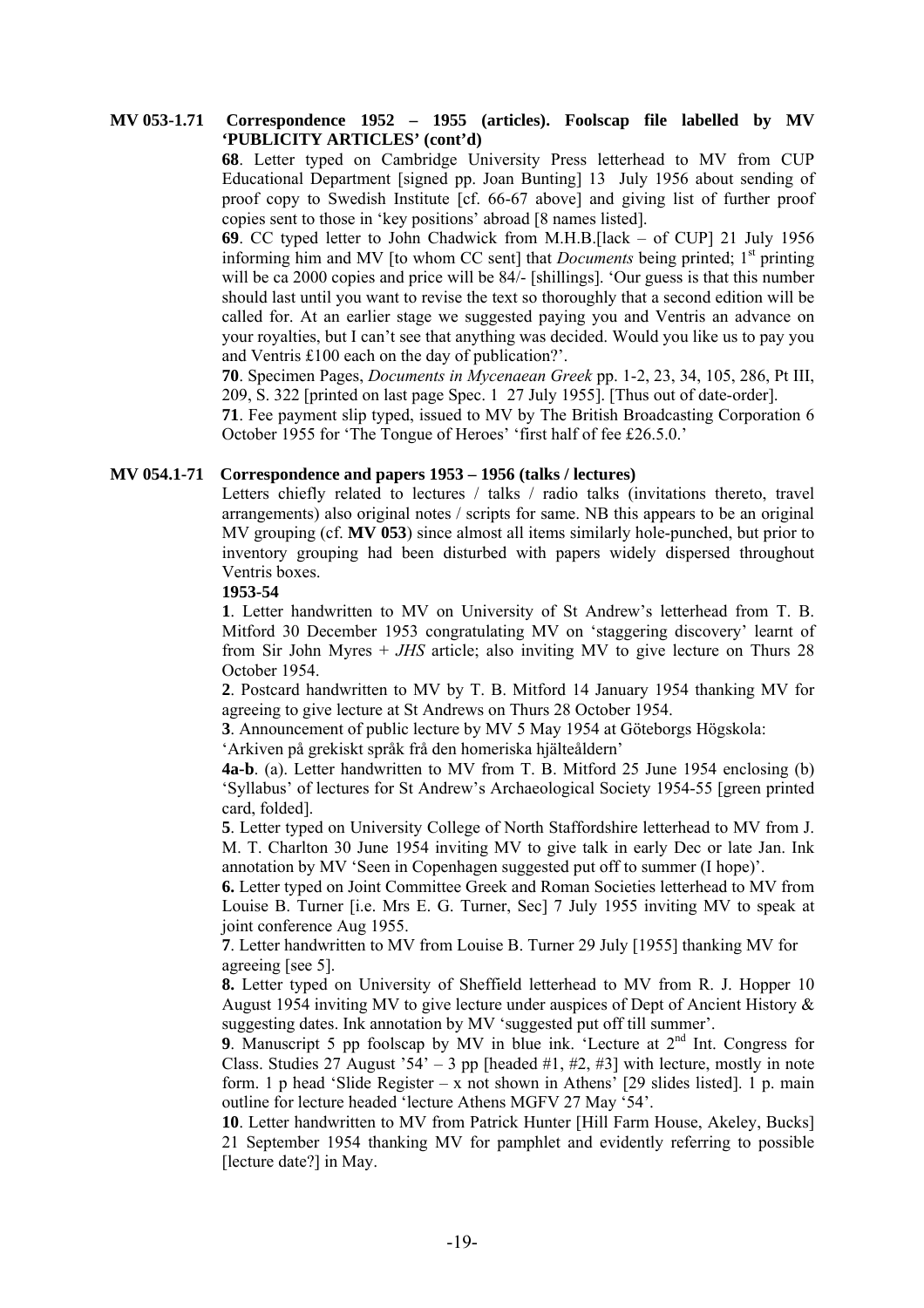**MV 053-1.71 Correspondence 1952 – 1955 (articles). Foolscap file labelled by MV 'PUBLICITY ARTICLES' (cont'd)**

**68**. Letter typed on Cambridge University Press letterhead to MV from CUP Educational Department [signed pp. Joan Bunting] 13 July 1956 about sending of proof copy to Swedish Institute [cf. 66-67 above] and giving list of further proof copies sent to those in 'key positions' abroad [8 names listed].

**69**. CC typed letter to John Chadwick from M.H.B.[lack – of CUP] 21 July 1956 informing him and MV [to whom CC sent] that *Documents* being printed; 1st printing will be ca 2000 copies and price will be 84/- [shillings]. 'Our guess is that this number should last until you want to revise the text so thoroughly that a second edition will be called for. At an earlier stage we suggested paying you and Ventris an advance on your royalties, but I can't see that anything was decided. Would you like us to pay you and Ventris £100 each on the day of publication?'.

**70**. Specimen Pages, *Documents in Mycenaean Greek* pp. 1-2, 23, 34, 105, 286, Pt III, 209, S. 322 [printed on last page Spec. 1 27 July 1955]. [Thus out of date-order].

**71**. Fee payment slip typed, issued to MV by The British Broadcasting Corporation 6 October 1955 for 'The Tongue of Heroes' 'first half of fee £26.5.0.'

**MV 054.1-71 Correspondence and papers 1953 – 1956 (talks / lectures)**

Letters chiefly related to lectures / talks / radio talks (invitations thereto, travel arrangements) also original notes / scripts for same. NB this appears to be an original MV grouping (cf. **MV 053**) since almost all items similarly hole-punched, but prior to inventory grouping had been disturbed with papers widely dispersed throughout Ventris boxes.

**1953-54**

**1**. Letter handwritten to MV on University of St Andrew's letterhead from T. B. Mitford 30 December 1953 congratulating MV on 'staggering discovery' learnt of from Sir John Myres + *JHS* article; also inviting MV to give lecture on Thurs 28 October 1954.

**2**. Postcard handwritten to MV by T. B. Mitford 14 January 1954 thanking MV for agreeing to give lecture at St Andrews on Thurs 28 October 1954.

**3**. Announcement of public lecture by MV 5 May 1954 at Göteborgs Högskola: 'Arkiven på grekiskt språk frå den homeriska hjälteåldern'

**4a-b**. (a). Letter handwritten to MV from T. B. Mitford 25 June 1954 enclosing (b) 'Syllabus' of lectures for St Andrew's Archaeological Society 1954-55 [green printed card, folded].

**5**. Letter typed on University College of North Staffordshire letterhead to MV from J. M. T. Charlton 30 June 1954 inviting MV to give talk in early Dec or late Jan. Ink annotation by MV 'Seen in Copenhagen suggested put off to summer (I hope)'.

**6.** Letter typed on Joint Committee Greek and Roman Societies letterhead to MV from Louise B. Turner [i.e. Mrs E. G. Turner, Sec] 7 July 1955 inviting MV to speak at joint conference Aug 1955.

**7**. Letter handwritten to MV from Louise B. Turner 29 July [1955] thanking MV for agreeing [see 5].

**8.** Letter typed on University of Sheffield letterhead to MV from R. J. Hopper 10 August 1954 inviting MV to give lecture under auspices of Dept of Ancient History & suggesting dates. Ink annotation by MV 'suggested put off till summer'.

**9**. Manuscript 5 pp foolscap by MV in blue ink. 'Lecture at 2nd Int. Congress for Class. Studies 27 August '54' – 3 pp [headed #1, #2, #3] with lecture, mostly in note form. 1 p head 'Slide Register – x not shown in Athens' [29 slides listed]. 1 p. main outline for lecture headed 'lecture Athens MGFV 27 May '54'.

**10**. Letter handwritten to MV from Patrick Hunter [Hill Farm House, Akeley, Bucks] 21 September 1954 thanking MV for pamphlet and evidently referring to possible [lecture date?] in May.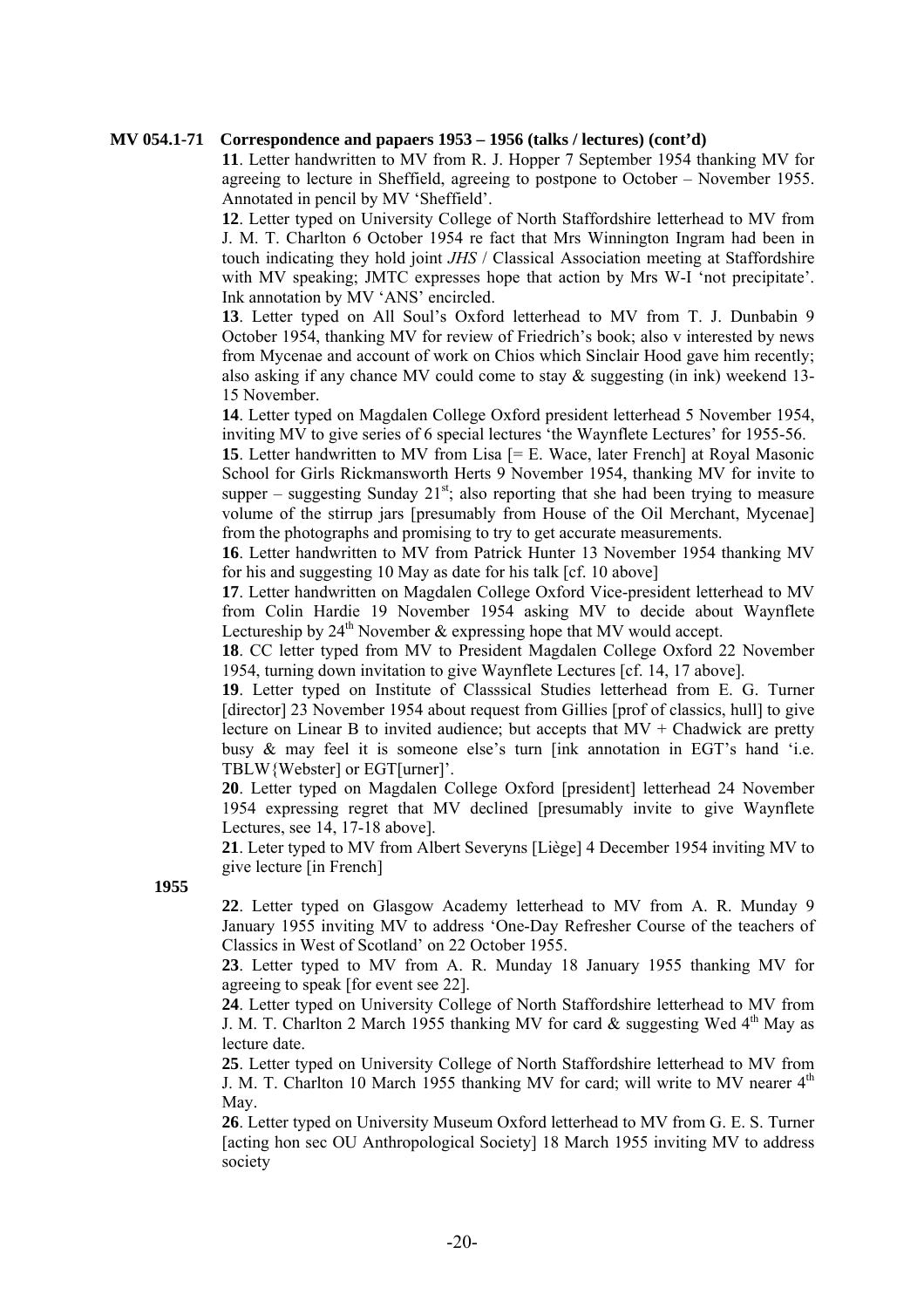**MV 054.1-71 Correspondence and papaers 1953 – 1956 (talks / lectures) (cont'd)**

**11**. Letter handwritten to MV from R. J. Hopper 7 September 1954 thanking MV for agreeing to lecture in Sheffield, agreeing to postpone to October – November 1955. Annotated in pencil by MV 'Sheffield'.

**12**. Letter typed on University College of North Staffordshire letterhead to MV from J. M. T. Charlton 6 October 1954 re fact that Mrs Winnington Ingram had been in touch indicating they hold joint *JHS* / Classical Association meeting at Staffordshire with MV speaking; JMTC expresses hope that action by Mrs W-I 'not precipitate'. Ink annotation by MV 'ANS' encircled.

**13**. Letter typed on All Soul's Oxford letterhead to MV from T. J. Dunbabin 9 October 1954, thanking MV for review of Friedrich's book; also v interested by news from Mycenae and account of work on Chios which Sinclair Hood gave him recently; also asking if any chance MV could come to stay & suggesting (in ink) weekend 13-15 November.

**14**. Letter typed on Magdalen College Oxford president letterhead 5 November 1954, inviting MV to give series of 6 special lectures 'the Waynflete Lectures' for 1955-56.

**15**. Letter handwritten to MV from Lisa [= E. Wace, later French] at Royal Masonic School for Girls Rickmansworth Herts 9 November 1954, thanking MV for invite to supper – suggesting Sunday 21st; also reporting that she had been trying to measure volume of the stirrup jars [presumably from House of the Oil Merchant, Mycenae] from the photographs and promising to try to get accurate measurements.

**16**. Letter handwritten to MV from Patrick Hunter 13 November 1954 thanking MV for his and suggesting 10 May as date for his talk [cf. 10 above]

**17**. Letter handwritten on Magdalen College Oxford Vice-president letterhead to MV from Colin Hardie 19 November 1954 asking MV to decide about Waynflete Lectureship by 24th November & expressing hope that MV would accept.

**18**. CC letter typed from MV to President Magdalen College Oxford 22 November 1954, turning down invitation to give Waynflete Lectures [cf. 14, 17 above].

**19**. Letter typed on Institute of Classsical Studies letterhead from E. G. Turner [director] 23 November 1954 about request from Gillies [prof of classics, hull] to give lecture on Linear B to invited audience; but accepts that MV + Chadwick are pretty busy & may feel it is someone else's turn [ink annotation in EGT's hand 'i.e. TBLW{Webster] or EGT[urner]'.

**20**. Letter typed on Magdalen College Oxford [president] letterhead 24 November 1954 expressing regret that MV declined [presumably invite to give Waynflete Lectures, see 14, 17-18 above].

**21**. Leter typed to MV from Albert Severyns [Liège] 4 December 1954 inviting MV to give lecture [in French]

**1955**

**22**. Letter typed on Glasgow Academy letterhead to MV from A. R. Munday 9 January 1955 inviting MV to address 'One-Day Refresher Course of the teachers of Classics in West of Scotland' on 22 October 1955.

**23**. Letter typed to MV from A. R. Munday 18 January 1955 thanking MV for agreeing to speak [for event see 22].

**24**. Letter typed on University College of North Staffordshire letterhead to MV from J. M. T. Charlton 2 March 1955 thanking MV for card & suggesting Wed 4th May as lecture date.

**25**. Letter typed on University College of North Staffordshire letterhead to MV from J. M. T. Charlton 10 March 1955 thanking MV for card; will write to MV nearer 4th May.

**26**. Letter typed on University Museum Oxford letterhead to MV from G. E. S. Turner [acting hon sec OU Anthropological Society] 18 March 1955 inviting MV to address society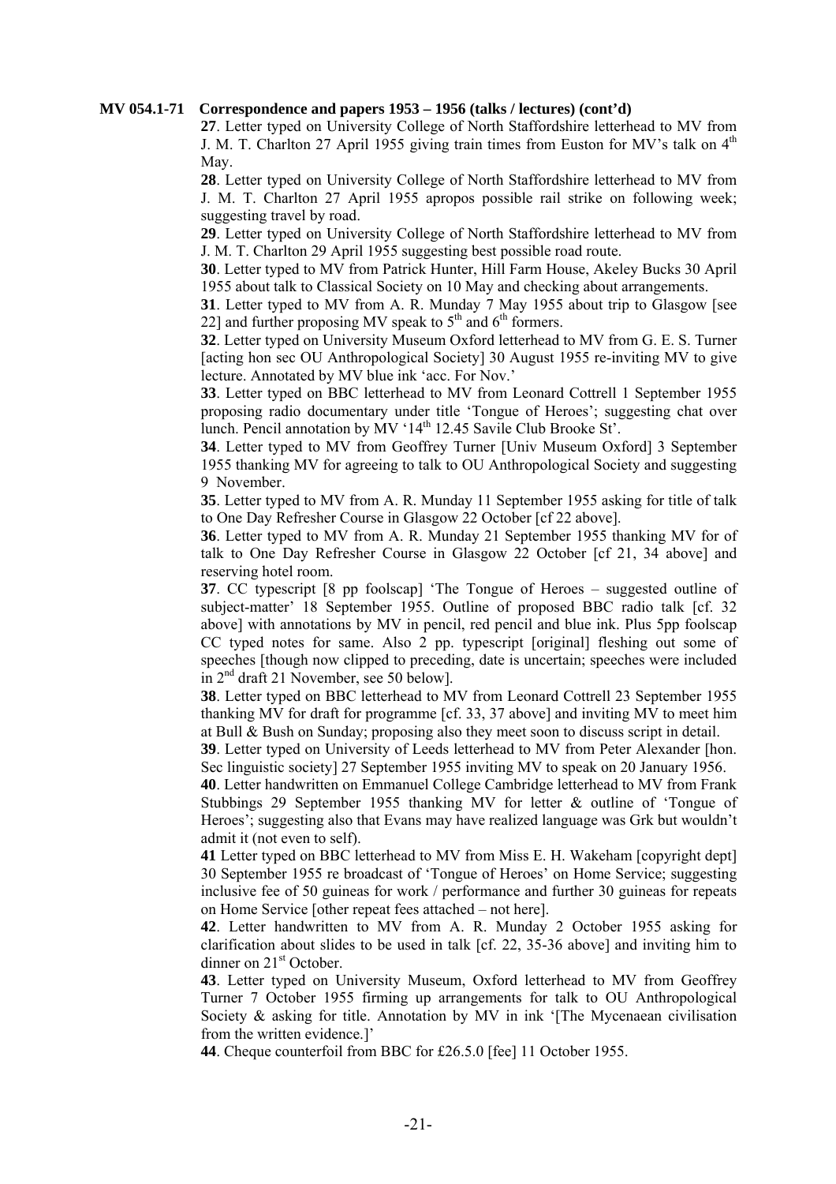**MV 054.1-71 Correspondence and papers 1953 – 1956 (talks / lectures) (cont'd)**

**27**. Letter typed on University College of North Staffordshire letterhead to MV from J. M. T. Charlton 27 April 1955 giving train times from Euston for MV's talk on 4th May.

**28**. Letter typed on University College of North Staffordshire letterhead to MV from J. M. T. Charlton 27 April 1955 apropos possible rail strike on following week; suggesting travel by road.

**29**. Letter typed on University College of North Staffordshire letterhead to MV from J. M. T. Charlton 29 April 1955 suggesting best possible road route.

**30**. Letter typed to MV from Patrick Hunter, Hill Farm House, Akeley Bucks 30 April 1955 about talk to Classical Society on 10 May and checking about arrangements.

**31**. Letter typed to MV from A. R. Munday 7 May 1955 about trip to Glasgow [see 22] and further proposing MV speak to 5th and 6th formers.

**32**. Letter typed on University Museum Oxford letterhead to MV from G. E. S. Turner [acting hon sec OU Anthropological Society] 30 August 1955 re-inviting MV to give lecture. Annotated by MV blue ink 'acc. For Nov.'

**33**. Letter typed on BBC letterhead to MV from Leonard Cottrell 1 September 1955 proposing radio documentary under title 'Tongue of Heroes'; suggesting chat over lunch. Pencil annotation by MV '14th 12.45 Savile Club Brooke St'.

**34**. Letter typed to MV from Geoffrey Turner [Univ Museum Oxford] 3 September 1955 thanking MV for agreeing to talk to OU Anthropological Society and suggesting 9 November.

**35**. Letter typed to MV from A. R. Munday 11 September 1955 asking for title of talk to One Day Refresher Course in Glasgow 22 October [cf 22 above].

**36**. Letter typed to MV from A. R. Munday 21 September 1955 thanking MV for of talk to One Day Refresher Course in Glasgow 22 October [cf 21, 34 above] and reserving hotel room.

**37**. CC typescript [8 pp foolscap] 'The Tongue of Heroes – suggested outline of subject-matter' 18 September 1955. Outline of proposed BBC radio talk [cf. 32 above] with annotations by MV in pencil, red pencil and blue ink. Plus 5pp foolscap CC typed notes for same. Also 2 pp. typescript [original] fleshing out some of speeches [though now clipped to preceding, date is uncertain; speeches were included in 2nd draft 21 November, see 50 below].

**38**. Letter typed on BBC letterhead to MV from Leonard Cottrell 23 September 1955 thanking MV for draft for programme [cf. 33, 37 above] and inviting MV to meet him at Bull & Bush on Sunday; proposing also they meet soon to discuss script in detail.

**39**. Letter typed on University of Leeds letterhead to MV from Peter Alexander [hon. Sec linguistic society] 27 September 1955 inviting MV to speak on 20 January 1956.

**40**. Letter handwritten on Emmanuel College Cambridge letterhead to MV from Frank Stubbings 29 September 1955 thanking MV for letter & outline of 'Tongue of Heroes'; suggesting also that Evans may have realized language was Grk but wouldn't admit it (not even to self).

**41** Letter typed on BBC letterhead to MV from Miss E. H. Wakeham [copyright dept] 30 September 1955 re broadcast of 'Tongue of Heroes' on Home Service; suggesting inclusive fee of 50 guineas for work / performance and further 30 guineas for repeats on Home Service [other repeat fees attached – not here].

**42**. Letter handwritten to MV from A. R. Munday 2 October 1955 asking for clarification about slides to be used in talk [cf. 22, 35-36 above] and inviting him to dinner on 21st October.

**43**. Letter typed on University Museum, Oxford letterhead to MV from Geoffrey Turner 7 October 1955 firming up arrangements for talk to OU Anthropological Society & asking for title. Annotation by MV in ink '[The Mycenaean civilisation from the written evidence.]'

**44**. Cheque counterfoil from BBC for £26.5.0 [fee] 11 October 1955.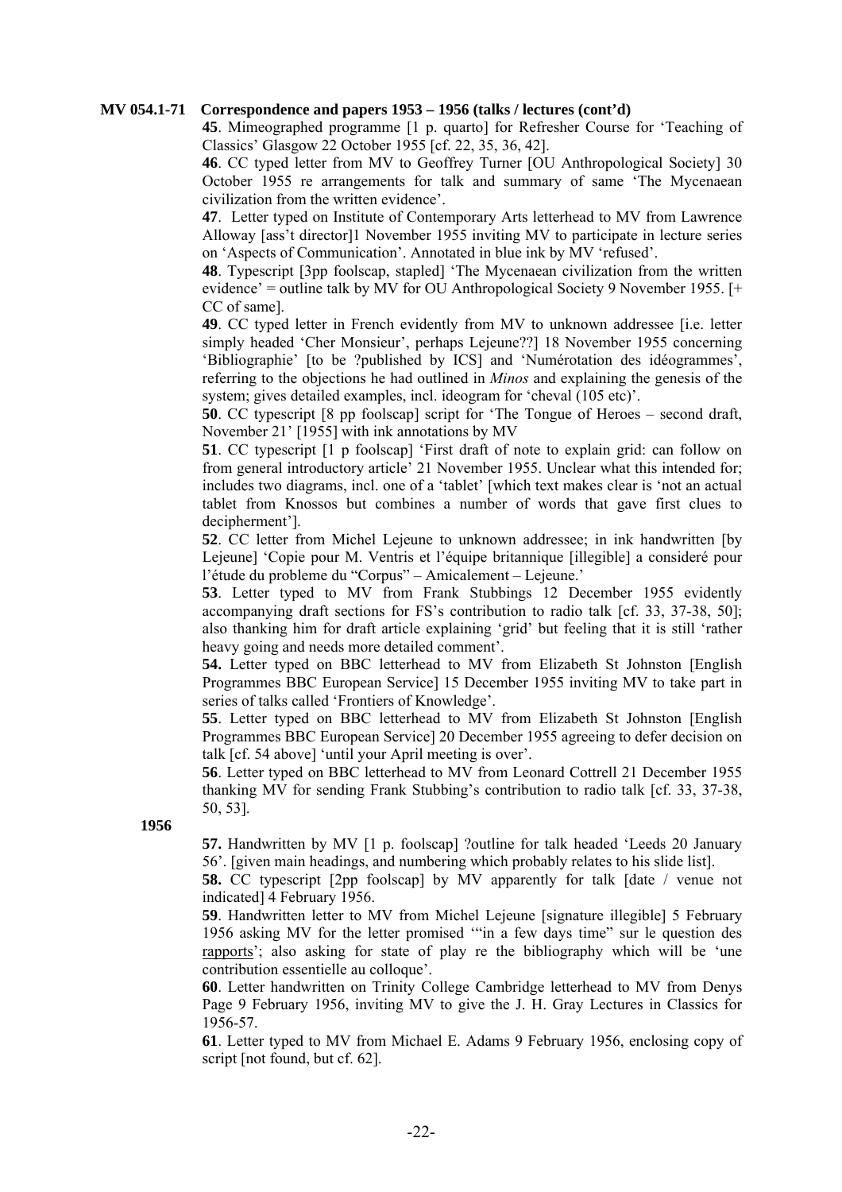**MV 054.1-71 Correspondence and papers 1953 – 1956 (talks / lectures (cont'd)**

**45**. Mimeographed programme [1 p. quarto] for Refresher Course for 'Teaching of Classics' Glasgow 22 October 1955 [cf. 22, 35, 36, 42].

**46**. CC typed letter from MV to Geoffrey Turner [OU Anthropological Society] 30 October 1955 re arrangements for talk and summary of same 'The Mycenaean civilization from the written evidence'.

**47**. Letter typed on Institute of Contemporary Arts letterhead to MV from Lawrence Alloway [ass't director]1 November 1955 inviting MV to participate in lecture series on 'Aspects of Communication'. Annotated in blue ink by MV 'refused'.

**48**. Typescript [3pp foolscap, stapled] 'The Mycenaean civilization from the written evidence' = outline talk by MV for OU Anthropological Society 9 November 1955. [+ CC of same].

**49**. CC typed letter in French evidently from MV to unknown addressee [i.e. letter simply headed 'Cher Monsieur', perhaps Lejeune??] 18 November 1955 concerning 'Bibliographie' [to be ?published by ICS] and 'Numérotation des idéogrammes', referring to the objections he had outlined in *Minos* and explaining the genesis of the system; gives detailed examples, incl. ideogram for 'cheval (105 etc)'.

**50**. CC typescript [8 pp foolscap] script for 'The Tongue of Heroes – second draft, November 21' [1955] with ink annotations by MV

**51**. CC typescript [1 p foolscap] 'First draft of note to explain grid: can follow on from general introductory article' 21 November 1955. Unclear what this intended for; includes two diagrams, incl. one of a 'tablet' [which text makes clear is 'not an actual tablet from Knossos but combines a number of words that gave first clues to decipherment'].

**52**. CC letter from Michel Lejeune to unknown addressee; in ink handwritten [by Lejeune] 'Copie pour M. Ventris et l'équipe britannique [illegible] a consideré pour l'étude du probleme du "Corpus" – Amicalement – Lejeune.'

**53**. Letter typed to MV from Frank Stubbings 12 December 1955 evidently accompanying draft sections for FS's contribution to radio talk [cf. 33, 37-38, 50]; also thanking him for draft article explaining 'grid' but feeling that it is still 'rather heavy going and needs more detailed comment'.

**54.** Letter typed on BBC letterhead to MV from Elizabeth St Johnston [English Programmes BBC European Service] 15 December 1955 inviting MV to take part in series of talks called 'Frontiers of Knowledge'.

**55**. Letter typed on BBC letterhead to MV from Elizabeth St Johnston [English Programmes BBC European Service] 20 December 1955 agreeing to defer decision on talk [cf. 54 above] 'until your April meeting is over'.

**56**. Letter typed on BBC letterhead to MV from Leonard Cottrell 21 December 1955 thanking MV for sending Frank Stubbing's contribution to radio talk [cf. 33, 37-38, 50, 53].

**1956**

**57.** Handwritten by MV [1 p. foolscap] ?outline for talk headed 'Leeds 20 January 56'. [given main headings, and numbering which probably relates to his slide list].

**58.** CC typescript [2pp foolscap] by MV apparently for talk [date / venue not indicated] 4 February 1956.

**59**. Handwritten letter to MV from Michel Lejeune [signature illegible] 5 February 1956 asking MV for the letter promised '"in a few days time" sur le question des rapports'; also asking for state of play re the bibliography which will be 'une contribution essentielle au colloque'.

**60**. Letter handwritten on Trinity College Cambridge letterhead to MV from Denys Page 9 February 1956, inviting MV to give the J. H. Gray Lectures in Classics for 1956-57.

**61**. Letter typed to MV from Michael E. Adams 9 February 1956, enclosing copy of script [not found, but cf. 62].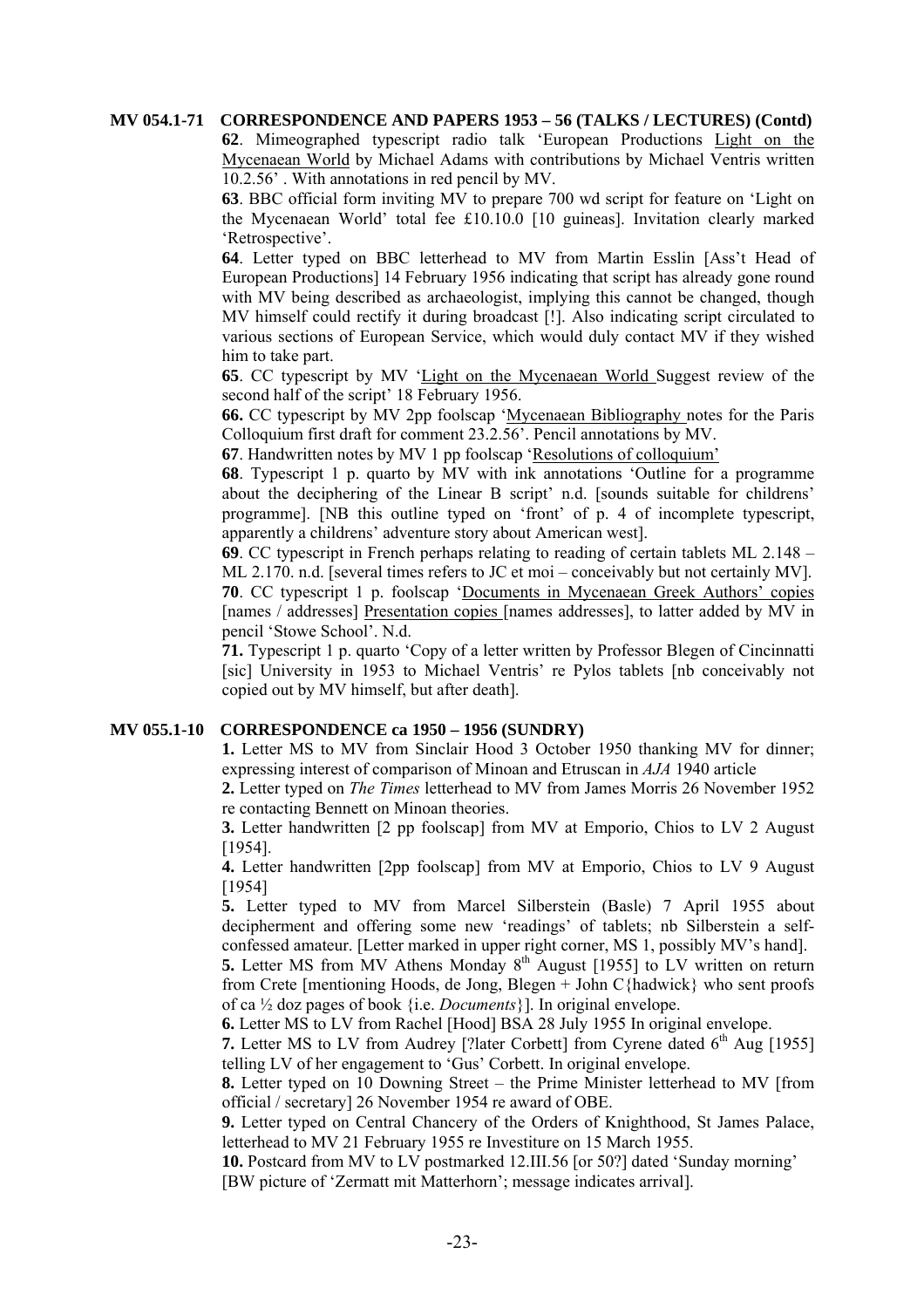**MV 054.1-71 CORRESPONDENCE AND PAPERS 1953 – 56 (TALKS / LECTURES) (Contd)**

**62**. Mimeographed typescript radio talk 'European Productions Light on the Mycenaean World by Michael Adams with contributions by Michael Ventris written 10.2.56'. With annotations in red pencil by MV.

**63**. BBC official form inviting MV to prepare 700 wd script for feature on 'Light on the Mycenaean World' total fee £10.10.0 [10 guineas]. Invitation clearly marked 'Retrospective'.

**64**. Letter typed on BBC letterhead to MV from Martin Esslin [Ass't Head of European Productions] 14 February 1956 indicating that script has already gone round with MV being described as archaeologist, implying this cannot be changed, though MV himself could rectify it during broadcast [!]. Also indicating script circulated to various sections of European Service, which would duly contact MV if they wished him to take part.

**65**. CC typescript by MV 'Light on the Mycenaean World Suggest review of the second half of the script' 18 February 1956.

**66.** CC typescript by MV 2pp foolscap 'Mycenaean Bibliography notes for the Paris Colloquium first draft for comment 23.2.56'. Pencil annotations by MV.

**67**. Handwritten notes by MV 1 pp foolscap 'Resolutions of colloquium'

**68**. Typescript 1 p. quarto by MV with ink annotations 'Outline for a programme about the deciphering of the Linear B script' n.d. [sounds suitable for childrens' programme]. [NB this outline typed on 'front' of p. 4 of incomplete typescript, apparently a childrens' adventure story about American west].

**69**. CC typescript in French perhaps relating to reading of certain tablets ML 2.148 – ML 2.170. n.d. [several times refers to JC et moi – conceivably but not certainly MV].

**70**. CC typescript 1 p. foolscap 'Documents in Mycenaean Greek Authors' copies [names / addresses] Presentation copies [names addresses], to latter added by MV in pencil 'Stowe School'. N.d.

**71.** Typescript 1 p. quarto 'Copy of a letter written by Professor Blegen of Cincinnatti [sic] University in 1953 to Michael Ventris' re Pylos tablets [nb conceivably not copied out by MV himself, but after death].

**MV 055.1-10 CORRESPONDENCE ca 1950 – 1956 (SUNDRY)**

**1.** Letter MS to MV from Sinclair Hood 3 October 1950 thanking MV for dinner; expressing interest of comparison of Minoan and Etruscan in *AJA* 1940 article

**2.** Letter typed on *The Times* letterhead to MV from James Morris 26 November 1952 re contacting Bennett on Minoan theories.

**3.** Letter handwritten [2 pp foolscap] from MV at Emporio, Chios to LV 2 August [1954].

**4.** Letter handwritten [2pp foolscap] from MV at Emporio, Chios to LV 9 August [1954]

**5.** Letter typed to MV from Marcel Silberstein (Basle) 7 April 1955 about decipherment and offering some new 'readings' of tablets; nb Silberstein a self-confessed amateur. [Letter marked in upper right corner, MS 1, possibly MV's hand].

**5.** Letter MS from MV Athens Monday 8th August [1955] to LV written on return from Crete [mentioning Hoods, de Jong, Blegen + John C{hadwick} who sent proofs of ca ½ doz pages of book {i.e. *Documents*}]. In original envelope.

**6.** Letter MS to LV from Rachel [Hood] BSA 28 July 1955 In original envelope.

**7.** Letter MS to LV from Audrey [?later Corbett] from Cyrene dated 6th Aug [1955] telling LV of her engagement to 'Gus' Corbett. In original envelope.

**8.** Letter typed on 10 Downing Street – the Prime Minister letterhead to MV [from official / secretary] 26 November 1954 re award of OBE.

**9.** Letter typed on Central Chancery of the Orders of Knighthood, St James Palace, letterhead to MV 21 February 1955 re Investiture on 15 March 1955.

**10.** Postcard from MV to LV postmarked 12.III.56 [or 50?] dated 'Sunday morning' [BW picture of 'Zermatt mit Matterhorn'; message indicates arrival].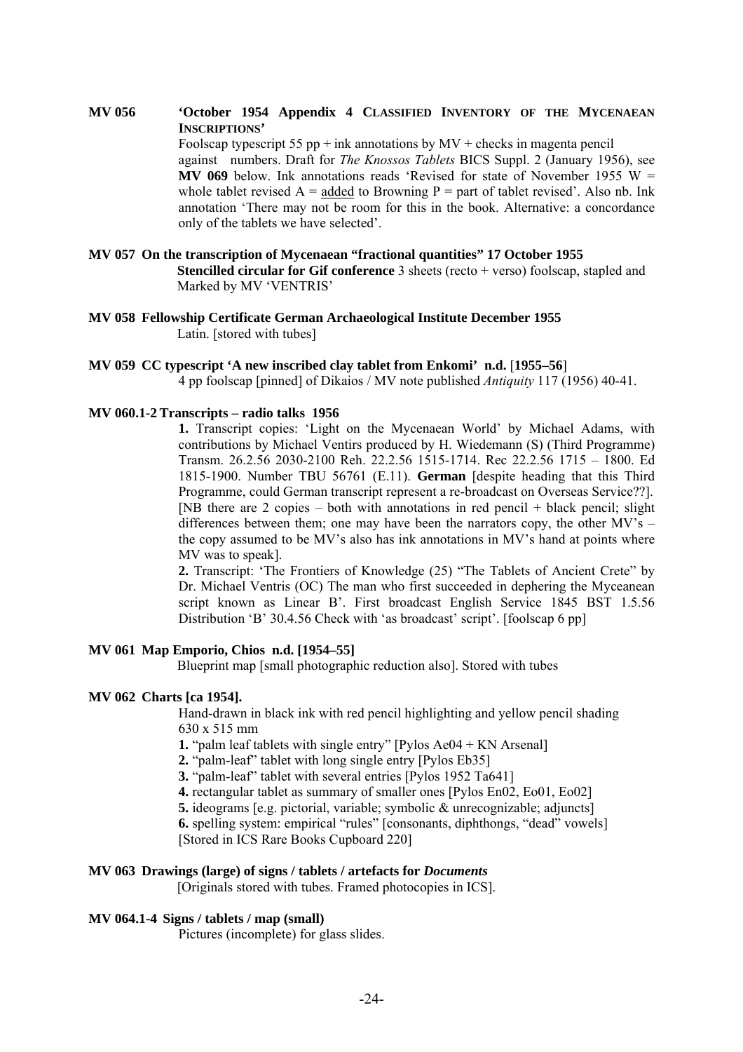**MV 056** **'October 1954 Appendix 4 CLASSIFIED INVENTORY OF THE MYCENAEAN INSCRIPTIONS'**

Foolscap typescript 55 pp + ink annotations by MV + checks in magenta pencil against numbers. Draft for *The Knossos Tablets* BICS Suppl. 2 (January 1956), see **MV 069** below. Ink annotations reads 'Revised for state of November 1955 W = whole tablet revised A = added to Browning P = part of tablet revised'. Also nb. Ink annotation 'There may not be room for this in the book. Alternative: a concordance only of the tablets we have selected'.

**MV 057 On the transcription of Mycenaean "fractional quantities" 17 October 1955**

**Stencilled circular for Gif conference** 3 sheets (recto + verso) foolscap, stapled and Marked by MV 'VENTRIS'

**MV 058 Fellowship Certificate German Archaeological Institute December 1955**

Latin. [stored with tubes]

**MV 059 CC typescript 'A new inscribed clay tablet from Enkomi' n.d.** [**1955–56**]

4 pp foolscap [pinned] of Dikaios / MV note published *Antiquity* 117 (1956) 40-41.

**MV 060.1-2 Transcripts – radio talks 1956**

**1.** Transcript copies: 'Light on the Mycenaean World' by Michael Adams, with contributions by Michael Ventirs produced by H. Wiedemann (S) (Third Programme) Transm. 26.2.56 2030-2100 Reh. 22.2.56 1515-1714. Rec 22.2.56 1715 – 1800. Ed 1815-1900. Number TBU 56761 (E.11). **German** [despite heading that this Third Programme, could German transcript represent a re-broadcast on Overseas Service??]. [NB there are 2 copies – both with annotations in red pencil + black pencil; slight differences between them; one may have been the narrators copy, the other MV's – the copy assumed to be MV's also has ink annotations in MV's hand at points where MV was to speak].

**2.** Transcript: 'The Frontiers of Knowledge (25) "The Tablets of Ancient Crete" by Dr. Michael Ventris (OC) The man who first succeeded in dephering the Myceanean script known as Linear B'. First broadcast English Service 1845 BST 1.5.56 Distribution 'B' 30.4.56 Check with 'as broadcast' script'. [foolscap 6 pp]

**MV 061 Map Emporio, Chios n.d. [1954–55]**

Blueprint map [small photographic reduction also]. Stored with tubes

**MV 062 Charts [ca 1954].**

Hand-drawn in black ink with red pencil highlighting and yellow pencil shading 630 x 515 mm

**1.** "palm leaf tablets with single entry" [Pylos Ae04 + KN Arsenal]
**2.** "palm-leaf" tablet with long single entry [Pylos Eb35]
**3.** "palm-leaf" tablet with several entries [Pylos 1952 Ta641]
**4.** rectangular tablet as summary of smaller ones [Pylos En02, Eo01, Eo02]
**5.** ideograms [e.g. pictorial, variable; symbolic & unrecognizable; adjuncts]
**6.** spelling system: empirical "rules" [consonants, diphthongs, "dead" vowels]
[Stored in ICS Rare Books Cupboard 220]

**MV 063 Drawings (large) of signs / tablets / artefacts for *Documents***

[Originals stored with tubes. Framed photocopies in ICS].

**MV 064.1-4 Signs / tablets / map (small)**

Pictures (incomplete) for glass slides.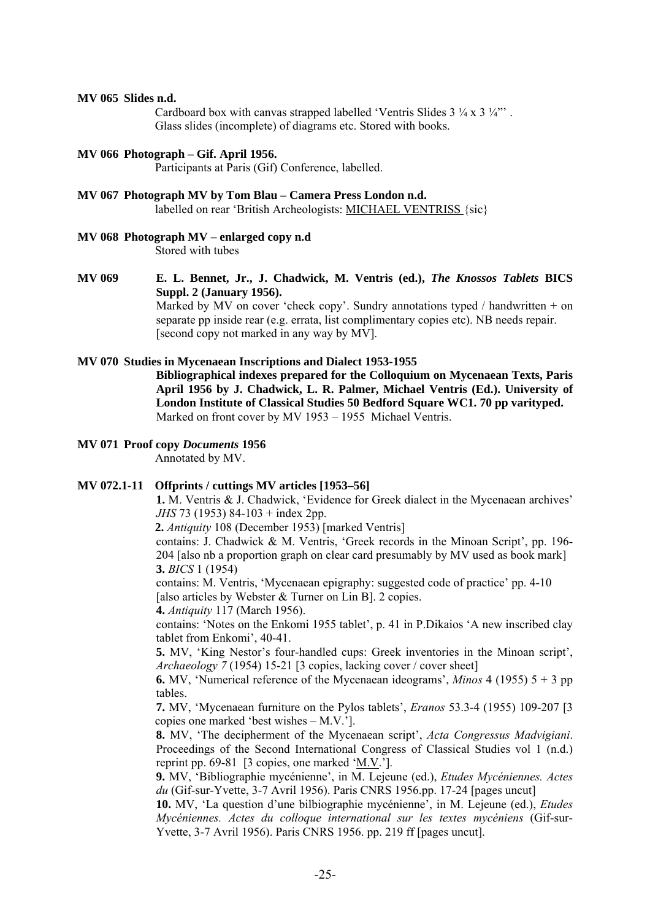**MV 065 Slides n.d.**

Cardboard box with canvas strapped labelled 'Ventris Slides 3 ¼ x 3 ¼"' .
Glass slides (incomplete) of diagrams etc. Stored with books.

**MV 066 Photograph – Gif. April 1956.**

Participants at Paris (Gif) Conference, labelled.

**MV 067 Photograph MV by Tom Blau – Camera Press London n.d.**

labelled on rear 'British Archeologists: <u>MICHAEL VENTRISS</u> {sic}

**MV 068 Photograph MV – enlarged copy n.d**

Stored with tubes

**MV 069 E. L. Bennet, Jr., J. Chadwick, M. Ventris (ed.), *The Knossos Tablets* BICS Suppl. 2 (January 1956).**

Marked by MV on cover 'check copy'. Sundry annotations typed / handwritten + on separate pp inside rear (e.g. errata, list complimentary copies etc). NB needs repair. [second copy not marked in any way by MV].

**MV 070 Studies in Mycenaean Inscriptions and Dialect 1953-1955**

**Bibliographical indexes prepared for the Colloquium on Mycenaean Texts, Paris April 1956 by J. Chadwick, L. R. Palmer, Michael Ventris (Ed.). University of London Institute of Classical Studies 50 Bedford Square WC1. 70 pp varityped.**
Marked on front cover by MV 1953 – 1955 Michael Ventris.

**MV 071 Proof copy *Documents* 1956**

Annotated by MV.

**MV 072.1-11 Offprints / cuttings MV articles [1953–56]**

**1.** M. Ventris & J. Chadwick, 'Evidence for Greek dialect in the Mycenaean archives' *JHS* 73 (1953) 84-103 + index 2pp.

**2.** *Antiquity* 108 (December 1953) [marked Ventris]
contains: J. Chadwick & M. Ventris, 'Greek records in the Minoan Script', pp. 196-204 [also nb a proportion graph on clear card presumably by MV used as book mark]

**3.** *BICS* 1 (1954)
contains: M. Ventris, 'Mycenaean epigraphy: suggested code of practice' pp. 4-10 [also articles by Webster & Turner on Lin B]. 2 copies.

**4.** *Antiquity* 117 (March 1956).
contains: 'Notes on the Enkomi 1955 tablet', p. 41 in P.Dikaios 'A new inscribed clay tablet from Enkomi', 40-41.

**5.** MV, 'King Nestor's four-handled cups: Greek inventories in the Minoan script', *Archaeology 7* (1954) 15-21 [3 copies, lacking cover / cover sheet]

**6.** MV, 'Numerical reference of the Mycenaean ideograms', *Minos* 4 (1955) 5 + 3 pp tables.

**7.** MV, 'Mycenaean furniture on the Pylos tablets', *Eranos* 53.3-4 (1955) 109-207 [3 copies one marked 'best wishes – M.V.'].

**8.** MV, 'The decipherment of the Mycenaean script', *Acta Congressus Madvigiani*. Proceedings of the Second International Congress of Classical Studies vol 1 (n.d.) reprint pp. 69-81 [3 copies, one marked '<u>M.V.</u>'].

**9.** MV, 'Bibliographie mycénienne', in M. Lejeune (ed.), *Etudes Mycéniennes. Actes du* (Gif-sur-Yvette, 3-7 Avril 1956). Paris CNRS 1956.pp. 17-24 [pages uncut]

**10.** MV, 'La question d'une bilbiographie mycénienne', in M. Lejeune (ed.), *Etudes Mycéniennes. Actes du colloque international sur les textes mycéniens* (Gif-sur-Yvette, 3-7 Avril 1956). Paris CNRS 1956. pp. 219 ff [pages uncut].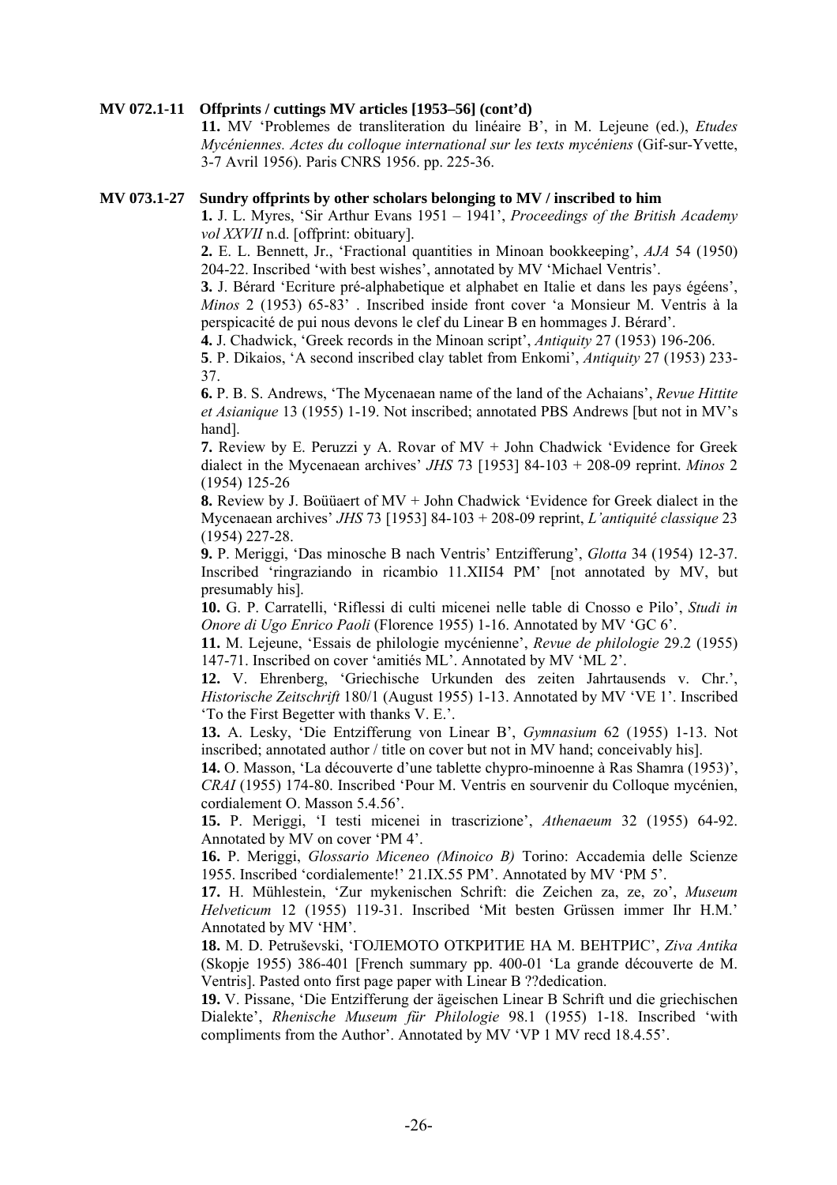**MV 072.1-11 Offprints / cuttings MV articles [1953–56] (cont'd)**

**11.** MV 'Problemes de transliteration du linéaire B', in M. Lejeune (ed.), *Etudes Mycéniennes. Actes du colloque international sur les texts mycéniens* (Gif-sur-Yvette, 3-7 Avril 1956). Paris CNRS 1956. pp. 225-36.

**MV 073.1-27 Sundry offprints by other scholars belonging to MV / inscribed to him**

**1.** J. L. Myres, 'Sir Arthur Evans 1951 – 1941', *Proceedings of the British Academy vol XXVII* n.d. [offprint: obituary].

**2.** E. L. Bennett, Jr., 'Fractional quantities in Minoan bookkeeping', *AJA* 54 (1950) 204-22. Inscribed 'with best wishes', annotated by MV 'Michael Ventris'.

**3.** J. Bérard 'Ecriture pré-alphabetique et alphabet en Italie et dans les pays égéens', *Minos* 2 (1953) 65-83' . Inscribed inside front cover 'a Monsieur M. Ventris à la perspicacité de pui nous devons le clef du Linear B en hommages J. Bérard'.

**4.** J. Chadwick, 'Greek records in the Minoan script', *Antiquity* 27 (1953) 196-206.

**5**. P. Dikaios, 'A second inscribed clay tablet from Enkomi', *Antiquity* 27 (1953) 233-37.

**6.** P. B. S. Andrews, 'The Mycenaean name of the land of the Achaians', *Revue Hittite et Asianique* 13 (1955) 1-19. Not inscribed; annotated PBS Andrews [but not in MV's hand].

**7.** Review by E. Peruzzi y A. Rovar of MV + John Chadwick 'Evidence for Greek dialect in the Mycenaean archives' *JHS* 73 [1953] 84-103 + 208-09 reprint. *Minos* 2 (1954) 125-26

**8.** Review by J. Boüüaert of MV + John Chadwick 'Evidence for Greek dialect in the Mycenaean archives' *JHS* 73 [1953] 84-103 + 208-09 reprint, *L'antiquité classique* 23 (1954) 227-28.

**9.** P. Meriggi, 'Das minosche B nach Ventris' Entzifferung', *Glotta* 34 (1954) 12-37. Inscribed 'ringraziando in ricambio 11.XII54 PM' [not annotated by MV, but presumably his].

**10.** G. P. Carratelli, 'Riflessi di culti micenei nelle table di Cnosso e Pilo', *Studi in Onore di Ugo Enrico Paoli* (Florence 1955) 1-16. Annotated by MV 'GC 6'.

**11.** M. Lejeune, 'Essais de philologie mycénienne', *Revue de philologie* 29.2 (1955) 147-71. Inscribed on cover 'amitiés ML'. Annotated by MV 'ML 2'.

**12.** V. Ehrenberg, 'Griechische Urkunden des zeiten Jahrtausends v. Chr.', *Historische Zeitschrift* 180/1 (August 1955) 1-13. Annotated by MV 'VE 1'. Inscribed 'To the First Begetter with thanks V. E.'.

**13.** A. Lesky, 'Die Entzifferung von Linear B', *Gymnasium* 62 (1955) 1-13. Not inscribed; annotated author / title on cover but not in MV hand; conceivably his].

**14.** O. Masson, 'La découverte d'une tablette chypro-minoenne à Ras Shamra (1953)', *CRAI* (1955) 174-80. Inscribed 'Pour M. Ventris en sourvenir du Colloque mycénien, cordialement O. Masson 5.4.56'.

**15.** P. Meriggi, 'I testi micenei in trascrizione', *Athenaeum* 32 (1955) 64-92. Annotated by MV on cover 'PM 4'.

**16.** P. Meriggi, *Glossario Miceneo (Minoico B)* Torino: Accademia delle Scienze 1955. Inscribed 'cordialemente!' 21.IX.55 PM'. Annotated by MV 'PM 5'.

**17.** H. Mühlestein, 'Zur mykenischen Schrift: die Zeichen za, ze, zo', *Museum Helveticum* 12 (1955) 119-31. Inscribed 'Mit besten Grüssen immer Ihr H.M.' Annotated by MV 'HM'.

**18.** M. D. Petruševski, 'ГОЛЕМОТО ОТКРИТИЕ НА М. ВЕНТРИС', *Ziva Antika* (Skopje 1955) 386-401 [French summary pp. 400-01 'La grande découverte de M. Ventris]. Pasted onto first page paper with Linear B ??dedication.

**19.** V. Pissane, 'Die Entzifferung der ägeischen Linear B Schrift und die griechischen Dialekte', *Rhenische Museum für Philologie* 98.1 (1955) 1-18. Inscribed 'with compliments from the Author'. Annotated by MV 'VP 1 MV recd 18.4.55'.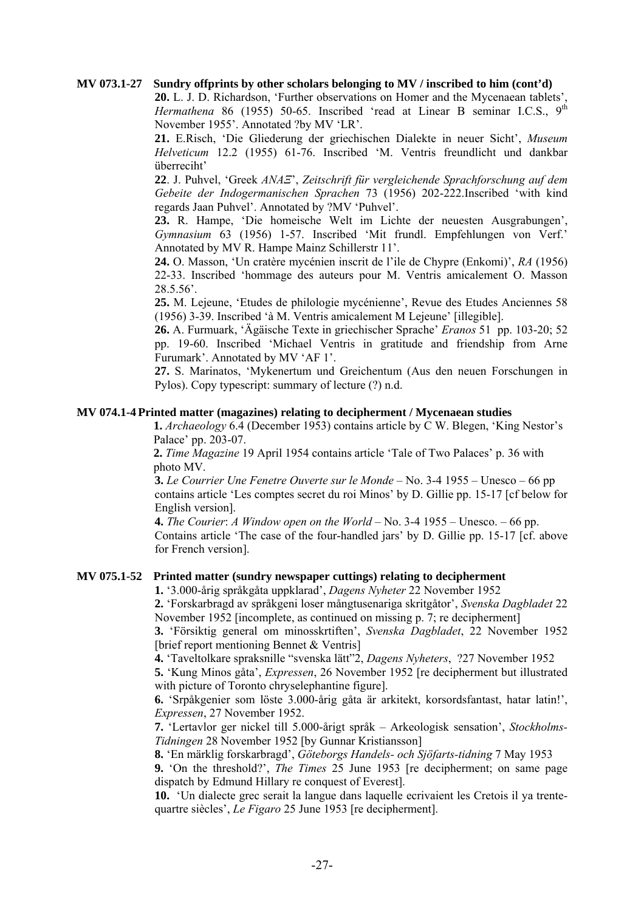**MV 073.1-27 Sundry offprints by other scholars belonging to MV / inscribed to him (cont'd)**

**20.** L. J. D. Richardson, 'Further observations on Homer and the Mycenaean tablets', *Hermathena* 86 (1955) 50-65. Inscribed 'read at Linear B seminar I.C.S., 9th November 1955'. Annotated ?by MV 'LR'.

**21.** E.Risch, 'Die Gliederung der griechischen Dialekte in neuer Sicht', *Museum Helveticum* 12.2 (1955) 61-76. Inscribed 'M. Ventris freundlicht und dankbar überreciht'

**22**. J. Puhvel, 'Greek *ANAΞ*', *Zeitschrift für vergleichende Sprachforschung auf dem Gebeite der Indogermanischen Sprachen* 73 (1956) 202-222.Inscribed 'with kind regards Jaan Puhvel'. Annotated by ?MV 'Puhvel'.

**23.** R. Hampe, 'Die homeische Welt im Lichte der neuesten Ausgrabungen', *Gymnasium* 63 (1956) 1-57. Inscribed 'Mit frundl. Empfehlungen von Verf.' Annotated by MV R. Hampe Mainz Schillerstr 11'.

**24.** O. Masson, 'Un cratère mycénien inscrit de l'ile de Chypre (Enkomi)', *RA* (1956) 22-33. Inscribed 'hommage des auteurs pour M. Ventris amicalement O. Masson 28.5.56'.

**25.** M. Lejeune, 'Etudes de philologie mycénienne', Revue des Etudes Anciennes 58 (1956) 3-39. Inscribed 'à M. Ventris amicalement M Lejeune' [illegible].

**26.** A. Furmuark, 'Ägäische Texte in griechischer Sprache' *Eranos* 51 pp. 103-20; 52 pp. 19-60. Inscribed 'Michael Ventris in gratitude and friendship from Arne Furumark'. Annotated by MV 'AF 1'.

**27.** S. Marinatos, 'Mykenertum und Greichentum (Aus den neuen Forschungen in Pylos). Copy typescript: summary of lecture (?) n.d.

**MV 074.1-4 Printed matter (magazines) relating to decipherment / Mycenaean studies**

**1.** *Archaeology* 6.4 (December 1953) contains article by C W. Blegen, 'King Nestor's Palace' pp. 203-07.

**2.** *Time Magazine* 19 April 1954 contains article 'Tale of Two Palaces' p. 36 with photo MV.

**3.** *Le Courrier Une Fenetre Ouverte sur le Monde* – No. 3-4 1955 – Unesco – 66 pp contains article 'Les comptes secret du roi Minos' by D. Gillie pp. 15-17 [cf below for English version].

**4.** *The Courier*: *A Window open on the World* – No. 3-4 1955 – Unesco. – 66 pp. Contains article 'The case of the four-handled jars' by D. Gillie pp. 15-17 [cf. above for French version].

**MV 075.1-52 Printed matter (sundry newspaper cuttings) relating to decipherment**

**1.** '3.000-årig språkgåta uppklarad', *Dagens Nyheter* 22 November 1952

**2.** 'Forskarbragd av språkgeni loser mångtusenariga skritgåtor', *Svenska Dagbladet* 22 November 1952 [incomplete, as continued on missing p. 7; re decipherment]

**3.** 'Försiktig general om minosskrtiften', *Svenska Dagbladet*, 22 November 1952 [brief report mentioning Bennet & Ventris]

**4.** 'Taveltolkare spraksnille "svenska lätt"2, *Dagens Nyheters*, ?27 November 1952

**5.** 'Kung Minos gåta', *Expressen*, 26 November 1952 [re decipherment but illustrated with picture of Toronto chryselephantine figure].

**6.** 'Srpåkgenier som löste 3.000-årig gåta är arkitekt, korsordsfantast, hatar latin!', *Expressen*, 27 November 1952.

**7.** 'Lertavlor ger nickel till 5.000-årigt språk – Arkeologisk sensation', *Stockholms-Tidningen* 28 November 1952 [by Gunnar Kristiansson]

**8.** 'En märklig forskarbragd', *Göteborgs Handels- och Sjöfarts-tidning* 7 May 1953

**9.** 'On the threshold?', *The Times* 25 June 1953 [re decipherment; on same page dispatch by Edmund Hillary re conquest of Everest].

**10.** 'Un dialecte grec serait la langue dans laquelle ecrivaient les Cretois il ya trente-quartre siècles', *Le Figaro* 25 June 1953 [re decipherment].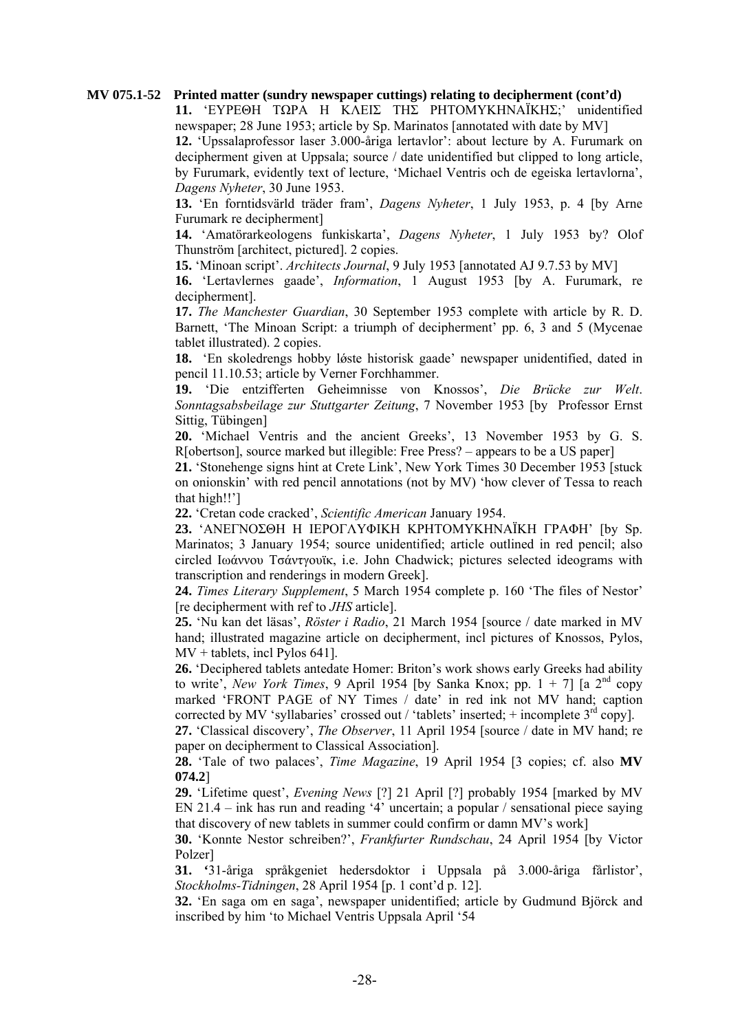**MV 075.1-52 Printed matter (sundry newspaper cuttings) relating to decipherment (cont'd)**

**11.** 'ΕΥΡΕΘΗ ΤΩΡΑ Η ΚΛΕΙΣ ΤΗΣ ΡΗΤΟΜΥΚΗΝΑΪΚΗΣ;' unidentified newspaper; 28 June 1953; article by Sp. Marinatos [annotated with date by MV]

**12.** 'Upssalaprofessor laser 3.000-åriga lertavlor': about lecture by A. Furumark on decipherment given at Uppsala; source / date unidentified but clipped to long article, by Furumark, evidently text of lecture, 'Michael Ventris och de egeiska lertavlorna', *Dagens Nyheter*, 30 June 1953.

**13.** 'En forntidsvärld träder fram', *Dagens Nyheter*, 1 July 1953, p. 4 [by Arne Furumark re decipherment]

**14.** 'Amatörarkeologens funkiskarta', *Dagens Nyheter*, 1 July 1953 by? Olof Thunström [architect, pictured]. 2 copies.

**15.** 'Minoan script'. *Architects Journal*, 9 July 1953 [annotated AJ 9.7.53 by MV]

**16.** 'Lertavlernes gaade', *Information*, 1 August 1953 [by A. Furumark, re decipherment].

**17.** *The Manchester Guardian*, 30 September 1953 complete with article by R. D. Barnett, 'The Minoan Script: a triumph of decipherment' pp. 6, 3 and 5 (Mycenae tablet illustrated). 2 copies.

**18.** 'En skoledrengs hobby løste historisk gaade' newspaper unidentified, dated in pencil 11.10.53; article by Verner Forchhammer.

**19.** 'Die entzifferten Geheimnisse von Knossos', *Die Brücke zur Welt*. *Sonntagsabsbeilage zur Stuttgarter Zeitung*, 7 November 1953 [by Professor Ernst Sittig, Tübingen]

**20.** 'Michael Ventris and the ancient Greeks', 13 November 1953 by G. S. R[obertson], source marked but illegible: Free Press? – appears to be a US paper]

**21.** 'Stonehenge signs hint at Crete Link', New York Times 30 December 1953 [stuck on onionskin' with red pencil annotations (not by MV) 'how clever of Tessa to reach that high!!']

**22.** 'Cretan code cracked', *Scientific American* January 1954.

**23.** 'ΑΝΕΓΝΟΣΘΗ Η ΙΕΡΟΓΛΥΦΙΚΗ ΚΡΗΤΟΜΥΚΗΝΑΪΚΗ ΓΡΑΦΗ' [by Sp. Marinatos; 3 January 1954; source unidentified; article outlined in red pencil; also circled Ιωάννου Τσάντγουϊκ, i.e. John Chadwick; pictures selected ideograms with transcription and renderings in modern Greek].

**24.** *Times Literary Supplement*, 5 March 1954 complete p. 160 'The files of Nestor' [re decipherment with ref to *JHS* article].

**25.** 'Nu kan det läsas', *Röster i Radio*, 21 March 1954 [source / date marked in MV hand; illustrated magazine article on decipherment, incl pictures of Knossos, Pylos, MV + tablets, incl Pylos 641].

**26.** 'Deciphered tablets antedate Homer: Briton's work shows early Greeks had ability to write', *New York Times*, 9 April 1954 [by Sanka Knox; pp. 1 + 7] [a 2nd copy marked 'FRONT PAGE of NY Times / date' in red ink not MV hand; caption corrected by MV 'syllabaries' crossed out / 'tablets' inserted; + incomplete 3rd copy].

**27.** 'Classical discovery', *The Observer*, 11 April 1954 [source / date in MV hand; re paper on decipherment to Classical Association].

**28.** 'Tale of two palaces', *Time Magazine*, 19 April 1954 [3 copies; cf. also **MV 074.2**]

**29.** 'Lifetime quest', *Evening News* [?] 21 April [?] probably 1954 [marked by MV EN 21.4 – ink has run and reading '4' uncertain; a popular / sensational piece saying that discovery of new tablets in summer could confirm or damn MV's work]

**30.** 'Konnte Nestor schreiben?', *Frankfurter Rundschau*, 24 April 1954 [by Victor Polzer]

**31.** '31-åriga språkgeniet hedersdoktor i Uppsala på 3.000-åriga fårlistor', *Stockholms-Tidningen*, 28 April 1954 [p. 1 cont'd p. 12].

**32.** 'En saga om en saga', newspaper unidentified; article by Gudmund Björck and inscribed by him 'to Michael Ventris Uppsala April '54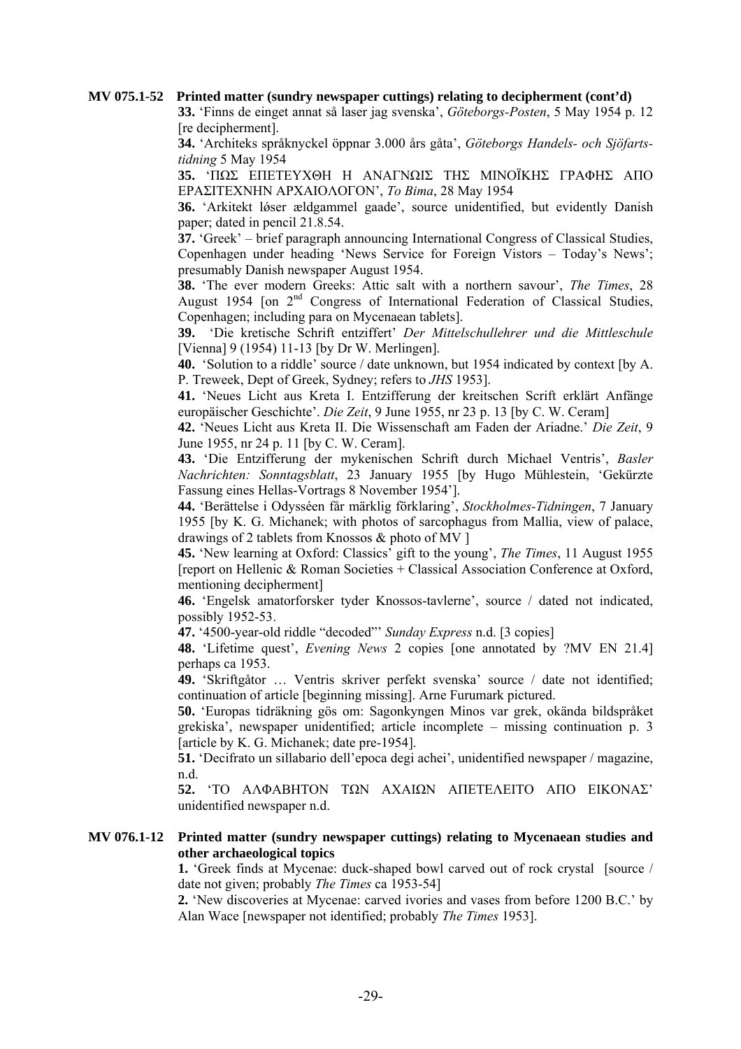**MV 075.1-52 Printed matter (sundry newspaper cuttings) relating to decipherment (cont'd)**

**33.** 'Finns de einget annat så laser jag svenska', *Göteborgs-Posten*, 5 May 1954 p. 12 [re decipherment].

**34.** 'Architeks språknyckel öppnar 3.000 års gåta', *Göteborgs Handels- och Sjöfarts-tidning* 5 May 1954

**35.** 'ΠΩΣ ΕΠΕΤΕΥΧΘΗ Η ΑΝΑΓΝΩΙΣ ΤΗΣ ΜΙΝΟΪΚΗΣ ΓΡΑΦΗΣ ΑΠΟ ΕΡΑΣΙΤΕΧΝΗΝ ΑΡΧΑΙΟΛΟΓΟΝ', *To Bima*, 28 May 1954

**36.** 'Arkitekt løser ældgammel gaade', source unidentified, but evidently Danish paper; dated in pencil 21.8.54.

**37.** 'Greek' – brief paragraph announcing International Congress of Classical Studies, Copenhagen under heading 'News Service for Foreign Vistors – Today's News'; presumably Danish newspaper August 1954.

**38.** 'The ever modern Greeks: Attic salt with a northern savour', *The Times*, 28 August 1954 [on 2nd Congress of International Federation of Classical Studies, Copenhagen; including para on Mycenaean tablets].

**39.** 'Die kretische Schrift entziffert' *Der Mittelschullehrer und die Mittleschule* [Vienna] 9 (1954) 11-13 [by Dr W. Merlingen].

**40.** 'Solution to a riddle' source / date unknown, but 1954 indicated by context [by A. P. Treweek, Dept of Greek, Sydney; refers to *JHS* 1953].

**41.** 'Neues Licht aus Kreta I. Entzifferung der kreitschen Scrift erklärt Anfänge europäischer Geschichte'. *Die Zeit*, 9 June 1955, nr 23 p. 13 [by C. W. Ceram]

**42.** 'Neues Licht aus Kreta II. Die Wissenschaft am Faden der Ariadne.' *Die Zeit*, 9 June 1955, nr 24 p. 11 [by C. W. Ceram].

**43.** 'Die Entzifferung der mykenischen Schrift durch Michael Ventris', *Basler Nachrichten: Sonntagsblatt*, 23 January 1955 [by Hugo Mühlestein, 'Gekürzte Fassung eines Hellas-Vortrags 8 November 1954'].

**44.** 'Berättelse i Odysséen får märklig förklaring', *Stockholmes-Tidningen*, 7 January 1955 [by K. G. Michanek; with photos of sarcophagus from Mallia, view of palace, drawings of 2 tablets from Knossos & photo of MV ]

**45.** 'New learning at Oxford: Classics' gift to the young', *The Times*, 11 August 1955 [report on Hellenic & Roman Societies + Classical Association Conference at Oxford, mentioning decipherment]

**46.** 'Engelsk amatorforsker tyder Knossos-tavlerne', source / dated not indicated, possibly 1952-53.

**47.** '4500-year-old riddle "decoded"' *Sunday Express* n.d. [3 copies]

**48.** 'Lifetime quest', *Evening News* 2 copies [one annotated by ?MV EN 21.4] perhaps ca 1953.

**49.** 'Skriftgåtor … Ventris skriver perfekt svenska' source / date not identified; continuation of article [beginning missing]. Arne Furumark pictured.

**50.** 'Europas tidräkning gös om: Sagonkyngen Minos var grek, okända bildspråket grekiska', newspaper unidentified; article incomplete – missing continuation p. 3 [article by K. G. Michanek; date pre-1954].

**51.** 'Decifrato un sillabario dell'epoca degi achei', unidentified newspaper / magazine, n.d.

**52.** 'ΤΟ ΑΛΦΑΒΗΤΟΝ ΤΩΝ ΑΧΑΙΩΝ ΑΠΕΤΕΛΕΙΤΟ ΑΠΟ ΕΙΚΟΝΑΣ' unidentified newspaper n.d.

**MV 076.1-12 Printed matter (sundry newspaper cuttings) relating to Mycenaean studies and other archaeological topics**

**1.** 'Greek finds at Mycenae: duck-shaped bowl carved out of rock crystal [source / date not given; probably *The Times* ca 1953-54]

**2.** 'New discoveries at Mycenae: carved ivories and vases from before 1200 B.C.' by Alan Wace [newspaper not identified; probably *The Times* 1953].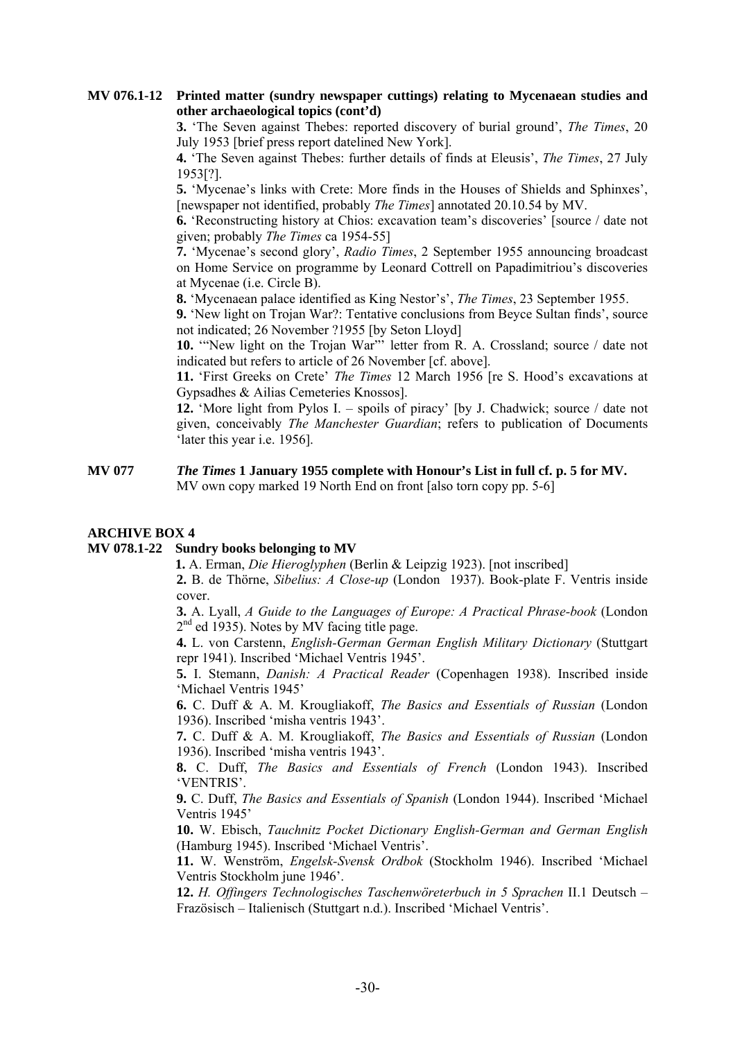**MV 076.1-12 Printed matter (sundry newspaper cuttings) relating to Mycenaean studies and other archaeological topics (cont'd)**

**3.** 'The Seven against Thebes: reported discovery of burial ground', *The Times*, 20 July 1953 [brief press report datelined New York].

**4.** 'The Seven against Thebes: further details of finds at Eleusis', *The Times*, 27 July 1953[?].

**5.** 'Mycenae's links with Crete: More finds in the Houses of Shields and Sphinxes', [newspaper not identified, probably *The Times*] annotated 20.10.54 by MV.

**6.** 'Reconstructing history at Chios: excavation team's discoveries' [source / date not given; probably *The Times* ca 1954-55]

**7.** 'Mycenae's second glory', *Radio Times*, 2 September 1955 announcing broadcast on Home Service on programme by Leonard Cottrell on Papadimitriou's discoveries at Mycenae (i.e. Circle B).

**8.** 'Mycenaean palace identified as King Nestor's', *The Times*, 23 September 1955.

**9.** 'New light on Trojan War?: Tentative conclusions from Beyce Sultan finds', source not indicated; 26 November ?1955 [by Seton Lloyd]

**10.** '"New light on the Trojan War"' letter from R. A. Crossland; source / date not indicated but refers to article of 26 November [cf. above].

**11.** 'First Greeks on Crete' *The Times* 12 March 1956 [re S. Hood's excavations at Gypsadhes & Ailias Cemeteries Knossos].

**12.** 'More light from Pylos I. – spoils of piracy' [by J. Chadwick; source / date not given, conceivably *The Manchester Guardian*; refers to publication of Documents 'later this year i.e. 1956].

**MV 077 *The Times* 1 January 1955 complete with Honour's List in full cf. p. 5 for MV.**
MV own copy marked 19 North End on front [also torn copy pp. 5-6]

## ARCHIVE BOX 4

**MV 078.1-22 Sundry books belonging to MV**

**1.** A. Erman, *Die Hieroglyphen* (Berlin & Leipzig 1923). [not inscribed]

**2.** B. de Thörne, *Sibelius: A Close-up* (London 1937). Book-plate F. Ventris inside cover.

**3.** A. Lyall, *A Guide to the Languages of Europe: A Practical Phrase-book* (London 2nd ed 1935). Notes by MV facing title page.

**4.** L. von Carstenn, *English-German German English Military Dictionary* (Stuttgart repr 1941). Inscribed 'Michael Ventris 1945'.

**5.** I. Stemann, *Danish: A Practical Reader* (Copenhagen 1938). Inscribed inside 'Michael Ventris 1945'

**6.** C. Duff & A. M. Krougliakoff, *The Basics and Essentials of Russian* (London 1936). Inscribed 'misha ventris 1943'.

**7.** C. Duff & A. M. Krougliakoff, *The Basics and Essentials of Russian* (London 1936). Inscribed 'misha ventris 1943'.

**8.** C. Duff, *The Basics and Essentials of French* (London 1943). Inscribed 'VENTRIS'.

**9.** C. Duff, *The Basics and Essentials of Spanish* (London 1944). Inscribed 'Michael Ventris 1945'

**10.** W. Ebisch, *Tauchnitz Pocket Dictionary English-German and German English* (Hamburg 1945). Inscribed 'Michael Ventris'.

**11.** W. Wenström, *Engelsk-Svensk Ordbok* (Stockholm 1946). Inscribed 'Michael Ventris Stockholm june 1946'.

**12.** *H. Offingers Technologisches Taschenwöreterbuch in 5 Sprachen* II.1 Deutsch – Frazösisch – Italienisch (Stuttgart n.d.). Inscribed 'Michael Ventris'.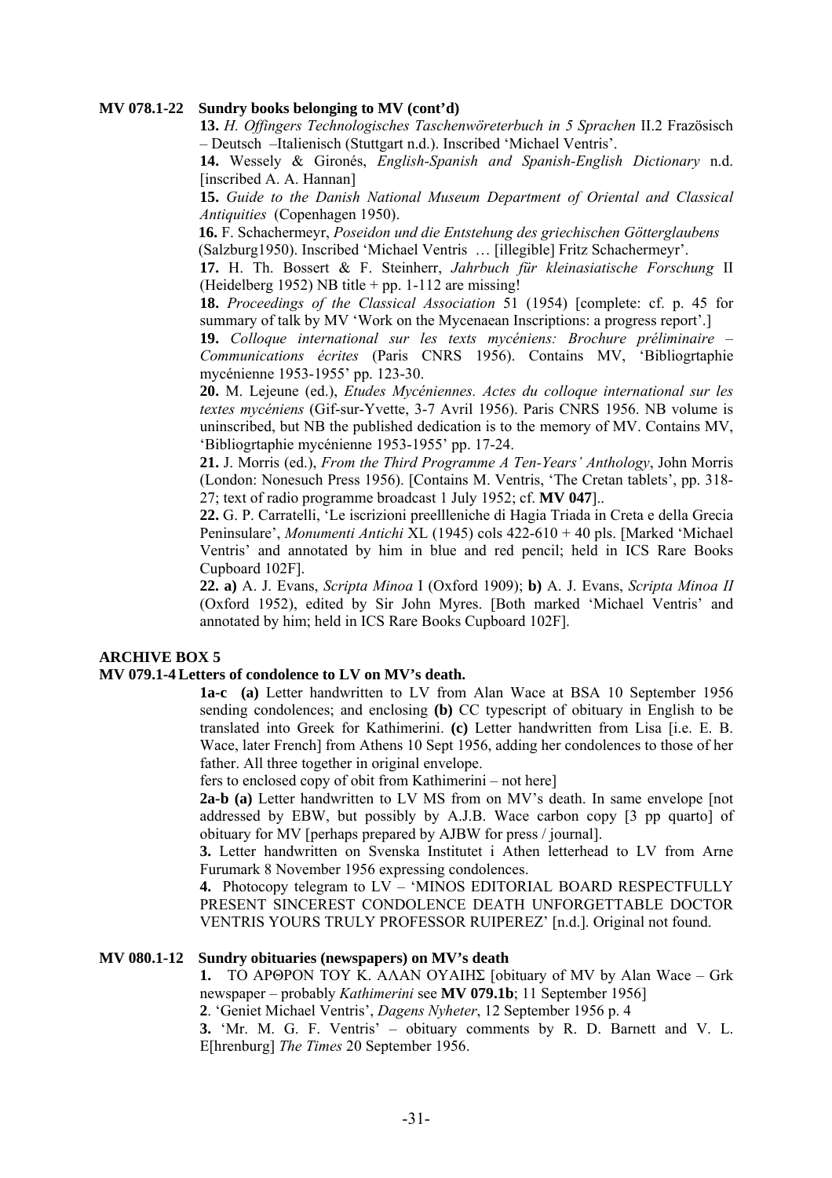**MV 078.1-22 Sundry books belonging to MV (cont'd)**

**13.** *H. Offingers Technologisches Taschenwöreterbuch in 5 Sprachen* II.2 Frazösisch – Deutsch –Italienisch (Stuttgart n.d.). Inscribed 'Michael Ventris'.

**14.** Wessely & Gironés, *English-Spanish and Spanish-English Dictionary* n.d. [inscribed A. A. Hannan]

**15.** *Guide to the Danish National Museum Department of Oriental and Classical Antiquities* (Copenhagen 1950).

**16.** F. Schachermeyr, *Poseidon und die Entstehung des griechischen Götterglaubens* (Salzburg1950). Inscribed 'Michael Ventris … [illegible] Fritz Schachermeyr'.

**17.** H. Th. Bossert & F. Steinherr, *Jahrbuch für kleinasiatische Forschung* II (Heidelberg 1952) NB title + pp. 1-112 are missing!

**18.** *Proceedings of the Classical Association* 51 (1954) [complete: cf. p. 45 for summary of talk by MV 'Work on the Mycenaean Inscriptions: a progress report'.]

**19.** *Colloque international sur les texts mycéniens: Brochure préliminaire – Communications écrites* (Paris CNRS 1956). Contains MV, 'Bibliogrtaphie mycénienne 1953-1955' pp. 123-30.

**20.** M. Lejeune (ed.), *Etudes Mycéniennes. Actes du colloque international sur les textes mycéniens* (Gif-sur-Yvette, 3-7 Avril 1956). Paris CNRS 1956. NB volume is uninscribed, but NB the published dedication is to the memory of MV. Contains MV, 'Bibliogrtaphie mycénienne 1953-1955' pp. 17-24.

**21.** J. Morris (ed.), *From the Third Programme A Ten-Years' Anthology*, John Morris (London: Nonesuch Press 1956). [Contains M. Ventris, 'The Cretan tablets', pp. 318-27; text of radio programme broadcast 1 July 1952; cf. **MV 047**]..

**22.** G. P. Carratelli, 'Le iscrizioni preellleniche di Hagia Triada in Creta e della Grecia Peninsulare', *Monumenti Antichi* XL (1945) cols 422-610 + 40 pls. [Marked 'Michael Ventris' and annotated by him in blue and red pencil; held in ICS Rare Books Cupboard 102F].

**22. a)** A. J. Evans, *Scripta Minoa* I (Oxford 1909); **b)** A. J. Evans, *Scripta Minoa II* (Oxford 1952), edited by Sir John Myres. [Both marked 'Michael Ventris' and annotated by him; held in ICS Rare Books Cupboard 102F].

**ARCHIVE BOX 5**

**MV 079.1-4 Letters of condolence to LV on MV's death.**

**1a-c (a)** Letter handwritten to LV from Alan Wace at BSA 10 September 1956 sending condolences; and enclosing **(b)** CC typescript of obituary in English to be translated into Greek for Kathimerini. **(c)** Letter handwritten from Lisa [i.e. E. B. Wace, later French] from Athens 10 Sept 1956, adding her condolences to those of her father. All three together in original envelope.

fers to enclosed copy of obit from Kathimerini – not here]

**2a-b (a)** Letter handwritten to LV MS from on MV's death. In same envelope [not addressed by EBW, but possibly by A.J.B. Wace carbon copy [3 pp quarto] of obituary for MV [perhaps prepared by AJBW for press / journal].

**3.** Letter handwritten on Svenska Institutet i Athen letterhead to LV from Arne Furumark 8 November 1956 expressing condolences.

**4.** Photocopy telegram to LV – 'MINOS EDITORIAL BOARD RESPECTFULLY PRESENT SINCEREST CONDOLENCE DEATH UNFORGETTABLE DOCTOR VENTRIS YOURS TRULY PROFESSOR RUIPEREZ' [n.d.]. Original not found.

**MV 080.1-12 Sundry obituaries (newspapers) on MV's death**

**1.** ΤΟ ΑΡΘΡΟΝ ΤΟΥ Κ. ΑΛΑΝ ΟΥΑΙΗΣ [obituary of MV by Alan Wace – Grk newspaper – probably *Kathimerini* see **MV 079.1b**; 11 September 1956]

**2**. 'Geniet Michael Ventris', *Dagens Nyheter*, 12 September 1956 p. 4

**3.** 'Mr. M. G. F. Ventris' – obituary comments by R. D. Barnett and V. L. E[hrenburg] *The Times* 20 September 1956.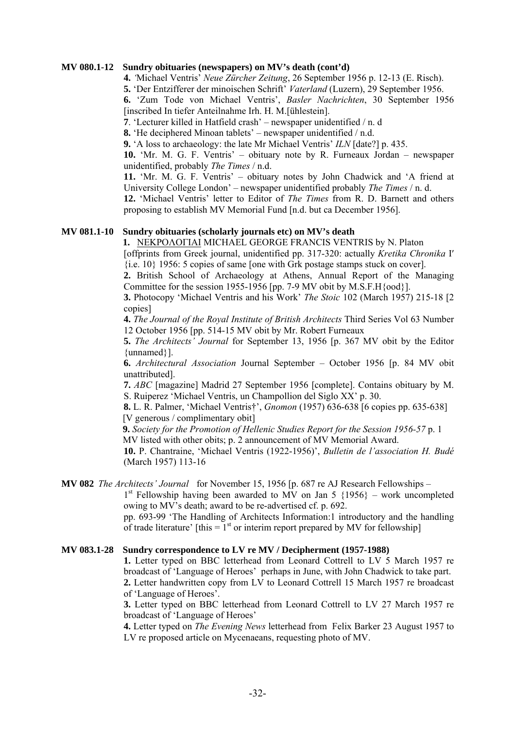**MV 080.1-12 Sundry obituaries (newspapers) on MV's death (cont'd)**

**4.** 'Michael Ventris' *Neue Zürcher Zeitung*, 26 September 1956 p. 12-13 (E. Risch).

**5.** 'Der Entzifferer der minoischen Schrift' *Vaterland* (Luzern), 29 September 1956.

**6.** 'Zum Tode von Michael Ventris', *Basler Nachrichten*, 30 September 1956 [inscribed In tiefer Anteilnahme Irh. H. M.[ühlestein].

**7**. 'Lecturer killed in Hatfield crash' – newspaper unidentified / n. d

**8.** 'He deciphered Minoan tablets' – newspaper unidentified / n.d.

**9.** 'A loss to archaeology: the late Mr Michael Ventris' *ILN* [date?] p. 435.

**10.** 'Mr. M. G. F. Ventris' – obituary note by R. Furneaux Jordan – newspaper unidentified, probably *The Times* / n.d.

**11.** 'Mr. M. G. F. Ventris' – obituary notes by John Chadwick and 'A friend at University College London' – newspaper unidentified probably *The Times* / n. d.

**12.** 'Michael Ventris' letter to Editor of *The Times* from R. D. Barnett and others proposing to establish MV Memorial Fund [n.d. but ca December 1956].

**MV 081.1-10 Sundry obituaries (scholarly journals etc) on MV's death**

**1.** <u>ΝΕΚΡΟΛΟΓΙΑΙ</u> MICHAEL GEORGE FRANCIS VENTRIS by N. Platon [offprints from Greek journal, unidentified pp. 317-320: actually *Kretika Chronika* Ι′ {i.e. 10} 1956: 5 copies of same [one with Grk postage stamps stuck on cover].

**2.** British School of Archaeology at Athens, Annual Report of the Managing Committee for the session 1955-1956 [pp. 7-9 MV obit by M.S.F.H{ood}].

**3.** Photocopy 'Michael Ventris and his Work' *The Stoic* 102 (March 1957) 215-18 [2 copies]

**4.** *The Journal of the Royal Institute of British Architects* Third Series Vol 63 Number 12 October 1956 [pp. 514-15 MV obit by Mr. Robert Furneaux

**5.** *The Architects' Journal* for September 13, 1956 [p. 367 MV obit by the Editor {unnamed}].

**6.** *Architectural Association* Journal September – October 1956 [p. 84 MV obit unattributed].

**7.** *ABC* [magazine] Madrid 27 September 1956 [complete]. Contains obituary by M. S. Ruiperez 'Michael Ventris, un Champollion del Siglo XX' p. 30.

**8.** L. R. Palmer, 'Michael Ventris†', *Gnomon* (1957) 636-638 [6 copies pp. 635-638] [V generous / complimentary obit]

**9.** *Society for the Promotion of Hellenic Studies Report for the Session 1956-57* p. 1 MV listed with other obits; p. 2 announcement of MV Memorial Award.

**10.** P. Chantraine, 'Michael Ventris (1922-1956)', *Bulletin de l'association H. Budé* (March 1957) 113-16

**MV 082** *The Architects' Journal* for November 15, 1956 [p. 687 re AJ Research Fellowships – 1st Fellowship having been awarded to MV on Jan 5 {1956} – work uncompleted owing to MV's death; award to be re-advertised cf. p. 692.
pp. 693-99 'The Handling of Architects Information:1 introductory and the handling of trade literature' [this = 1st or interim report prepared by MV for fellowship]

**MV 083.1-28 Sundry correspondence to LV re MV / Decipherment (1957-1988)**

**1.** Letter typed on BBC letterhead from Leonard Cottrell to LV 5 March 1957 re broadcast of 'Language of Heroes' perhaps in June, with John Chadwick to take part.

**2.** Letter handwritten copy from LV to Leonard Cottrell 15 March 1957 re broadcast of 'Language of Heroes'.

**3.** Letter typed on BBC letterhead from Leonard Cottrell to LV 27 March 1957 re broadcast of 'Language of Heroes'

**4.** Letter typed on *The Evening News* letterhead from Felix Barker 23 August 1957 to LV re proposed article on Mycenaeans, requesting photo of MV.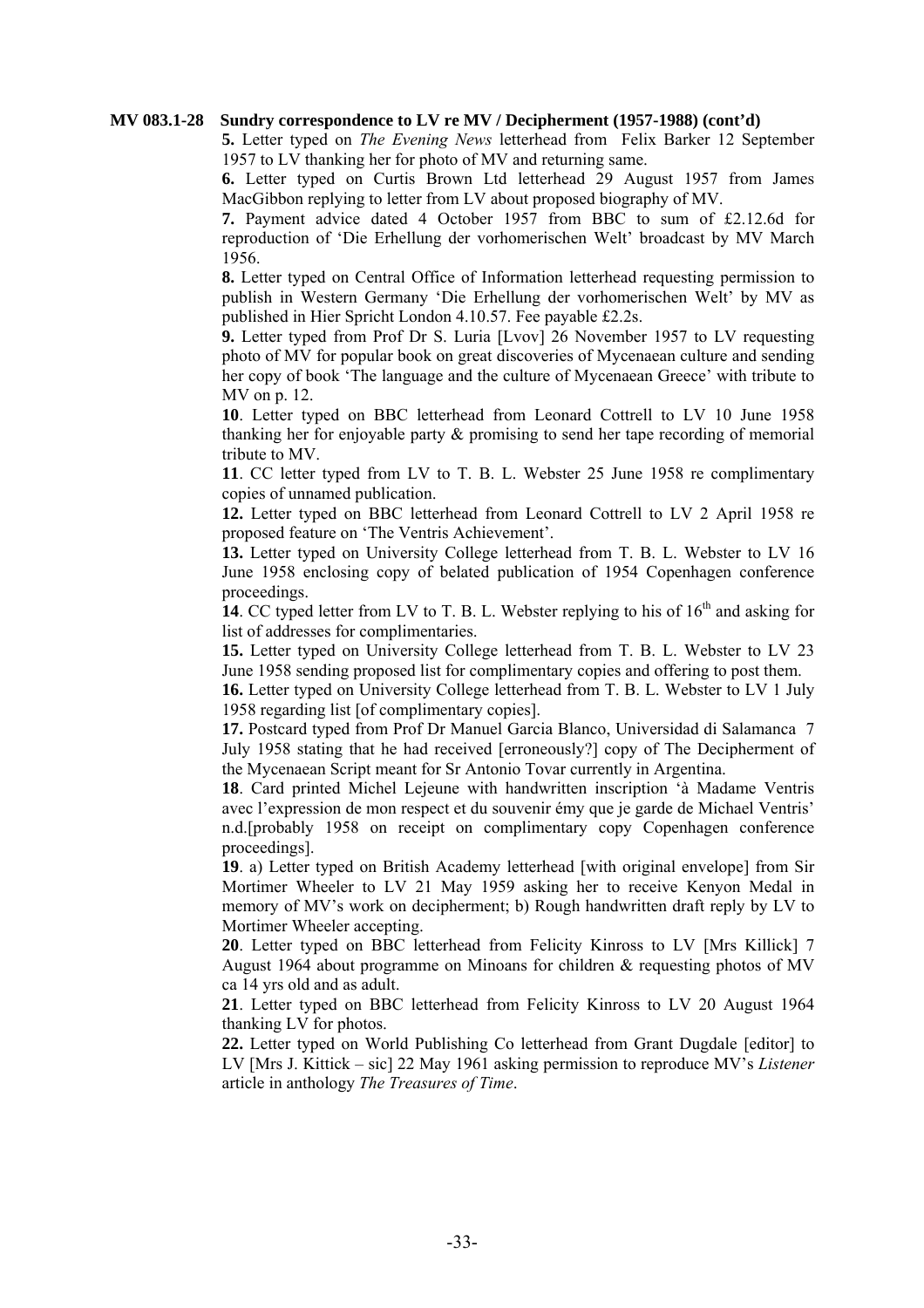**MV 083.1-28 Sundry correspondence to LV re MV / Decipherment (1957-1988) (cont'd)**

**5.** Letter typed on *The Evening News* letterhead from Felix Barker 12 September 1957 to LV thanking her for photo of MV and returning same.

**6.** Letter typed on Curtis Brown Ltd letterhead 29 August 1957 from James MacGibbon replying to letter from LV about proposed biography of MV.

**7.** Payment advice dated 4 October 1957 from BBC to sum of £2.12.6d for reproduction of 'Die Erhellung der vorhomerischen Welt' broadcast by MV March 1956.

**8.** Letter typed on Central Office of Information letterhead requesting permission to publish in Western Germany 'Die Erhellung der vorhomerischen Welt' by MV as published in Hier Spricht London 4.10.57. Fee payable £2.2s.

**9.** Letter typed from Prof Dr S. Luria [Lvov] 26 November 1957 to LV requesting photo of MV for popular book on great discoveries of Mycenaean culture and sending her copy of book 'The language and the culture of Mycenaean Greece' with tribute to MV on p. 12.

**10**. Letter typed on BBC letterhead from Leonard Cottrell to LV 10 June 1958 thanking her for enjoyable party & promising to send her tape recording of memorial tribute to MV.

**11**. CC letter typed from LV to T. B. L. Webster 25 June 1958 re complimentary copies of unnamed publication.

**12.** Letter typed on BBC letterhead from Leonard Cottrell to LV 2 April 1958 re proposed feature on 'The Ventris Achievement'.

**13.** Letter typed on University College letterhead from T. B. L. Webster to LV 16 June 1958 enclosing copy of belated publication of 1954 Copenhagen conference proceedings.

**14**. CC typed letter from LV to T. B. L. Webster replying to his of 16th and asking for list of addresses for complimentaries.

**15.** Letter typed on University College letterhead from T. B. L. Webster to LV 23 June 1958 sending proposed list for complimentary copies and offering to post them.

**16.** Letter typed on University College letterhead from T. B. L. Webster to LV 1 July 1958 regarding list [of complimentary copies].

**17.** Postcard typed from Prof Dr Manuel Garcia Blanco, Universidad di Salamanca 7 July 1958 stating that he had received [erroneously?] copy of The Decipherment of the Mycenaean Script meant for Sr Antonio Tovar currently in Argentina.

**18**. Card printed Michel Lejeune with handwritten inscription 'à Madame Ventris avec l'expression de mon respect et du souvenir émy que je garde de Michael Ventris' n.d.[probably 1958 on receipt on complimentary copy Copenhagen conference proceedings].

**19**. a) Letter typed on British Academy letterhead [with original envelope] from Sir Mortimer Wheeler to LV 21 May 1959 asking her to receive Kenyon Medal in memory of MV's work on decipherment; b) Rough handwritten draft reply by LV to Mortimer Wheeler accepting.

**20**. Letter typed on BBC letterhead from Felicity Kinross to LV [Mrs Killick] 7 August 1964 about programme on Minoans for children & requesting photos of MV ca 14 yrs old and as adult.

**21**. Letter typed on BBC letterhead from Felicity Kinross to LV 20 August 1964 thanking LV for photos.

**22.** Letter typed on World Publishing Co letterhead from Grant Dugdale [editor] to LV [Mrs J. Kittick – sic] 22 May 1961 asking permission to reproduce MV's *Listener* article in anthology *The Treasures of Time*.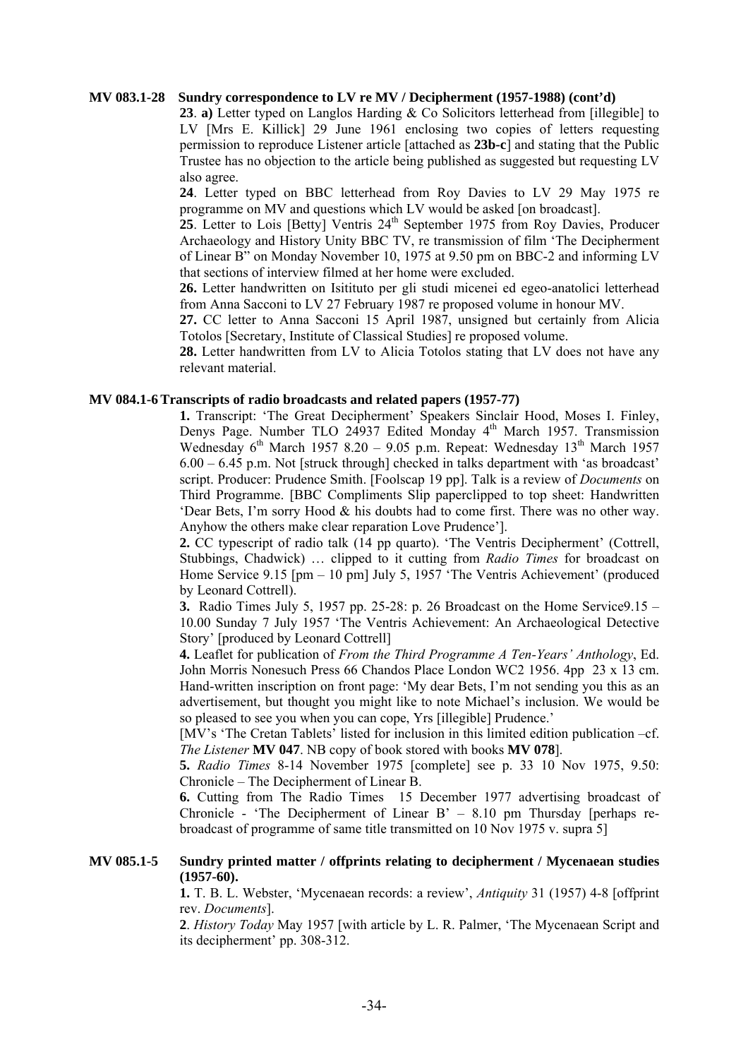**MV 083.1-28 Sundry correspondence to LV re MV / Decipherment (1957-1988) (cont'd)**

**23**. **a)** Letter typed on Langlos Harding & Co Solicitors letterhead from [illegible] to LV [Mrs E. Killick] 29 June 1961 enclosing two copies of letters requesting permission to reproduce Listener article [attached as **23b-c**] and stating that the Public Trustee has no objection to the article being published as suggested but requesting LV also agree.

**24**. Letter typed on BBC letterhead from Roy Davies to LV 29 May 1975 re programme on MV and questions which LV would be asked [on broadcast].

**25**. Letter to Lois [Betty] Ventris 24th September 1975 from Roy Davies, Producer Archaeology and History Unity BBC TV, re transmission of film 'The Decipherment of Linear B" on Monday November 10, 1975 at 9.50 pm on BBC-2 and informing LV that sections of interview filmed at her home were excluded.

**26.** Letter handwritten on Isitituto per gli studi micenei ed egeo-anatolici letterhead from Anna Sacconi to LV 27 February 1987 re proposed volume in honour MV.

**27.** CC letter to Anna Sacconi 15 April 1987, unsigned but certainly from Alicia Totolos [Secretary, Institute of Classical Studies] re proposed volume.

**28.** Letter handwritten from LV to Alicia Totolos stating that LV does not have any relevant material.

**MV 084.1-6 Transcripts of radio broadcasts and related papers (1957-77)**

**1.** Transcript: 'The Great Decipherment' Speakers Sinclair Hood, Moses I. Finley, Denys Page. Number TLO 24937 Edited Monday 4th March 1957. Transmission Wednesday 6th March 1957 8.20 – 9.05 p.m. Repeat: Wednesday 13th March 1957 6.00 – 6.45 p.m. Not [struck through] checked in talks department with 'as broadcast' script. Producer: Prudence Smith. [Foolscap 19 pp]. Talk is a review of *Documents* on Third Programme. [BBC Compliments Slip paperclipped to top sheet: Handwritten 'Dear Bets, I'm sorry Hood & his doubts had to come first. There was no other way. Anyhow the others make clear reparation Love Prudence'].

**2.** CC typescript of radio talk (14 pp quarto). 'The Ventris Decipherment' (Cottrell, Stubbings, Chadwick) … clipped to it cutting from *Radio Times* for broadcast on Home Service 9.15 [pm – 10 pm] July 5, 1957 'The Ventris Achievement' (produced by Leonard Cottrell).

**3.** Radio Times July 5, 1957 pp. 25-28: p. 26 Broadcast on the Home Service9.15 – 10.00 Sunday 7 July 1957 'The Ventris Achievement: An Archaeological Detective Story' [produced by Leonard Cottrell]

**4.** Leaflet for publication of *From the Third Programme A Ten-Years' Anthology*, Ed. John Morris Nonesuch Press 66 Chandos Place London WC2 1956. 4pp 23 x 13 cm. Hand-written inscription on front page: 'My dear Bets, I'm not sending you this as an advertisement, but thought you might like to note Michael's inclusion. We would be so pleased to see you when you can cope, Yrs [illegible] Prudence.'

[MV's 'The Cretan Tablets' listed for inclusion in this limited edition publication –cf. *The Listener* **MV 047**. NB copy of book stored with books **MV 078**].

**5.** *Radio Times* 8-14 November 1975 [complete] see p. 33 10 Nov 1975, 9.50: Chronicle – The Decipherment of Linear B.

**6.** Cutting from The Radio Times 15 December 1977 advertising broadcast of Chronicle - 'The Decipherment of Linear B' – 8.10 pm Thursday [perhaps re-broadcast of programme of same title transmitted on 10 Nov 1975 v. supra 5]

**MV 085.1-5 Sundry printed matter / offprints relating to decipherment / Mycenaean studies (1957-60).**

**1.** T. B. L. Webster, 'Mycenaean records: a review', *Antiquity* 31 (1957) 4-8 [offprint rev. *Documents*].

**2**. *History Today* May 1957 [with article by L. R. Palmer, 'The Mycenaean Script and its decipherment' pp. 308-312.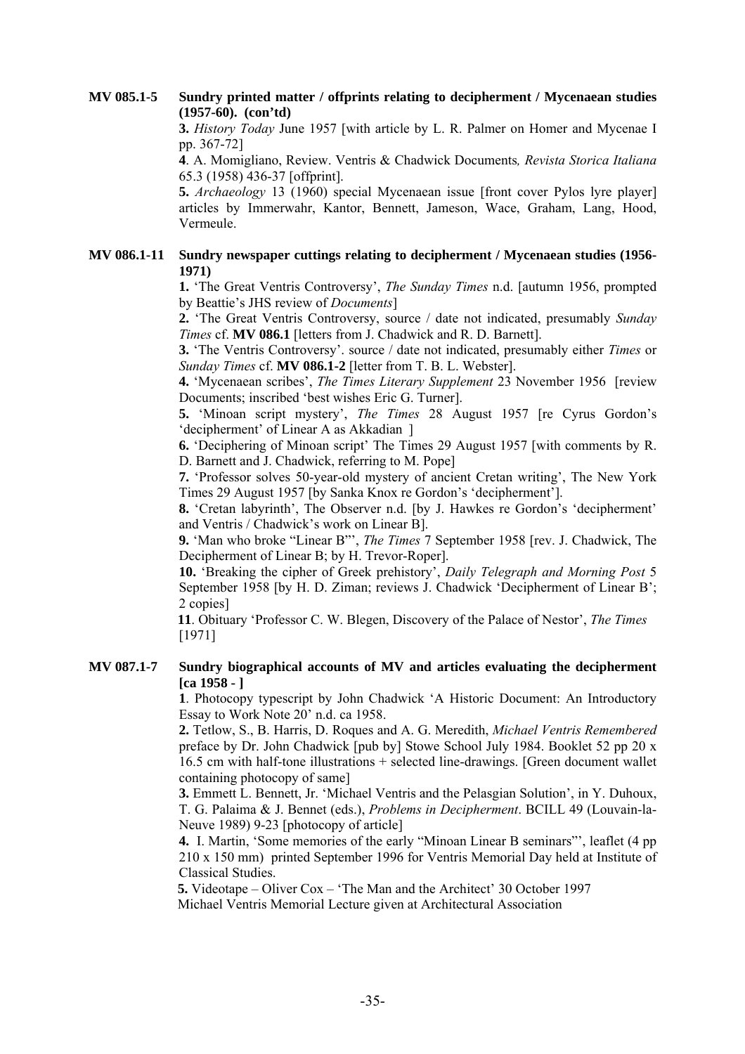**MV 085.1-5 Sundry printed matter / offprints relating to decipherment / Mycenaean studies (1957-60). (con'td)**

**3.** *History Today* June 1957 [with article by L. R. Palmer on Homer and Mycenae I pp. 367-72]

**4**. A. Momigliano, Review. Ventris & Chadwick Documents*, Revista Storica Italiana* 65.3 (1958) 436-37 [offprint].

**5.** *Archaeology* 13 (1960) special Mycenaean issue [front cover Pylos lyre player] articles by Immerwahr, Kantor, Bennett, Jameson, Wace, Graham, Lang, Hood, Vermeule.

**MV 086.1-11 Sundry newspaper cuttings relating to decipherment / Mycenaean studies (1956-1971)**

**1.** 'The Great Ventris Controversy', *The Sunday Times* n.d. [autumn 1956, prompted by Beattie's JHS review of *Documents*]

**2.** 'The Great Ventris Controversy, source / date not indicated, presumably *Sunday Times* cf. **MV 086.1** [letters from J. Chadwick and R. D. Barnett].

**3.** 'The Ventris Controversy'. source / date not indicated, presumably either *Times* or *Sunday Times* cf. **MV 086.1-2** [letter from T. B. L. Webster].

**4.** 'Mycenaean scribes', *The Times Literary Supplement* 23 November 1956 [review Documents; inscribed 'best wishes Eric G. Turner].

**5.** 'Minoan script mystery', *The Times* 28 August 1957 [re Cyrus Gordon's 'decipherment' of Linear A as Akkadian ]

**6.** 'Deciphering of Minoan script' The Times 29 August 1957 [with comments by R. D. Barnett and J. Chadwick, referring to M. Pope]

**7.** 'Professor solves 50-year-old mystery of ancient Cretan writing', The New York Times 29 August 1957 [by Sanka Knox re Gordon's 'decipherment'].

**8.** 'Cretan labyrinth', The Observer n.d. [by J. Hawkes re Gordon's 'decipherment' and Ventris / Chadwick's work on Linear B].

**9.** 'Man who broke "Linear B"', *The Times* 7 September 1958 [rev. J. Chadwick, The Decipherment of Linear B; by H. Trevor-Roper].

**10.** 'Breaking the cipher of Greek prehistory', *Daily Telegraph and Morning Post* 5 September 1958 [by H. D. Ziman; reviews J. Chadwick 'Decipherment of Linear B'; 2 copies]

**11**. Obituary 'Professor C. W. Blegen, Discovery of the Palace of Nestor', *The Times* [1971]

**MV 087.1-7 Sundry biographical accounts of MV and articles evaluating the decipherment [ca 1958 - ]**

**1**. Photocopy typescript by John Chadwick 'A Historic Document: An Introductory Essay to Work Note 20' n.d. ca 1958.

**2.** Tetlow, S., B. Harris, D. Roques and A. G. Meredith, *Michael Ventris Remembered* preface by Dr. John Chadwick [pub by] Stowe School July 1984. Booklet 52 pp 20 x 16.5 cm with half-tone illustrations + selected line-drawings. [Green document wallet containing photocopy of same]

**3.** Emmett L. Bennett, Jr. 'Michael Ventris and the Pelasgian Solution', in Y. Duhoux, T. G. Palaima & J. Bennet (eds.), *Problems in Decipherment*. BCILL 49 (Louvain-la-Neuve 1989) 9-23 [photocopy of article]

**4.** I. Martin, 'Some memories of the early "Minoan Linear B seminars"', leaflet (4 pp 210 x 150 mm) printed September 1996 for Ventris Memorial Day held at Institute of Classical Studies.

**5.** Videotape – Oliver Cox – 'The Man and the Architect' 30 October 1997 Michael Ventris Memorial Lecture given at Architectural Association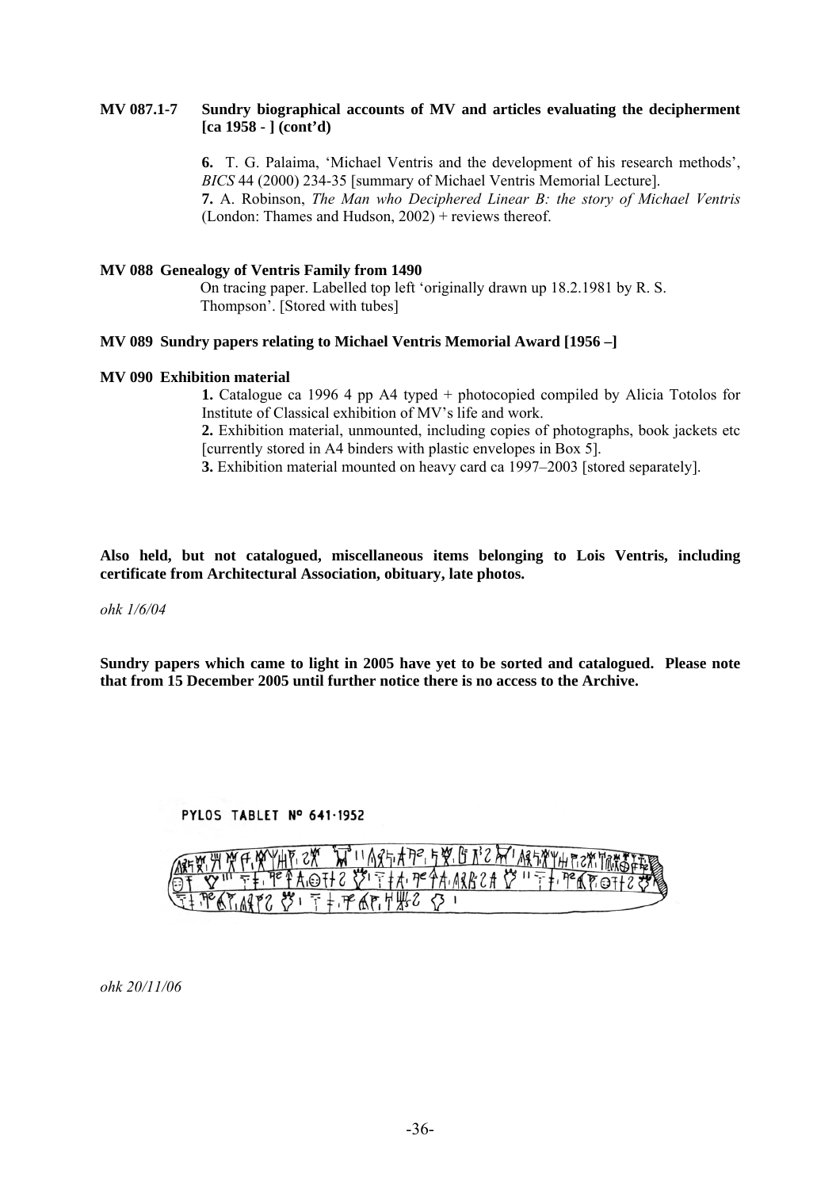**MV 087.1-7 Sundry biographical accounts of MV and articles evaluating the decipherment [ca 1958 - ] (cont'd)**

**6.** T. G. Palaima, 'Michael Ventris and the development of his research methods', *BICS* 44 (2000) 234-35 [summary of Michael Ventris Memorial Lecture].

**7.** A. Robinson, *The Man who Deciphered Linear B: the story of Michael Ventris* (London: Thames and Hudson, 2002) + reviews thereof.

**MV 088 Genealogy of Ventris Family from 1490**

On tracing paper. Labelled top left 'originally drawn up 18.2.1981 by R. S. Thompson'. [Stored with tubes]

**MV 089 Sundry papers relating to Michael Ventris Memorial Award [1956 –]**

**MV 090 Exhibition material**

**1.** Catalogue ca 1996 4 pp A4 typed + photocopied compiled by Alicia Totolos for Institute of Classical exhibition of MV's life and work.

**2.** Exhibition material, unmounted, including copies of photographs, book jackets etc [currently stored in A4 binders with plastic envelopes in Box 5].

**3.** Exhibition material mounted on heavy card ca 1997–2003 [stored separately].

**Also held, but not catalogued, miscellaneous items belonging to Lois Ventris, including certificate from Architectural Association, obituary, late photos.**

*ohk 1/6/04*

**Sundry papers which came to light in 2005 have yet to be sorted and catalogued. Please note that from 15 December 2005 until further notice there is no access to the Archive.**

PYLOS TABLET Nº 641·1952

*ohk 20/11/06*